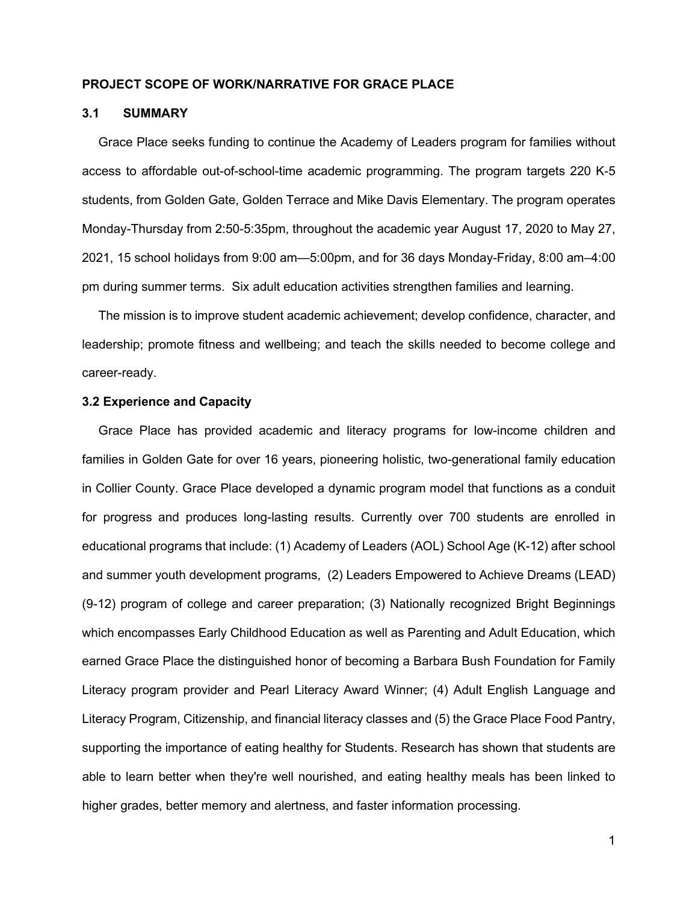**PROJECT SCOPE OF WORK/NARRATIVE FOR GRACE PLACE**

## 3.1 SUMMARY

Grace Place seeks funding to continue the Academy of Leaders program for families without access to affordable out-of-school-time academic programming. The program targets 220 K-5 students, from Golden Gate, Golden Terrace and Mike Davis Elementary. The program operates Monday-Thursday from 2:50-5:35pm, throughout the academic year August 17, 2020 to May 27, 2021, 15 school holidays from 9:00 am—5:00pm, and for 36 days Monday-Friday, 8:00 am–4:00 pm during summer terms. Six adult education activities strengthen families and learning.

The mission is to improve student academic achievement; develop confidence, character, and leadership; promote fitness and wellbeing; and teach the skills needed to become college and career-ready.

## 3.2 Experience and Capacity

Grace Place has provided academic and literacy programs for low-income children and families in Golden Gate for over 16 years, pioneering holistic, two-generational family education in Collier County. Grace Place developed a dynamic program model that functions as a conduit for progress and produces long-lasting results. Currently over 700 students are enrolled in educational programs that include: (1) Academy of Leaders (AOL) School Age (K-12) after school and summer youth development programs, (2) Leaders Empowered to Achieve Dreams (LEAD) (9-12) program of college and career preparation; (3) Nationally recognized Bright Beginnings which encompasses Early Childhood Education as well as Parenting and Adult Education, which earned Grace Place the distinguished honor of becoming a Barbara Bush Foundation for Family Literacy program provider and Pearl Literacy Award Winner; (4) Adult English Language and Literacy Program, Citizenship, and financial literacy classes and (5) the Grace Place Food Pantry, supporting the importance of eating healthy for Students. Research has shown that students are able to learn better when they're well nourished, and eating healthy meals has been linked to higher grades, better memory and alertness, and faster information processing.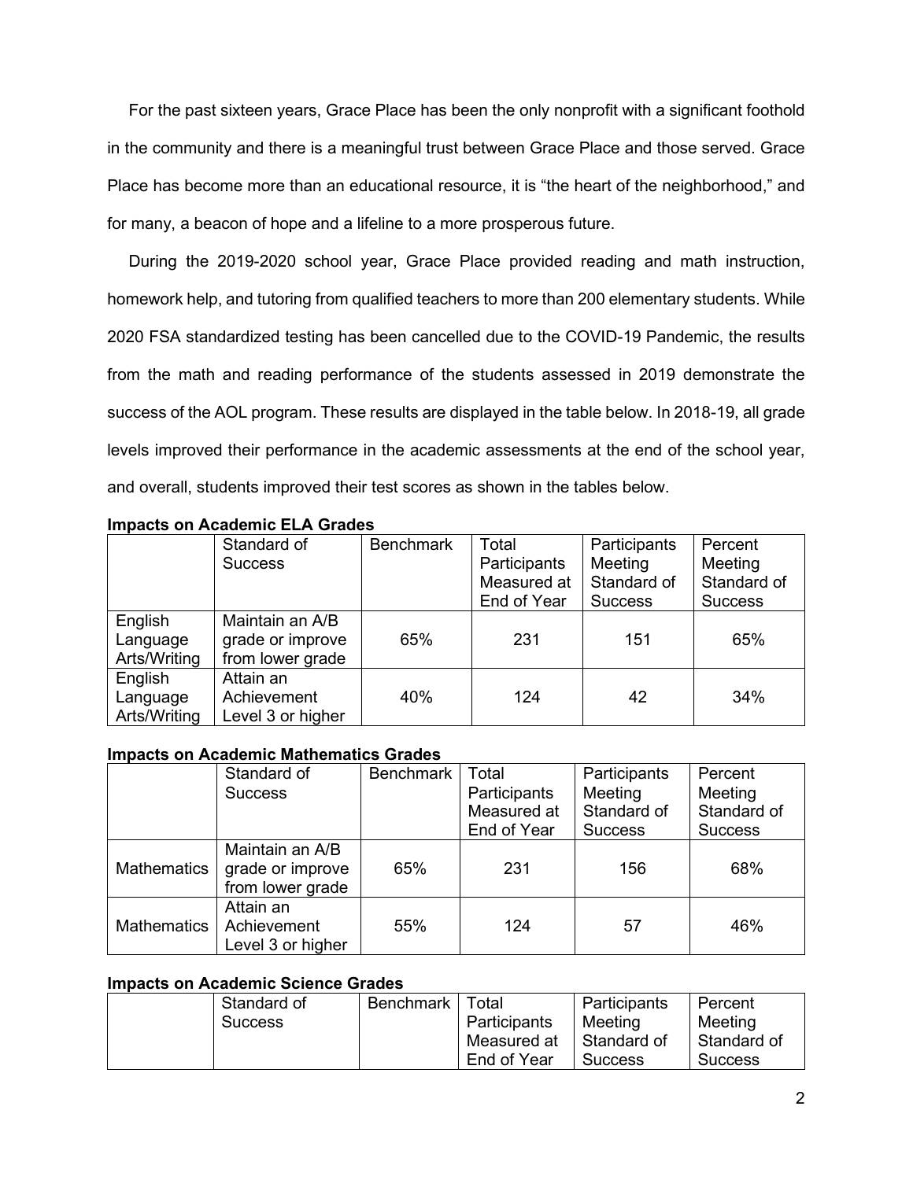For the past sixteen years, Grace Place has been the only nonprofit with a significant foothold in the community and there is a meaningful trust between Grace Place and those served. Grace Place has become more than an educational resource, it is "the heart of the neighborhood," and for many, a beacon of hope and a lifeline to a more prosperous future.

During the 2019-2020 school year, Grace Place provided reading and math instruction, homework help, and tutoring from qualified teachers to more than 200 elementary students. While 2020 FSA standardized testing has been cancelled due to the COVID-19 Pandemic, the results from the math and reading performance of the students assessed in 2019 demonstrate the success of the AOL program. These results are displayed in the table below. In 2018-19, all grade levels improved their performance in the academic assessments at the end of the school year, and overall, students improved their test scores as shown in the tables below.

**Impacts on Academic ELA Grades**

| | Standard of Success | Benchmark | Total Participants Measured at End of Year | Participants Meeting Standard of Success | Percent Meeting Standard of Success |
|---|---|---|---|---|---|
| English Language Arts/Writing | Maintain an A/B grade or improve from lower grade | 65% | 231 | 151 | 65% |
| English Language Arts/Writing | Attain an Achievement Level 3 or higher | 40% | 124 | 42 | 34% |

**Impacts on Academic Mathematics Grades**

| | Standard of Success | Benchmark | Total Participants Measured at End of Year | Participants Meeting Standard of Success | Percent Meeting Standard of Success |
|---|---|---|---|---|---|
| Mathematics | Maintain an A/B grade or improve from lower grade | 65% | 231 | 156 | 68% |
| Mathematics | Attain an Achievement Level 3 or higher | 55% | 124 | 57 | 46% |

**Impacts on Academic Science Grades**

| | Standard of Success | Benchmark | Total Participants Measured at End of Year | Participants Meeting Standard of Success | Percent Meeting Standard of Success |
|---|---|---|---|---|---|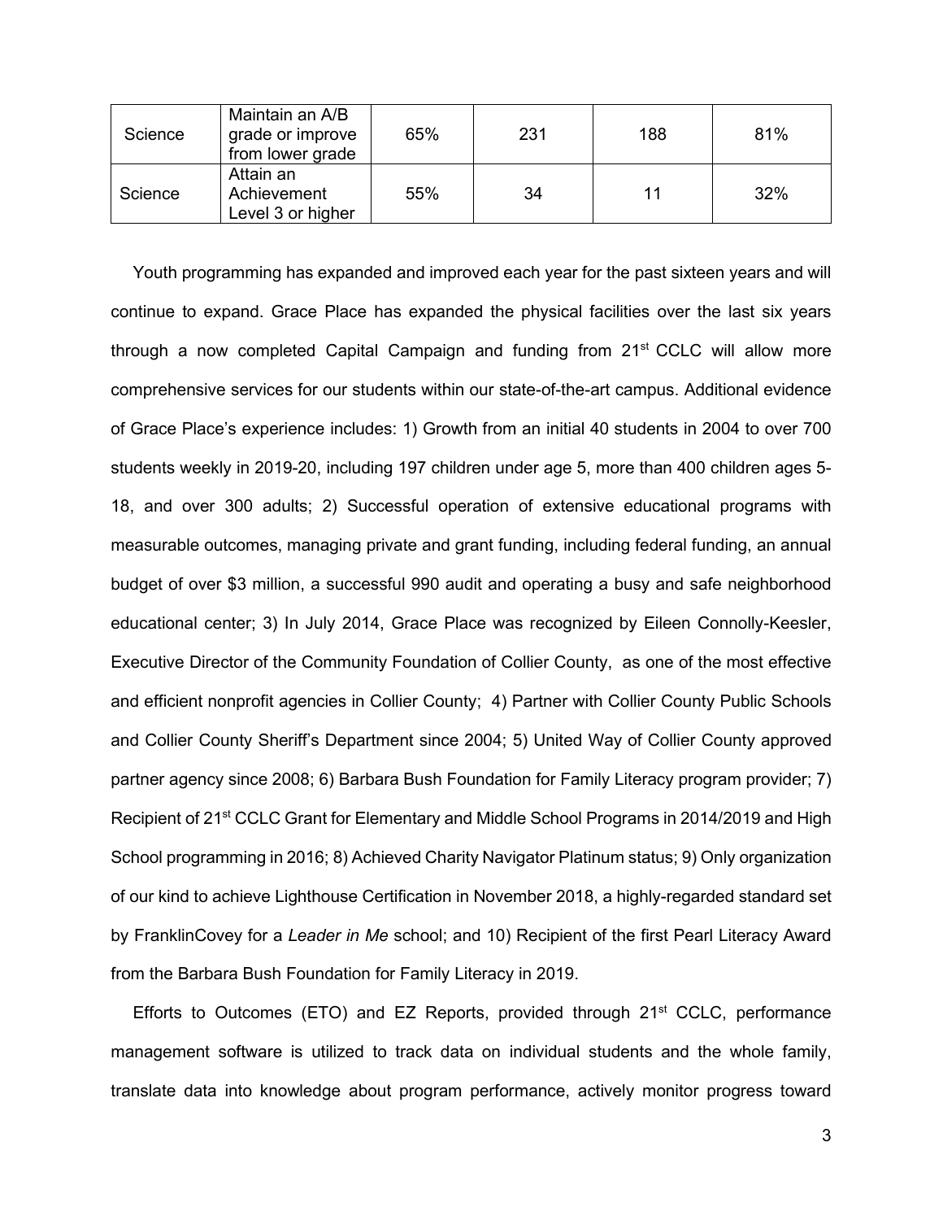| Science | Maintain an A/B grade or improve from lower grade | 65% | 231 | 188 | 81% |
|---|---|---|---|---|---|
| Science | Attain an Achievement Level 3 or higher | 55% | 34 | 11 | 32% |

Youth programming has expanded and improved each year for the past sixteen years and will continue to expand. Grace Place has expanded the physical facilities over the last six years through a now completed Capital Campaign and funding from 21st CCLC will allow more comprehensive services for our students within our state-of-the-art campus. Additional evidence of Grace Place's experience includes: 1) Growth from an initial 40 students in 2004 to over 700 students weekly in 2019-20, including 197 children under age 5, more than 400 children ages 5-18, and over 300 adults; 2) Successful operation of extensive educational programs with measurable outcomes, managing private and grant funding, including federal funding, an annual budget of over $3 million, a successful 990 audit and operating a busy and safe neighborhood educational center; 3) In July 2014, Grace Place was recognized by Eileen Connolly-Keesler, Executive Director of the Community Foundation of Collier County, as one of the most effective and efficient nonprofit agencies in Collier County; 4) Partner with Collier County Public Schools and Collier County Sheriff's Department since 2004; 5) United Way of Collier County approved partner agency since 2008; 6) Barbara Bush Foundation for Family Literacy program provider; 7) Recipient of 21st CCLC Grant for Elementary and Middle School Programs in 2014/2019 and High School programming in 2016; 8) Achieved Charity Navigator Platinum status; 9) Only organization of our kind to achieve Lighthouse Certification in November 2018, a highly-regarded standard set by FranklinCovey for a *Leader in Me* school; and 10) Recipient of the first Pearl Literacy Award from the Barbara Bush Foundation for Family Literacy in 2019.

Efforts to Outcomes (ETO) and EZ Reports, provided through 21st CCLC, performance management software is utilized to track data on individual students and the whole family, translate data into knowledge about program performance, actively monitor progress toward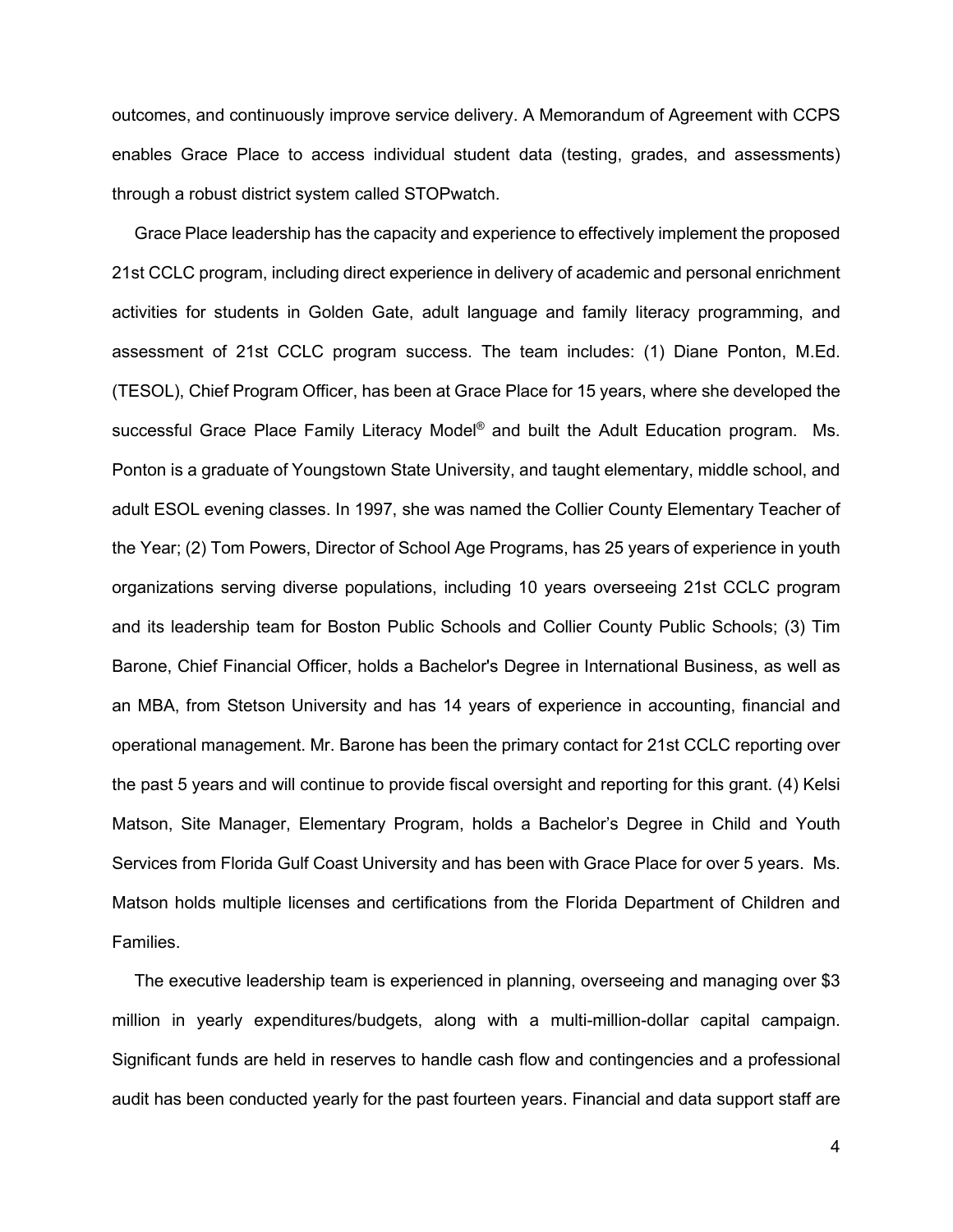outcomes, and continuously improve service delivery. A Memorandum of Agreement with CCPS enables Grace Place to access individual student data (testing, grades, and assessments) through a robust district system called STOPwatch.

Grace Place leadership has the capacity and experience to effectively implement the proposed 21st CCLC program, including direct experience in delivery of academic and personal enrichment activities for students in Golden Gate, adult language and family literacy programming, and assessment of 21st CCLC program success. The team includes: (1) Diane Ponton, M.Ed. (TESOL), Chief Program Officer, has been at Grace Place for 15 years, where she developed the successful Grace Place Family Literacy Model® and built the Adult Education program. Ms. Ponton is a graduate of Youngstown State University, and taught elementary, middle school, and adult ESOL evening classes. In 1997, she was named the Collier County Elementary Teacher of the Year; (2) Tom Powers, Director of School Age Programs, has 25 years of experience in youth organizations serving diverse populations, including 10 years overseeing 21st CCLC program and its leadership team for Boston Public Schools and Collier County Public Schools; (3) Tim Barone, Chief Financial Officer, holds a Bachelor's Degree in International Business, as well as an MBA, from Stetson University and has 14 years of experience in accounting, financial and operational management. Mr. Barone has been the primary contact for 21st CCLC reporting over the past 5 years and will continue to provide fiscal oversight and reporting for this grant. (4) Kelsi Matson, Site Manager, Elementary Program, holds a Bachelor's Degree in Child and Youth Services from Florida Gulf Coast University and has been with Grace Place for over 5 years. Ms. Matson holds multiple licenses and certifications from the Florida Department of Children and Families.

The executive leadership team is experienced in planning, overseeing and managing over $3 million in yearly expenditures/budgets, along with a multi-million-dollar capital campaign. Significant funds are held in reserves to handle cash flow and contingencies and a professional audit has been conducted yearly for the past fourteen years. Financial and data support staff are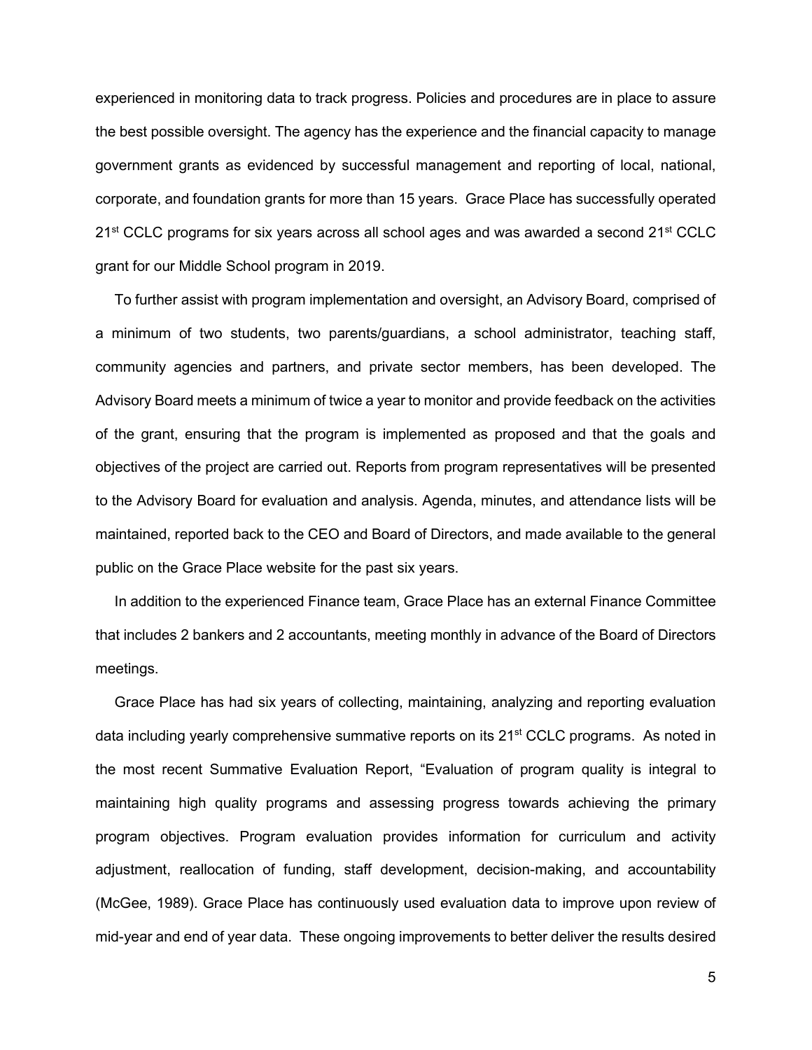experienced in monitoring data to track progress. Policies and procedures are in place to assure the best possible oversight. The agency has the experience and the financial capacity to manage government grants as evidenced by successful management and reporting of local, national, corporate, and foundation grants for more than 15 years. Grace Place has successfully operated 21st CCLC programs for six years across all school ages and was awarded a second 21st CCLC grant for our Middle School program in 2019.

To further assist with program implementation and oversight, an Advisory Board, comprised of a minimum of two students, two parents/guardians, a school administrator, teaching staff, community agencies and partners, and private sector members, has been developed. The Advisory Board meets a minimum of twice a year to monitor and provide feedback on the activities of the grant, ensuring that the program is implemented as proposed and that the goals and objectives of the project are carried out. Reports from program representatives will be presented to the Advisory Board for evaluation and analysis. Agenda, minutes, and attendance lists will be maintained, reported back to the CEO and Board of Directors, and made available to the general public on the Grace Place website for the past six years.

In addition to the experienced Finance team, Grace Place has an external Finance Committee that includes 2 bankers and 2 accountants, meeting monthly in advance of the Board of Directors meetings.

Grace Place has had six years of collecting, maintaining, analyzing and reporting evaluation data including yearly comprehensive summative reports on its 21st CCLC programs. As noted in the most recent Summative Evaluation Report, "Evaluation of program quality is integral to maintaining high quality programs and assessing progress towards achieving the primary program objectives. Program evaluation provides information for curriculum and activity adjustment, reallocation of funding, staff development, decision-making, and accountability (McGee, 1989). Grace Place has continuously used evaluation data to improve upon review of mid-year and end of year data. These ongoing improvements to better deliver the results desired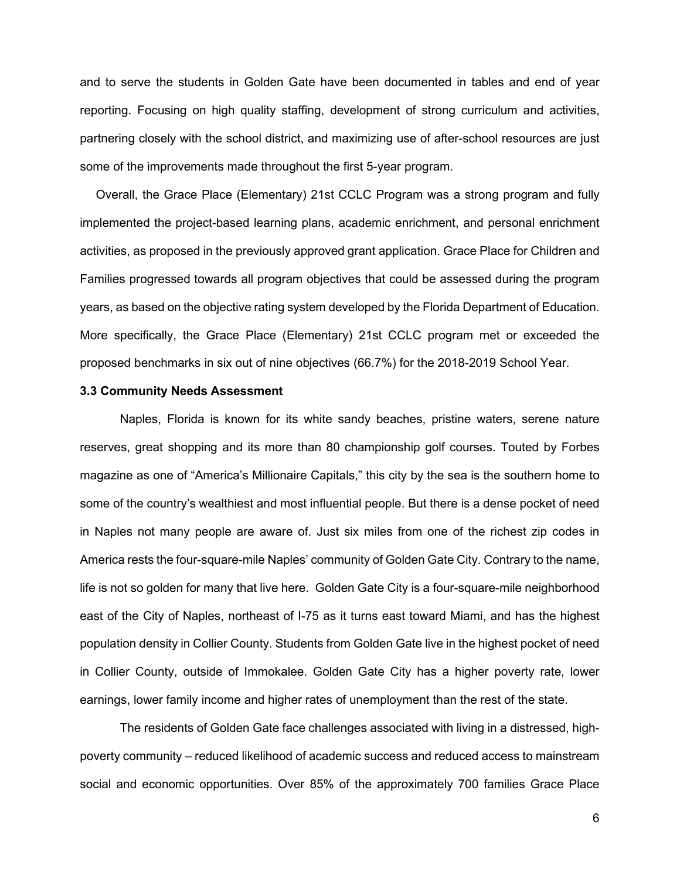and to serve the students in Golden Gate have been documented in tables and end of year reporting. Focusing on high quality staffing, development of strong curriculum and activities, partnering closely with the school district, and maximizing use of after-school resources are just some of the improvements made throughout the first 5-year program.

Overall, the Grace Place (Elementary) 21st CCLC Program was a strong program and fully implemented the project-based learning plans, academic enrichment, and personal enrichment activities, as proposed in the previously approved grant application. Grace Place for Children and Families progressed towards all program objectives that could be assessed during the program years, as based on the objective rating system developed by the Florida Department of Education. More specifically, the Grace Place (Elementary) 21st CCLC program met or exceeded the proposed benchmarks in six out of nine objectives (66.7%) for the 2018-2019 School Year.

**3.3 Community Needs Assessment**

Naples, Florida is known for its white sandy beaches, pristine waters, serene nature reserves, great shopping and its more than 80 championship golf courses. Touted by Forbes magazine as one of "America's Millionaire Capitals," this city by the sea is the southern home to some of the country's wealthiest and most influential people. But there is a dense pocket of need in Naples not many people are aware of. Just six miles from one of the richest zip codes in America rests the four-square-mile Naples' community of Golden Gate City. Contrary to the name, life is not so golden for many that live here. Golden Gate City is a four-square-mile neighborhood east of the City of Naples, northeast of I-75 as it turns east toward Miami, and has the highest population density in Collier County. Students from Golden Gate live in the highest pocket of need in Collier County, outside of Immokalee. Golden Gate City has a higher poverty rate, lower earnings, lower family income and higher rates of unemployment than the rest of the state.

The residents of Golden Gate face challenges associated with living in a distressed, high-poverty community – reduced likelihood of academic success and reduced access to mainstream social and economic opportunities. Over 85% of the approximately 700 families Grace Place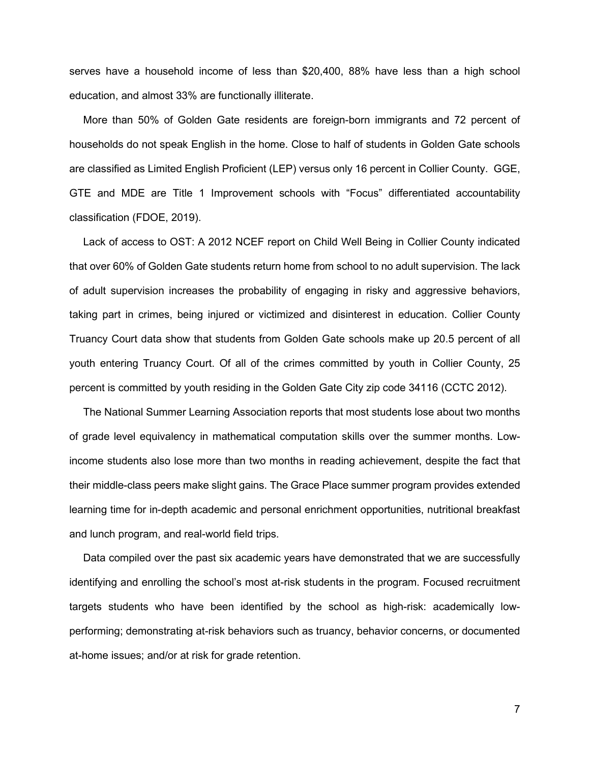serves have a household income of less than $20,400, 88% have less than a high school education, and almost 33% are functionally illiterate.

More than 50% of Golden Gate residents are foreign-born immigrants and 72 percent of households do not speak English in the home. Close to half of students in Golden Gate schools are classified as Limited English Proficient (LEP) versus only 16 percent in Collier County. GGE, GTE and MDE are Title 1 Improvement schools with "Focus" differentiated accountability classification (FDOE, 2019).

Lack of access to OST: A 2012 NCEF report on Child Well Being in Collier County indicated that over 60% of Golden Gate students return home from school to no adult supervision. The lack of adult supervision increases the probability of engaging in risky and aggressive behaviors, taking part in crimes, being injured or victimized and disinterest in education. Collier County Truancy Court data show that students from Golden Gate schools make up 20.5 percent of all youth entering Truancy Court. Of all of the crimes committed by youth in Collier County, 25 percent is committed by youth residing in the Golden Gate City zip code 34116 (CCTC 2012).

The National Summer Learning Association reports that most students lose about two months of grade level equivalency in mathematical computation skills over the summer months. Low-income students also lose more than two months in reading achievement, despite the fact that their middle-class peers make slight gains. The Grace Place summer program provides extended learning time for in-depth academic and personal enrichment opportunities, nutritional breakfast and lunch program, and real-world field trips.

Data compiled over the past six academic years have demonstrated that we are successfully identifying and enrolling the school's most at-risk students in the program. Focused recruitment targets students who have been identified by the school as high-risk: academically low-performing; demonstrating at-risk behaviors such as truancy, behavior concerns, or documented at-home issues; and/or at risk for grade retention.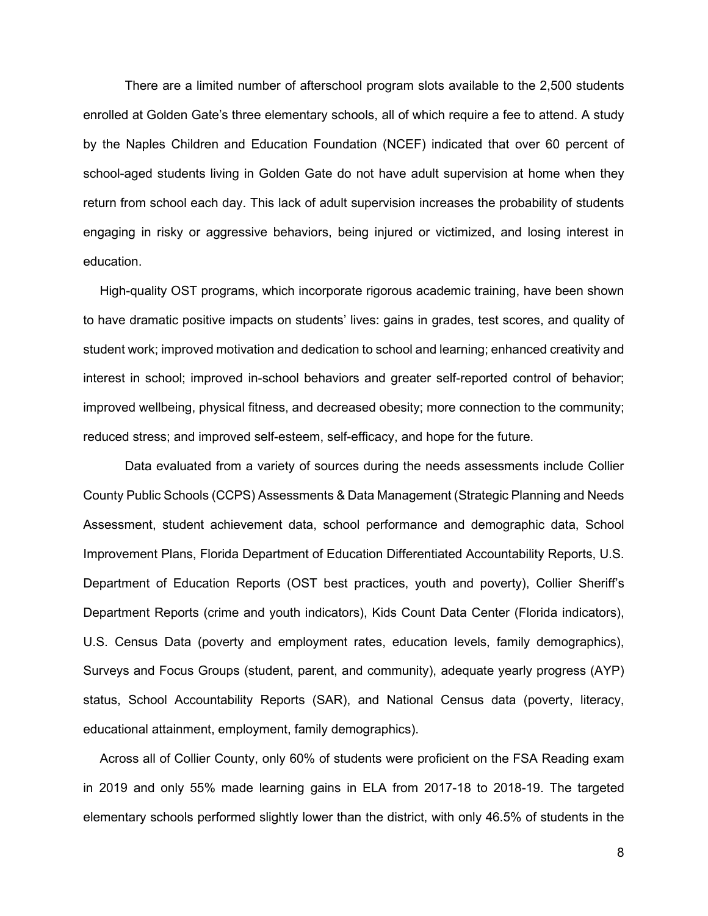There are a limited number of afterschool program slots available to the 2,500 students enrolled at Golden Gate's three elementary schools, all of which require a fee to attend. A study by the Naples Children and Education Foundation (NCEF) indicated that over 60 percent of school-aged students living in Golden Gate do not have adult supervision at home when they return from school each day. This lack of adult supervision increases the probability of students engaging in risky or aggressive behaviors, being injured or victimized, and losing interest in education.

High-quality OST programs, which incorporate rigorous academic training, have been shown to have dramatic positive impacts on students' lives: gains in grades, test scores, and quality of student work; improved motivation and dedication to school and learning; enhanced creativity and interest in school; improved in-school behaviors and greater self-reported control of behavior; improved wellbeing, physical fitness, and decreased obesity; more connection to the community; reduced stress; and improved self-esteem, self-efficacy, and hope for the future.

Data evaluated from a variety of sources during the needs assessments include Collier County Public Schools (CCPS) Assessments & Data Management (Strategic Planning and Needs Assessment, student achievement data, school performance and demographic data, School Improvement Plans, Florida Department of Education Differentiated Accountability Reports, U.S. Department of Education Reports (OST best practices, youth and poverty), Collier Sheriff's Department Reports (crime and youth indicators), Kids Count Data Center (Florida indicators), U.S. Census Data (poverty and employment rates, education levels, family demographics), Surveys and Focus Groups (student, parent, and community), adequate yearly progress (AYP) status, School Accountability Reports (SAR), and National Census data (poverty, literacy, educational attainment, employment, family demographics).

Across all of Collier County, only 60% of students were proficient on the FSA Reading exam in 2019 and only 55% made learning gains in ELA from 2017-18 to 2018-19. The targeted elementary schools performed slightly lower than the district, with only 46.5% of students in the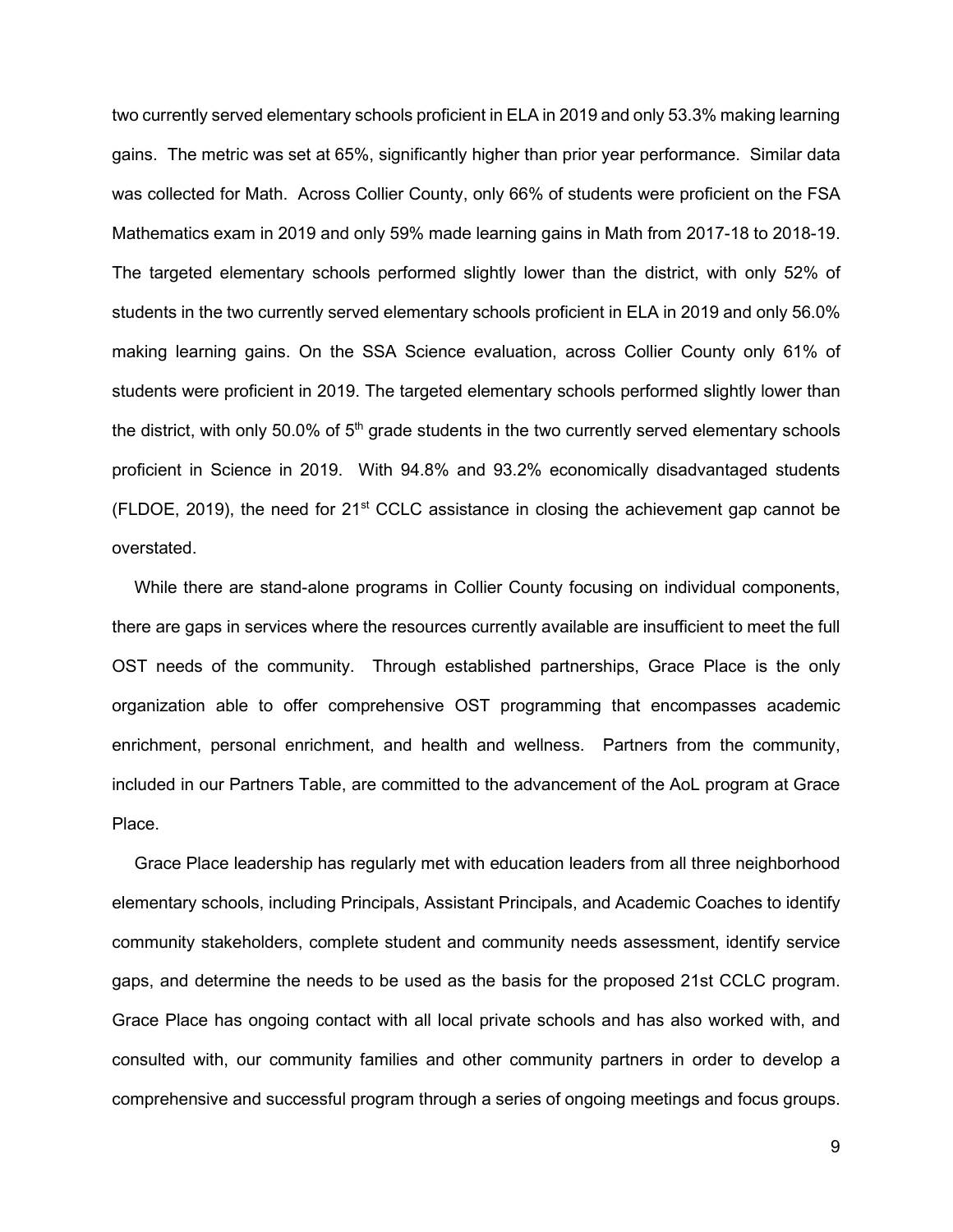two currently served elementary schools proficient in ELA in 2019 and only 53.3% making learning gains. The metric was set at 65%, significantly higher than prior year performance. Similar data was collected for Math. Across Collier County, only 66% of students were proficient on the FSA Mathematics exam in 2019 and only 59% made learning gains in Math from 2017-18 to 2018-19. The targeted elementary schools performed slightly lower than the district, with only 52% of students in the two currently served elementary schools proficient in ELA in 2019 and only 56.0% making learning gains. On the SSA Science evaluation, across Collier County only 61% of students were proficient in 2019. The targeted elementary schools performed slightly lower than the district, with only 50.0% of 5th grade students in the two currently served elementary schools proficient in Science in 2019. With 94.8% and 93.2% economically disadvantaged students (FLDOE, 2019), the need for 21st CCLC assistance in closing the achievement gap cannot be overstated.

While there are stand-alone programs in Collier County focusing on individual components, there are gaps in services where the resources currently available are insufficient to meet the full OST needs of the community. Through established partnerships, Grace Place is the only organization able to offer comprehensive OST programming that encompasses academic enrichment, personal enrichment, and health and wellness. Partners from the community, included in our Partners Table, are committed to the advancement of the AoL program at Grace Place.

Grace Place leadership has regularly met with education leaders from all three neighborhood elementary schools, including Principals, Assistant Principals, and Academic Coaches to identify community stakeholders, complete student and community needs assessment, identify service gaps, and determine the needs to be used as the basis for the proposed 21st CCLC program. Grace Place has ongoing contact with all local private schools and has also worked with, and consulted with, our community families and other community partners in order to develop a comprehensive and successful program through a series of ongoing meetings and focus groups.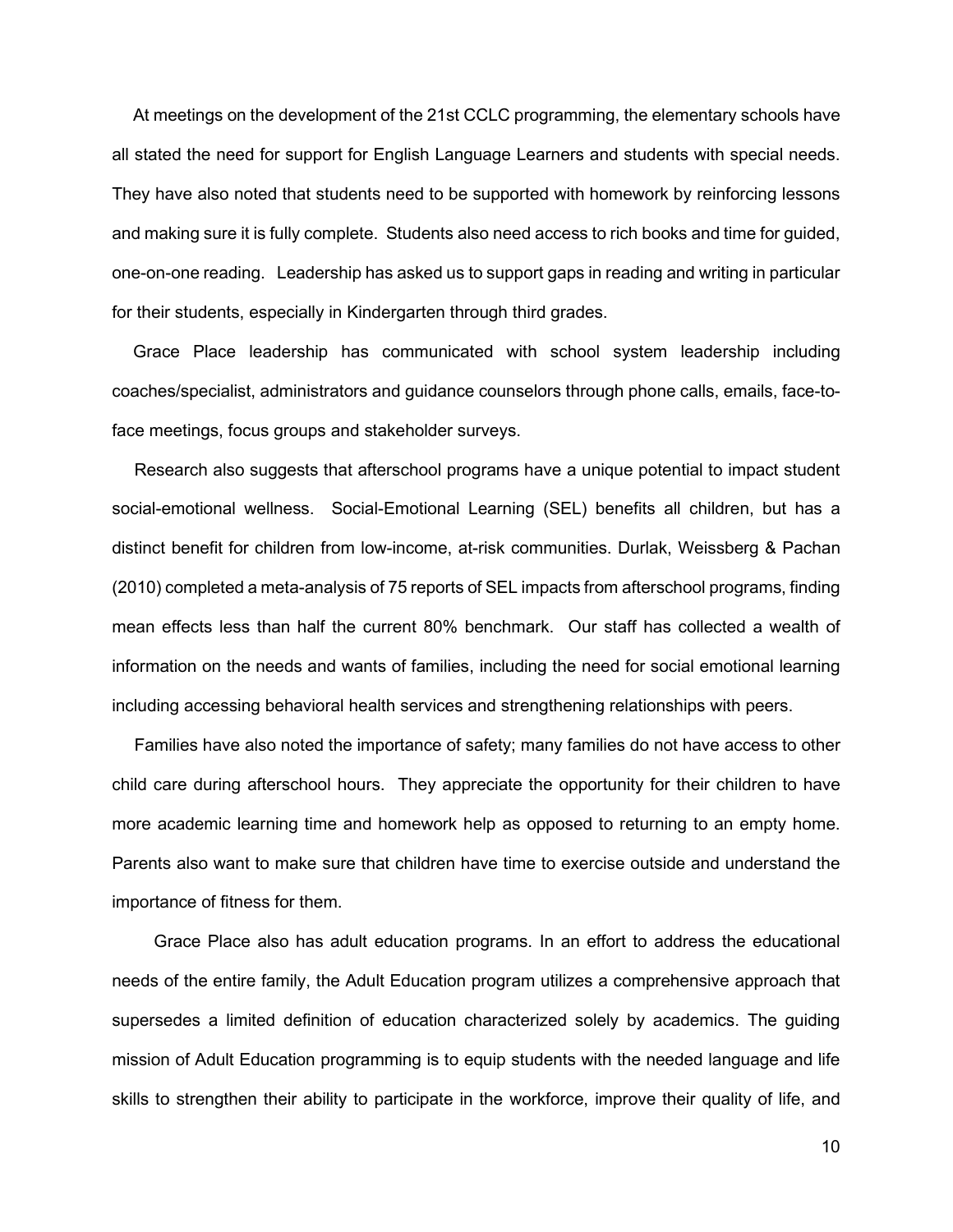At meetings on the development of the 21st CCLC programming, the elementary schools have all stated the need for support for English Language Learners and students with special needs. They have also noted that students need to be supported with homework by reinforcing lessons and making sure it is fully complete. Students also need access to rich books and time for guided, one-on-one reading. Leadership has asked us to support gaps in reading and writing in particular for their students, especially in Kindergarten through third grades.

Grace Place leadership has communicated with school system leadership including coaches/specialist, administrators and guidance counselors through phone calls, emails, face-to-face meetings, focus groups and stakeholder surveys.

Research also suggests that afterschool programs have a unique potential to impact student social-emotional wellness. Social-Emotional Learning (SEL) benefits all children, but has a distinct benefit for children from low-income, at-risk communities. Durlak, Weissberg & Pachan (2010) completed a meta-analysis of 75 reports of SEL impacts from afterschool programs, finding mean effects less than half the current 80% benchmark. Our staff has collected a wealth of information on the needs and wants of families, including the need for social emotional learning including accessing behavioral health services and strengthening relationships with peers.

Families have also noted the importance of safety; many families do not have access to other child care during afterschool hours. They appreciate the opportunity for their children to have more academic learning time and homework help as opposed to returning to an empty home. Parents also want to make sure that children have time to exercise outside and understand the importance of fitness for them.

Grace Place also has adult education programs. In an effort to address the educational needs of the entire family, the Adult Education program utilizes a comprehensive approach that supersedes a limited definition of education characterized solely by academics. The guiding mission of Adult Education programming is to equip students with the needed language and life skills to strengthen their ability to participate in the workforce, improve their quality of life, and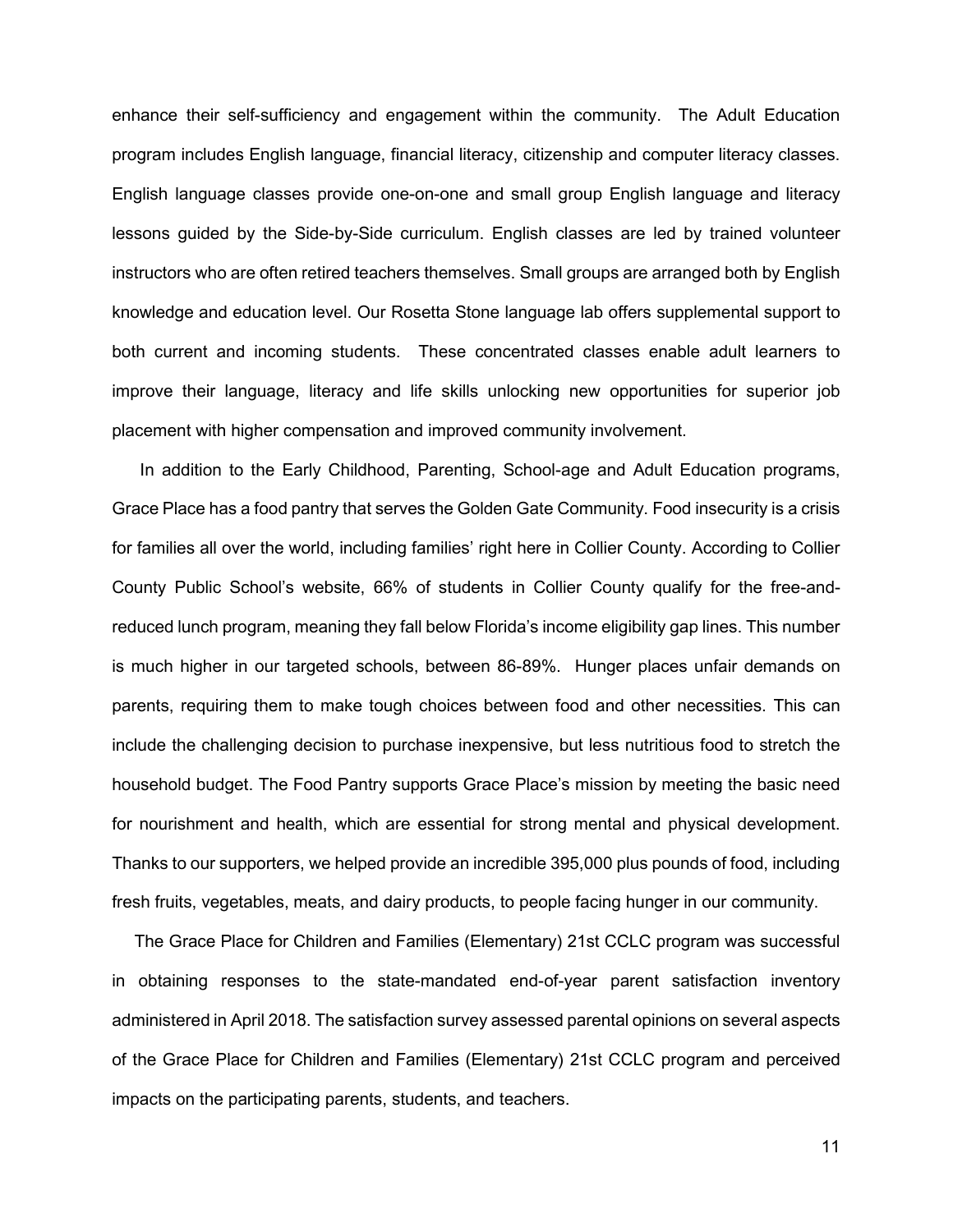enhance their self-sufficiency and engagement within the community. The Adult Education program includes English language, financial literacy, citizenship and computer literacy classes. English language classes provide one-on-one and small group English language and literacy lessons guided by the Side-by-Side curriculum. English classes are led by trained volunteer instructors who are often retired teachers themselves. Small groups are arranged both by English knowledge and education level. Our Rosetta Stone language lab offers supplemental support to both current and incoming students. These concentrated classes enable adult learners to improve their language, literacy and life skills unlocking new opportunities for superior job placement with higher compensation and improved community involvement.

In addition to the Early Childhood, Parenting, School-age and Adult Education programs, Grace Place has a food pantry that serves the Golden Gate Community. Food insecurity is a crisis for families all over the world, including families' right here in Collier County. According to Collier County Public School's website, 66% of students in Collier County qualify for the free-and-reduced lunch program, meaning they fall below Florida's income eligibility gap lines. This number is much higher in our targeted schools, between 86-89%. Hunger places unfair demands on parents, requiring them to make tough choices between food and other necessities. This can include the challenging decision to purchase inexpensive, but less nutritious food to stretch the household budget. The Food Pantry supports Grace Place's mission by meeting the basic need for nourishment and health, which are essential for strong mental and physical development. Thanks to our supporters, we helped provide an incredible 395,000 plus pounds of food, including fresh fruits, vegetables, meats, and dairy products, to people facing hunger in our community.

The Grace Place for Children and Families (Elementary) 21st CCLC program was successful in obtaining responses to the state-mandated end-of-year parent satisfaction inventory administered in April 2018. The satisfaction survey assessed parental opinions on several aspects of the Grace Place for Children and Families (Elementary) 21st CCLC program and perceived impacts on the participating parents, students, and teachers.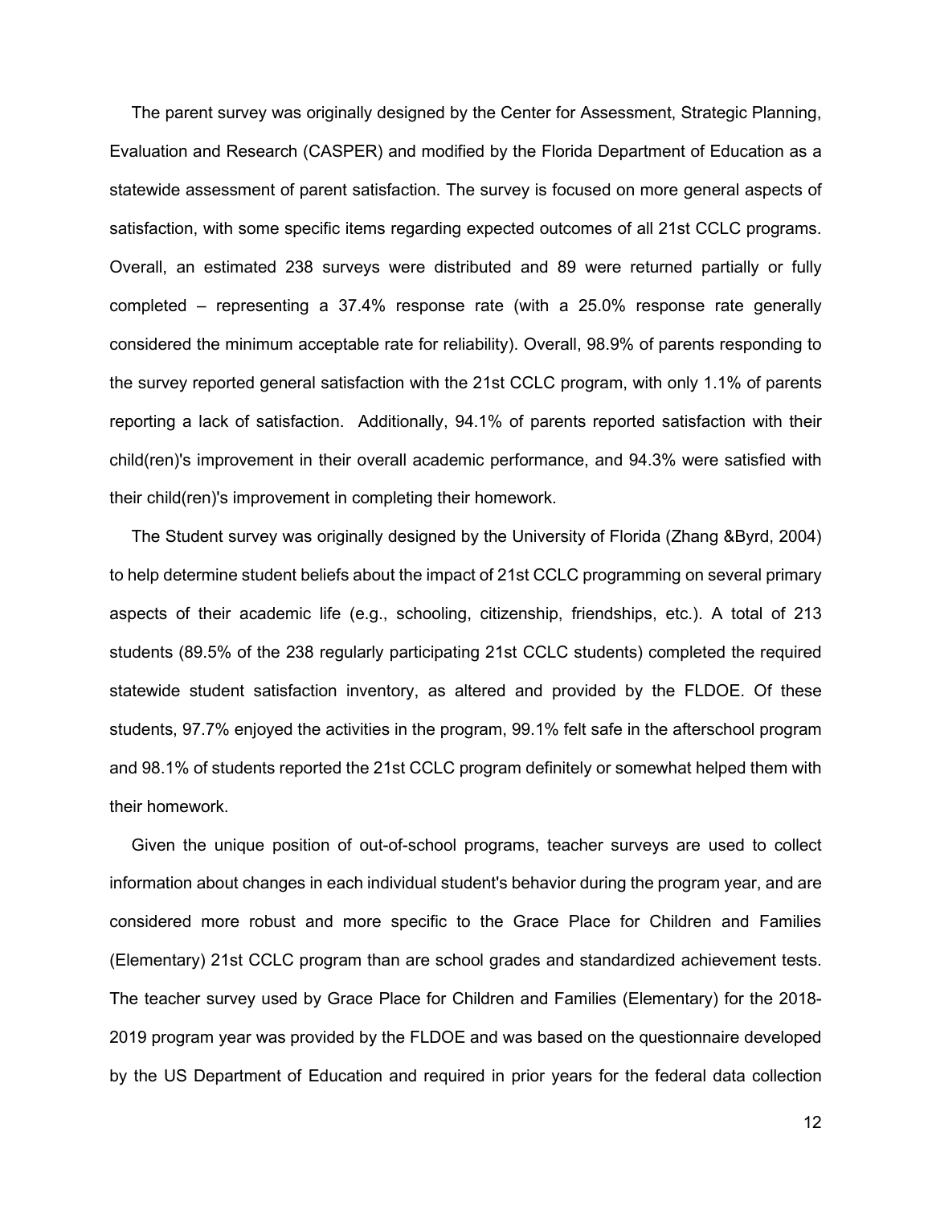The parent survey was originally designed by the Center for Assessment, Strategic Planning, Evaluation and Research (CASPER) and modified by the Florida Department of Education as a statewide assessment of parent satisfaction. The survey is focused on more general aspects of satisfaction, with some specific items regarding expected outcomes of all 21st CCLC programs. Overall, an estimated 238 surveys were distributed and 89 were returned partially or fully completed – representing a 37.4% response rate (with a 25.0% response rate generally considered the minimum acceptable rate for reliability). Overall, 98.9% of parents responding to the survey reported general satisfaction with the 21st CCLC program, with only 1.1% of parents reporting a lack of satisfaction. Additionally, 94.1% of parents reported satisfaction with their child(ren)'s improvement in their overall academic performance, and 94.3% were satisfied with their child(ren)'s improvement in completing their homework.

The Student survey was originally designed by the University of Florida (Zhang &Byrd, 2004) to help determine student beliefs about the impact of 21st CCLC programming on several primary aspects of their academic life (e.g., schooling, citizenship, friendships, etc.). A total of 213 students (89.5% of the 238 regularly participating 21st CCLC students) completed the required statewide student satisfaction inventory, as altered and provided by the FLDOE. Of these students, 97.7% enjoyed the activities in the program, 99.1% felt safe in the afterschool program and 98.1% of students reported the 21st CCLC program definitely or somewhat helped them with their homework.

Given the unique position of out-of-school programs, teacher surveys are used to collect information about changes in each individual student's behavior during the program year, and are considered more robust and more specific to the Grace Place for Children and Families (Elementary) 21st CCLC program than are school grades and standardized achievement tests. The teacher survey used by Grace Place for Children and Families (Elementary) for the 2018-2019 program year was provided by the FLDOE and was based on the questionnaire developed by the US Department of Education and required in prior years for the federal data collection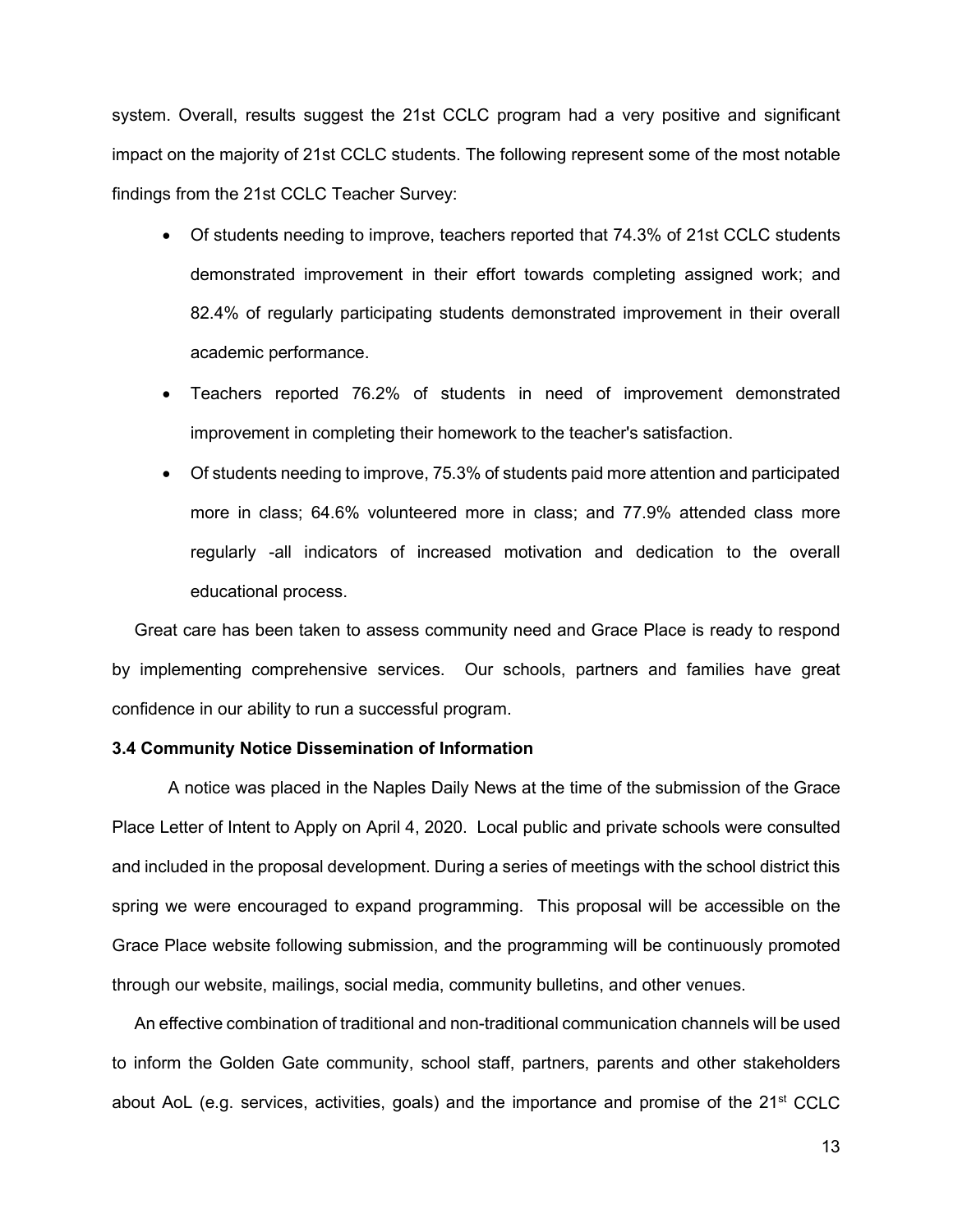system. Overall, results suggest the 21st CCLC program had a very positive and significant impact on the majority of 21st CCLC students. The following represent some of the most notable findings from the 21st CCLC Teacher Survey:

- Of students needing to improve, teachers reported that 74.3% of 21st CCLC students demonstrated improvement in their effort towards completing assigned work; and 82.4% of regularly participating students demonstrated improvement in their overall academic performance.
- Teachers reported 76.2% of students in need of improvement demonstrated improvement in completing their homework to the teacher's satisfaction.
- Of students needing to improve, 75.3% of students paid more attention and participated more in class; 64.6% volunteered more in class; and 77.9% attended class more regularly -all indicators of increased motivation and dedication to the overall educational process.

Great care has been taken to assess community need and Grace Place is ready to respond by implementing comprehensive services. Our schools, partners and families have great confidence in our ability to run a successful program.

**3.4 Community Notice Dissemination of Information**

A notice was placed in the Naples Daily News at the time of the submission of the Grace Place Letter of Intent to Apply on April 4, 2020. Local public and private schools were consulted and included in the proposal development. During a series of meetings with the school district this spring we were encouraged to expand programming. This proposal will be accessible on the Grace Place website following submission, and the programming will be continuously promoted through our website, mailings, social media, community bulletins, and other venues.

An effective combination of traditional and non-traditional communication channels will be used to inform the Golden Gate community, school staff, partners, parents and other stakeholders about AoL (e.g. services, activities, goals) and the importance and promise of the 21st CCLC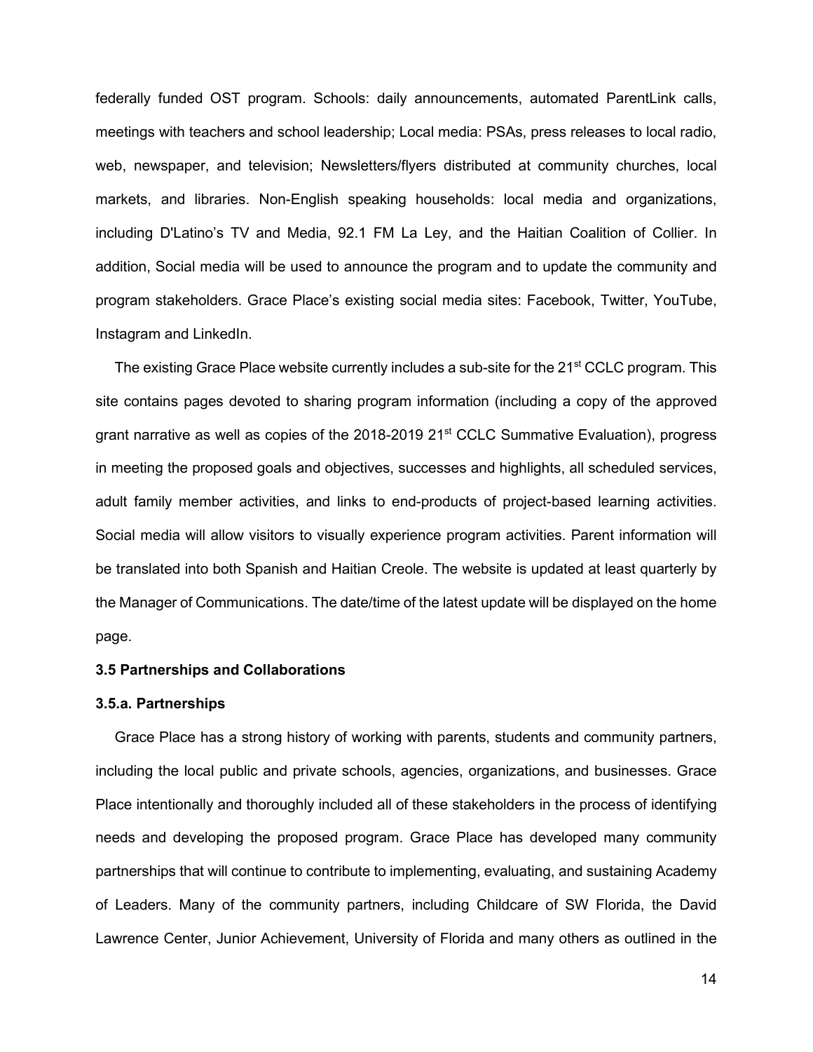federally funded OST program. Schools: daily announcements, automated ParentLink calls, meetings with teachers and school leadership; Local media: PSAs, press releases to local radio, web, newspaper, and television; Newsletters/flyers distributed at community churches, local markets, and libraries. Non-English speaking households: local media and organizations, including D'Latino's TV and Media, 92.1 FM La Ley, and the Haitian Coalition of Collier. In addition, Social media will be used to announce the program and to update the community and program stakeholders. Grace Place's existing social media sites: Facebook, Twitter, YouTube, Instagram and LinkedIn.

The existing Grace Place website currently includes a sub-site for the 21st CCLC program. This site contains pages devoted to sharing program information (including a copy of the approved grant narrative as well as copies of the 2018-2019 21st CCLC Summative Evaluation), progress in meeting the proposed goals and objectives, successes and highlights, all scheduled services, adult family member activities, and links to end-products of project-based learning activities. Social media will allow visitors to visually experience program activities. Parent information will be translated into both Spanish and Haitian Creole. The website is updated at least quarterly by the Manager of Communications. The date/time of the latest update will be displayed on the home page.

**3.5 Partnerships and Collaborations**

**3.5.a. Partnerships**

Grace Place has a strong history of working with parents, students and community partners, including the local public and private schools, agencies, organizations, and businesses. Grace Place intentionally and thoroughly included all of these stakeholders in the process of identifying needs and developing the proposed program. Grace Place has developed many community partnerships that will continue to contribute to implementing, evaluating, and sustaining Academy of Leaders. Many of the community partners, including Childcare of SW Florida, the David Lawrence Center, Junior Achievement, University of Florida and many others as outlined in the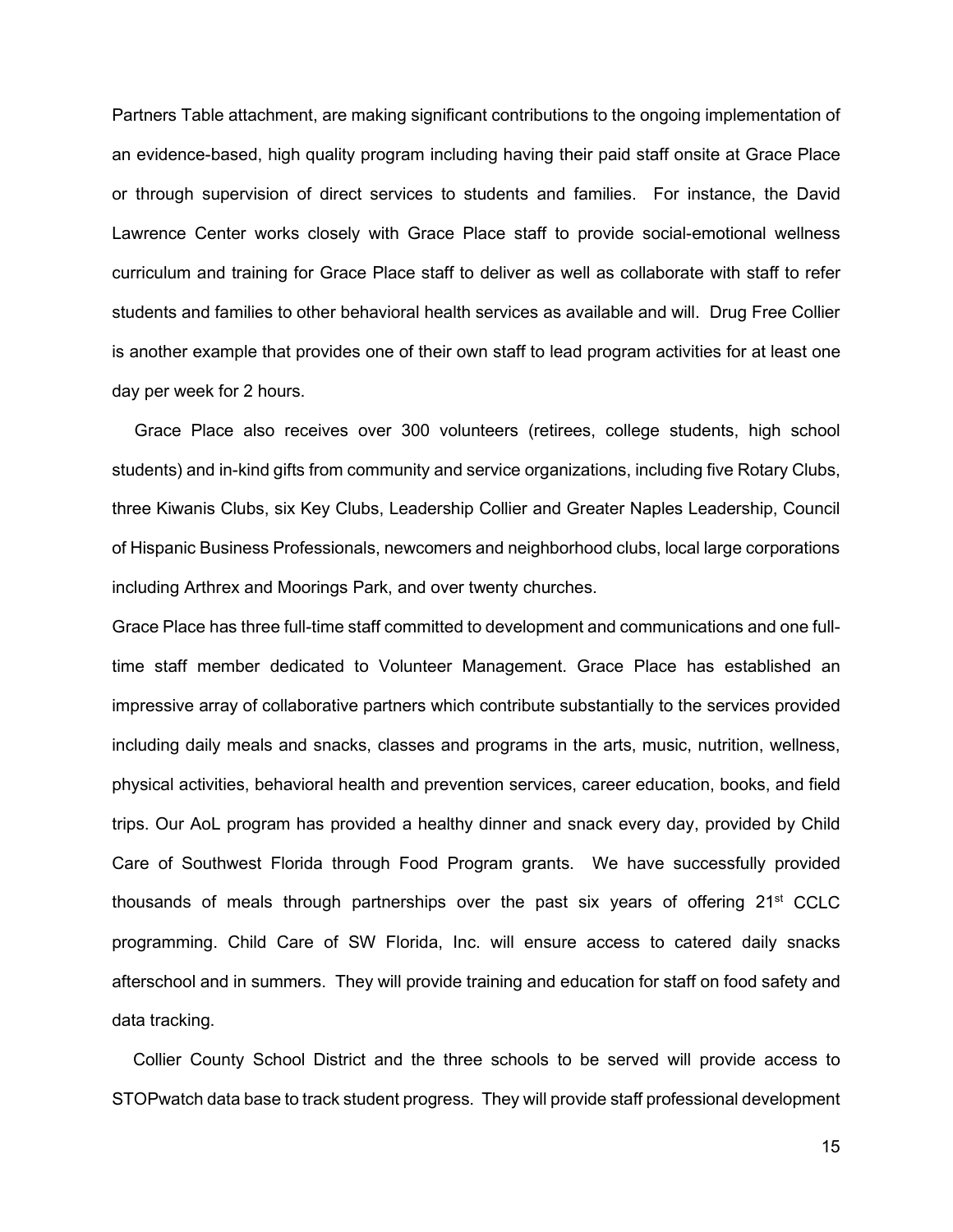Partners Table attachment, are making significant contributions to the ongoing implementation of an evidence-based, high quality program including having their paid staff onsite at Grace Place or through supervision of direct services to students and families. For instance, the David Lawrence Center works closely with Grace Place staff to provide social-emotional wellness curriculum and training for Grace Place staff to deliver as well as collaborate with staff to refer students and families to other behavioral health services as available and will. Drug Free Collier is another example that provides one of their own staff to lead program activities for at least one day per week for 2 hours.

Grace Place also receives over 300 volunteers (retirees, college students, high school students) and in-kind gifts from community and service organizations, including five Rotary Clubs, three Kiwanis Clubs, six Key Clubs, Leadership Collier and Greater Naples Leadership, Council of Hispanic Business Professionals, newcomers and neighborhood clubs, local large corporations including Arthrex and Moorings Park, and over twenty churches.

Grace Place has three full-time staff committed to development and communications and one full-time staff member dedicated to Volunteer Management. Grace Place has established an impressive array of collaborative partners which contribute substantially to the services provided including daily meals and snacks, classes and programs in the arts, music, nutrition, wellness, physical activities, behavioral health and prevention services, career education, books, and field trips. Our AoL program has provided a healthy dinner and snack every day, provided by Child Care of Southwest Florida through Food Program grants. We have successfully provided thousands of meals through partnerships over the past six years of offering 21st CCLC programming. Child Care of SW Florida, Inc. will ensure access to catered daily snacks afterschool and in summers. They will provide training and education for staff on food safety and data tracking.

Collier County School District and the three schools to be served will provide access to STOPwatch data base to track student progress. They will provide staff professional development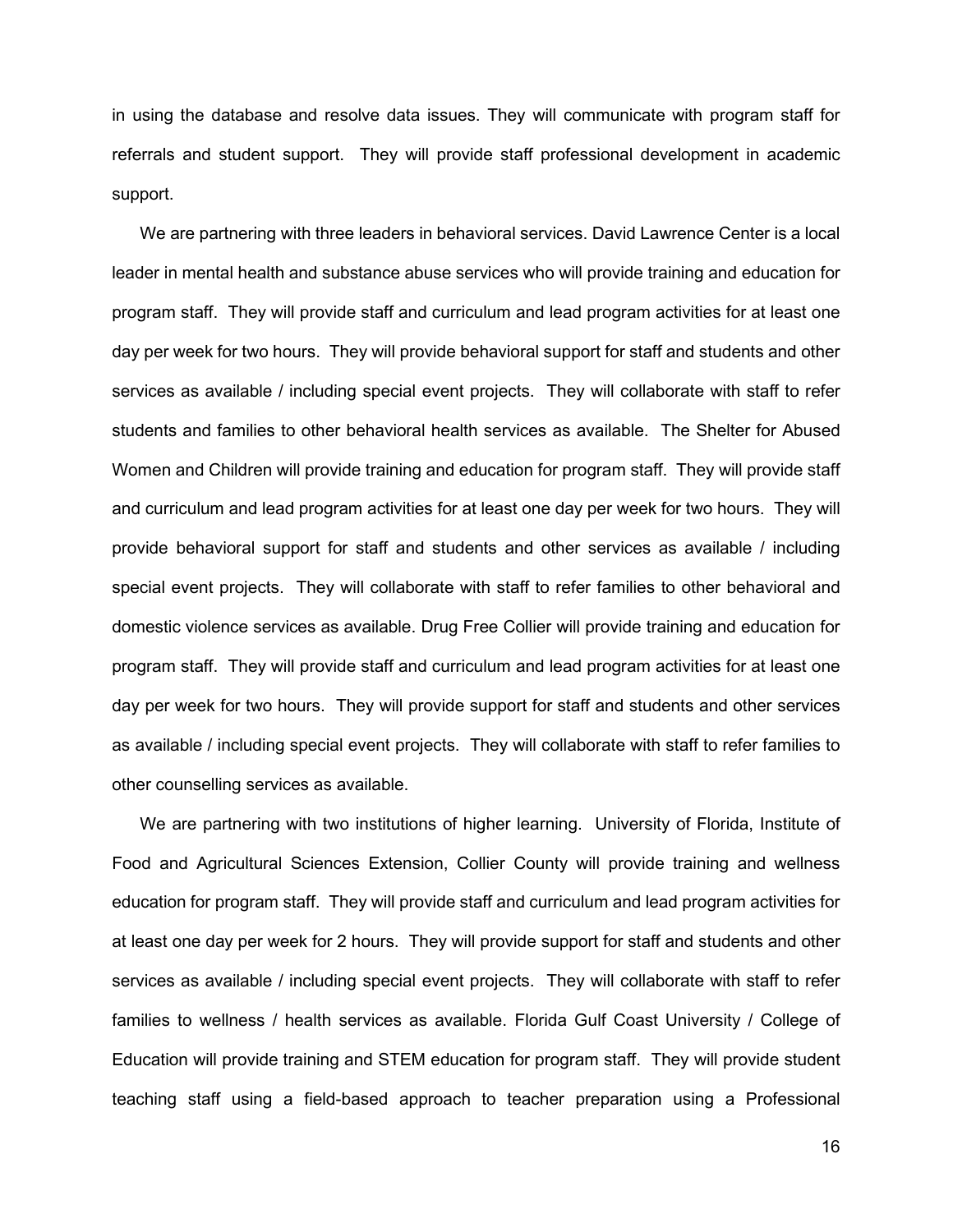in using the database and resolve data issues. They will communicate with program staff for referrals and student support. They will provide staff professional development in academic support.

We are partnering with three leaders in behavioral services. David Lawrence Center is a local leader in mental health and substance abuse services who will provide training and education for program staff. They will provide staff and curriculum and lead program activities for at least one day per week for two hours. They will provide behavioral support for staff and students and other services as available / including special event projects. They will collaborate with staff to refer students and families to other behavioral health services as available. The Shelter for Abused Women and Children will provide training and education for program staff. They will provide staff and curriculum and lead program activities for at least one day per week for two hours. They will provide behavioral support for staff and students and other services as available / including special event projects. They will collaborate with staff to refer families to other behavioral and domestic violence services as available. Drug Free Collier will provide training and education for program staff. They will provide staff and curriculum and lead program activities for at least one day per week for two hours. They will provide support for staff and students and other services as available / including special event projects. They will collaborate with staff to refer families to other counselling services as available.

We are partnering with two institutions of higher learning. University of Florida, Institute of Food and Agricultural Sciences Extension, Collier County will provide training and wellness education for program staff. They will provide staff and curriculum and lead program activities for at least one day per week for 2 hours. They will provide support for staff and students and other services as available / including special event projects. They will collaborate with staff to refer families to wellness / health services as available. Florida Gulf Coast University / College of Education will provide training and STEM education for program staff. They will provide student teaching staff using a field-based approach to teacher preparation using a Professional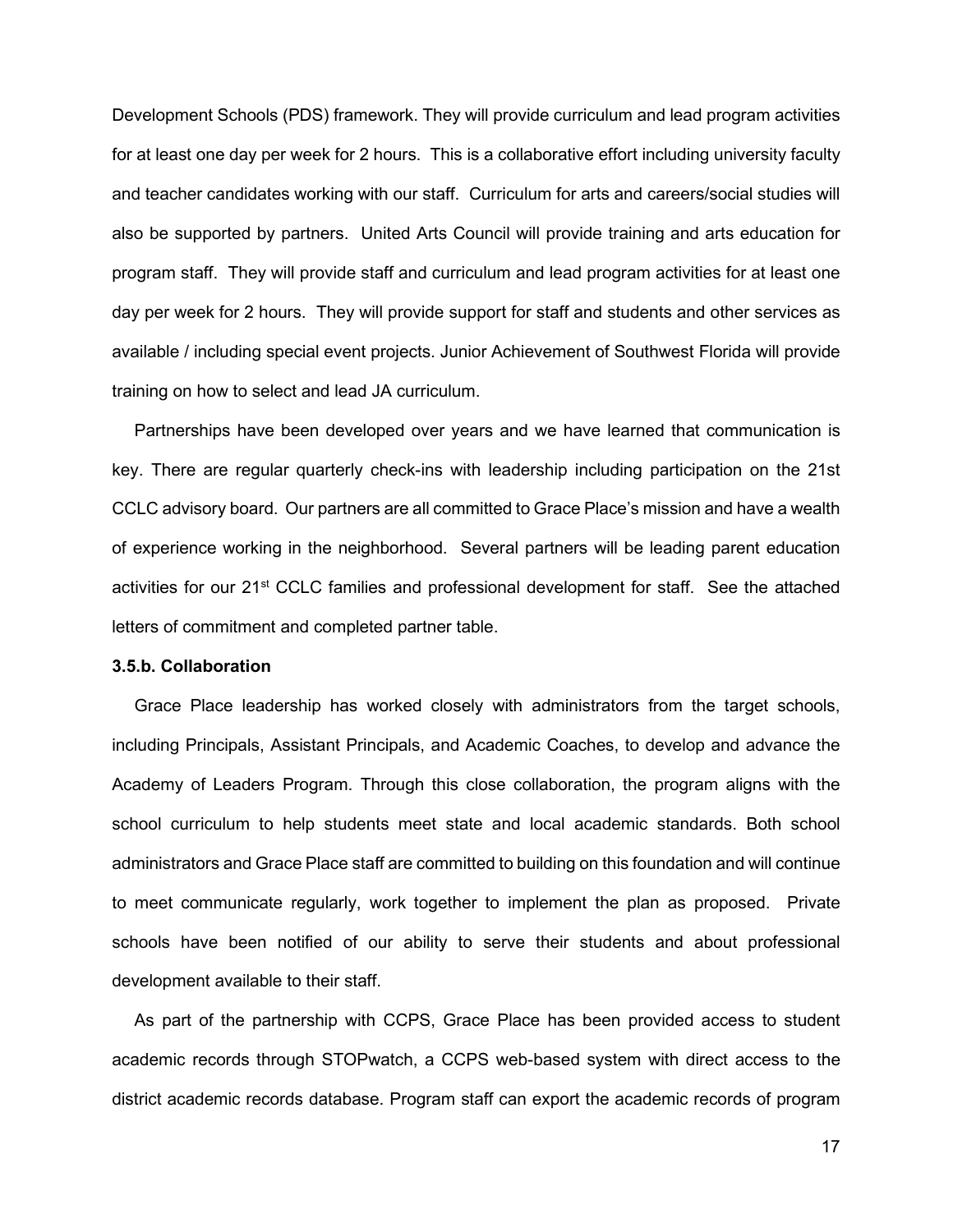Development Schools (PDS) framework. They will provide curriculum and lead program activities for at least one day per week for 2 hours. This is a collaborative effort including university faculty and teacher candidates working with our staff. Curriculum for arts and careers/social studies will also be supported by partners. United Arts Council will provide training and arts education for program staff. They will provide staff and curriculum and lead program activities for at least one day per week for 2 hours. They will provide support for staff and students and other services as available / including special event projects. Junior Achievement of Southwest Florida will provide training on how to select and lead JA curriculum.

Partnerships have been developed over years and we have learned that communication is key. There are regular quarterly check-ins with leadership including participation on the 21st CCLC advisory board. Our partners are all committed to Grace Place's mission and have a wealth of experience working in the neighborhood. Several partners will be leading parent education activities for our 21st CCLC families and professional development for staff. See the attached letters of commitment and completed partner table.

**3.5.b. Collaboration**

Grace Place leadership has worked closely with administrators from the target schools, including Principals, Assistant Principals, and Academic Coaches, to develop and advance the Academy of Leaders Program. Through this close collaboration, the program aligns with the school curriculum to help students meet state and local academic standards. Both school administrators and Grace Place staff are committed to building on this foundation and will continue to meet communicate regularly, work together to implement the plan as proposed. Private schools have been notified of our ability to serve their students and about professional development available to their staff.

As part of the partnership with CCPS, Grace Place has been provided access to student academic records through STOPwatch, a CCPS web-based system with direct access to the district academic records database. Program staff can export the academic records of program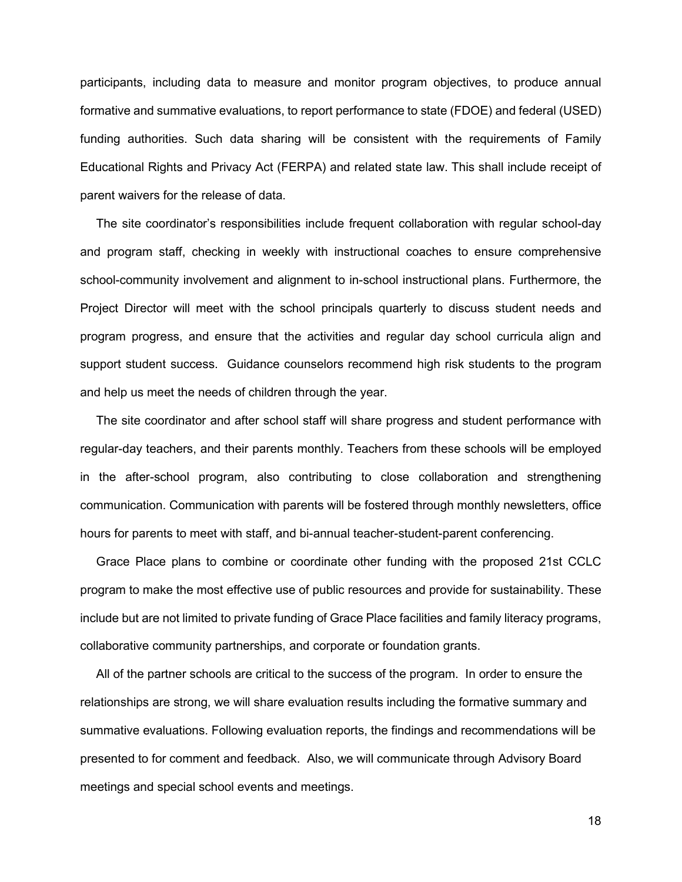participants, including data to measure and monitor program objectives, to produce annual formative and summative evaluations, to report performance to state (FDOE) and federal (USED) funding authorities. Such data sharing will be consistent with the requirements of Family Educational Rights and Privacy Act (FERPA) and related state law. This shall include receipt of parent waivers for the release of data.

The site coordinator's responsibilities include frequent collaboration with regular school-day and program staff, checking in weekly with instructional coaches to ensure comprehensive school-community involvement and alignment to in-school instructional plans. Furthermore, the Project Director will meet with the school principals quarterly to discuss student needs and program progress, and ensure that the activities and regular day school curricula align and support student success. Guidance counselors recommend high risk students to the program and help us meet the needs of children through the year.

The site coordinator and after school staff will share progress and student performance with regular-day teachers, and their parents monthly. Teachers from these schools will be employed in the after-school program, also contributing to close collaboration and strengthening communication. Communication with parents will be fostered through monthly newsletters, office hours for parents to meet with staff, and bi-annual teacher-student-parent conferencing.

Grace Place plans to combine or coordinate other funding with the proposed 21st CCLC program to make the most effective use of public resources and provide for sustainability. These include but are not limited to private funding of Grace Place facilities and family literacy programs, collaborative community partnerships, and corporate or foundation grants.

All of the partner schools are critical to the success of the program. In order to ensure the relationships are strong, we will share evaluation results including the formative summary and summative evaluations. Following evaluation reports, the findings and recommendations will be presented to for comment and feedback. Also, we will communicate through Advisory Board meetings and special school events and meetings.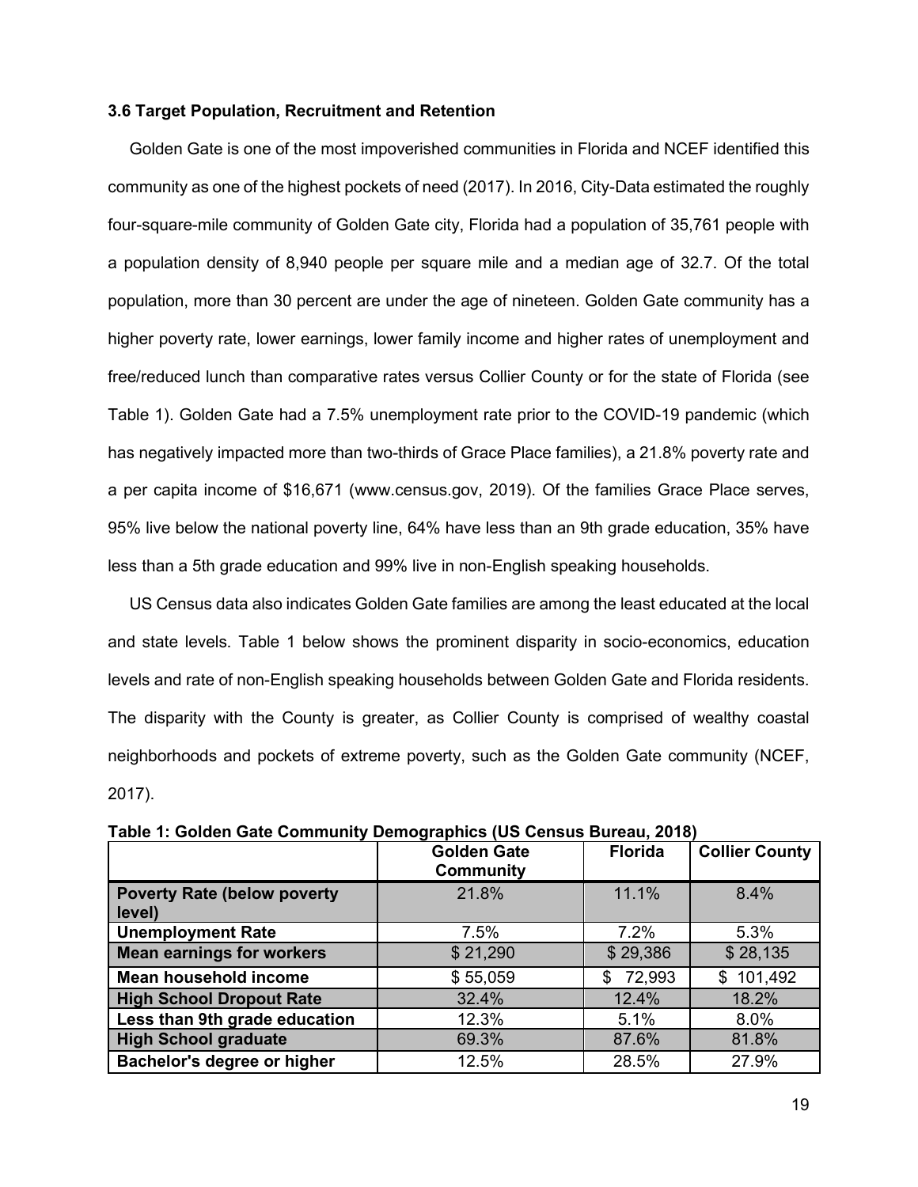### 3.6 Target Population, Recruitment and Retention

Golden Gate is one of the most impoverished communities in Florida and NCEF identified this community as one of the highest pockets of need (2017). In 2016, City-Data estimated the roughly four-square-mile community of Golden Gate city, Florida had a population of 35,761 people with a population density of 8,940 people per square mile and a median age of 32.7. Of the total population, more than 30 percent are under the age of nineteen. Golden Gate community has a higher poverty rate, lower earnings, lower family income and higher rates of unemployment and free/reduced lunch than comparative rates versus Collier County or for the state of Florida (see Table 1). Golden Gate had a 7.5% unemployment rate prior to the COVID-19 pandemic (which has negatively impacted more than two-thirds of Grace Place families), a 21.8% poverty rate and a per capita income of $16,671 (www.census.gov, 2019). Of the families Grace Place serves, 95% live below the national poverty line, 64% have less than an 9th grade education, 35% have less than a 5th grade education and 99% live in non-English speaking households.

US Census data also indicates Golden Gate families are among the least educated at the local and state levels. Table 1 below shows the prominent disparity in socio-economics, education levels and rate of non-English speaking households between Golden Gate and Florida residents. The disparity with the County is greater, as Collier County is comprised of wealthy coastal neighborhoods and pockets of extreme poverty, such as the Golden Gate community (NCEF, 2017).

**Table 1: Golden Gate Community Demographics (US Census Bureau, 2018)**

| | Golden Gate Community | Florida | Collier County |
|---|---|---|---|
| **Poverty Rate (below poverty level)** | 21.8% | 11.1% | 8.4% |
| **Unemployment Rate** | 7.5% | 7.2% | 5.3% |
| **Mean earnings for workers** | $ 21,290 | $ 29,386 | $ 28,135 |
| **Mean household income** | $ 55,059 | $ 72,993 | $ 101,492 |
| **High School Dropout Rate** | 32.4% | 12.4% | 18.2% |
| **Less than 9th grade education** | 12.3% | 5.1% | 8.0% |
| **High School graduate** | 69.3% | 87.6% | 81.8% |
| **Bachelor's degree or higher** | 12.5% | 28.5% | 27.9% |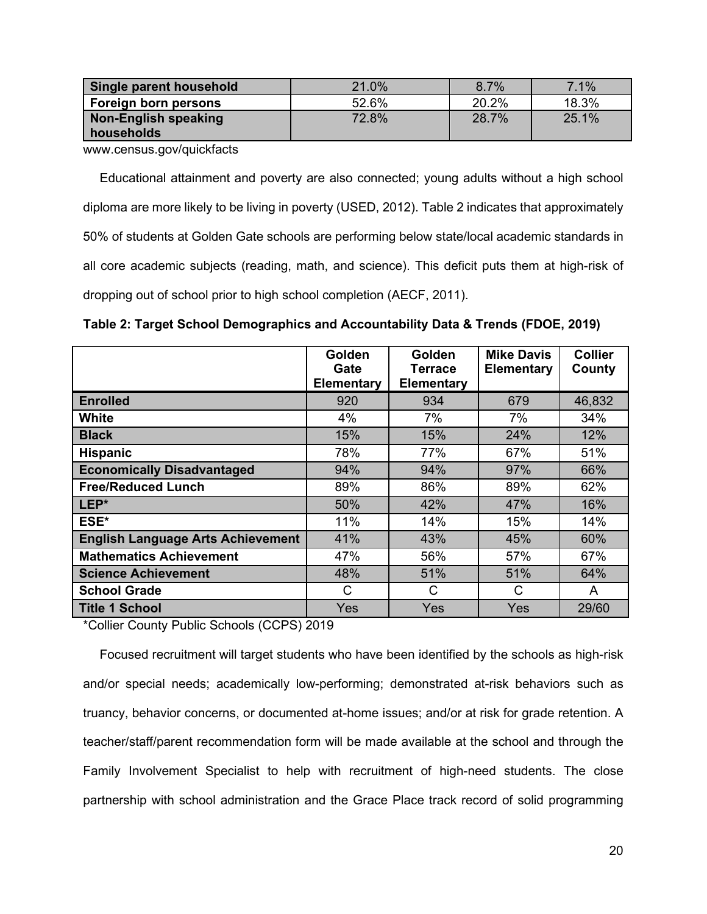| Single parent household | 21.0% | 8.7% | 7.1% |
|---|---|---|---|
| Foreign born persons | 52.6% | 20.2% | 18.3% |
| Non-English speaking households | 72.8% | 28.7% | 25.1% |

www.census.gov/quickfacts

Educational attainment and poverty are also connected; young adults without a high school diploma are more likely to be living in poverty (USED, 2012). Table 2 indicates that approximately 50% of students at Golden Gate schools are performing below state/local academic standards in all core academic subjects (reading, math, and science). This deficit puts them at high-risk of dropping out of school prior to high school completion (AECF, 2011).

**Table 2: Target School Demographics and Accountability Data & Trends (FDOE, 2019)**

| | Golden Gate Elementary | Golden Terrace Elementary | Mike Davis Elementary | Collier County |
|---|---|---|---|---|
| **Enrolled** | 920 | 934 | 679 | 46,832 |
| **White** | 4% | 7% | 7% | 34% |
| **Black** | 15% | 15% | 24% | 12% |
| **Hispanic** | 78% | 77% | 67% | 51% |
| **Economically Disadvantaged** | 94% | 94% | 97% | 66% |
| **Free/Reduced Lunch** | 89% | 86% | 89% | 62% |
| **LEP*** | 50% | 42% | 47% | 16% |
| **ESE*** | 11% | 14% | 15% | 14% |
| **English Language Arts Achievement** | 41% | 43% | 45% | 60% |
| **Mathematics Achievement** | 47% | 56% | 57% | 67% |
| **Science Achievement** | 48% | 51% | 51% | 64% |
| **School Grade** | C | C | C | A |
| **Title 1 School** | Yes | Yes | Yes | 29/60 |

*Collier County Public Schools (CCPS) 2019

Focused recruitment will target students who have been identified by the schools as high-risk and/or special needs; academically low-performing; demonstrated at-risk behaviors such as truancy, behavior concerns, or documented at-home issues; and/or at risk for grade retention. A teacher/staff/parent recommendation form will be made available at the school and through the Family Involvement Specialist to help with recruitment of high-need students. The close partnership with school administration and the Grace Place track record of solid programming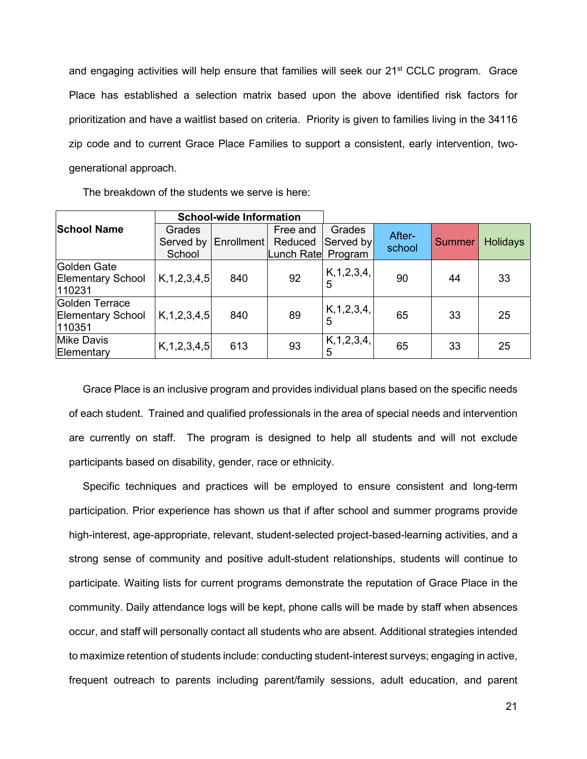and engaging activities will help ensure that families will seek our 21st CCLC program. Grace Place has established a selection matrix based upon the above identified risk factors for prioritization and have a waitlist based on criteria. Priority is given to families living in the 34116 zip code and to current Grace Place Families to support a consistent, early intervention, two-generational approach.

The breakdown of the students we serve is here:

| School Name | School-wide Information | | | | | | |
|---|---|---|---|---|---|---|---|
| | Grades Served by School | Enrollment | Free and Reduced Lunch Rate | Grades Served by Program | After-school | Summer | Holidays |
| Golden Gate Elementary School 110231 | K,1,2,3,4,5 | 840 | 92 | K,1,2,3,4,5 | 90 | 44 | 33 |
| Golden Terrace Elementary School 110351 | K,1,2,3,4,5 | 840 | 89 | K,1,2,3,4,5 | 65 | 33 | 25 |
| Mike Davis Elementary | K,1,2,3,4,5 | 613 | 93 | K,1,2,3,4,5 | 65 | 33 | 25 |

Grace Place is an inclusive program and provides individual plans based on the specific needs of each student. Trained and qualified professionals in the area of special needs and intervention are currently on staff. The program is designed to help all students and will not exclude participants based on disability, gender, race or ethnicity.

Specific techniques and practices will be employed to ensure consistent and long-term participation. Prior experience has shown us that if after school and summer programs provide high-interest, age-appropriate, relevant, student-selected project-based-learning activities, and a strong sense of community and positive adult-student relationships, students will continue to participate. Waiting lists for current programs demonstrate the reputation of Grace Place in the community. Daily attendance logs will be kept, phone calls will be made by staff when absences occur, and staff will personally contact all students who are absent. Additional strategies intended to maximize retention of students include: conducting student-interest surveys; engaging in active, frequent outreach to parents including parent/family sessions, adult education, and parent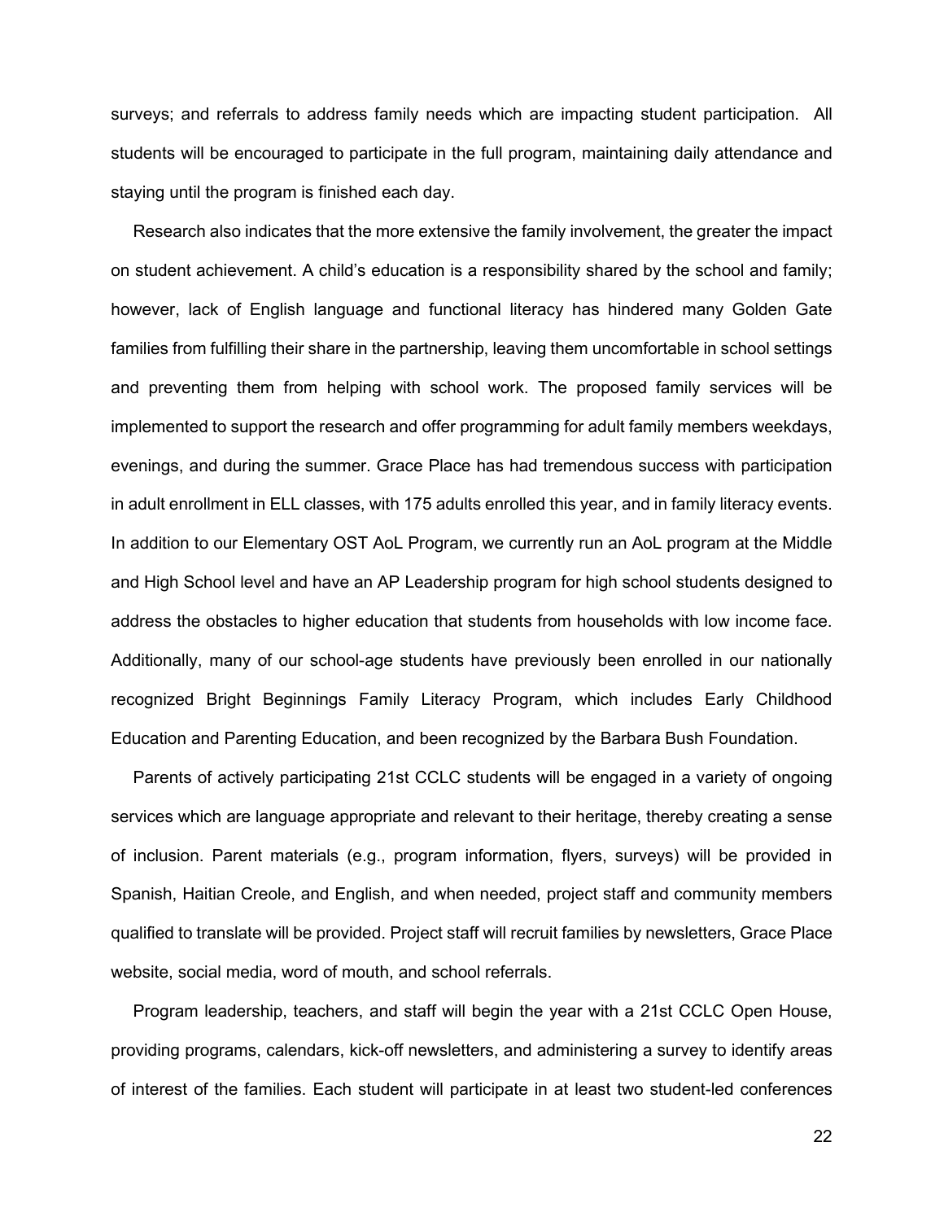surveys; and referrals to address family needs which are impacting student participation. All students will be encouraged to participate in the full program, maintaining daily attendance and staying until the program is finished each day.

Research also indicates that the more extensive the family involvement, the greater the impact on student achievement. A child's education is a responsibility shared by the school and family; however, lack of English language and functional literacy has hindered many Golden Gate families from fulfilling their share in the partnership, leaving them uncomfortable in school settings and preventing them from helping with school work. The proposed family services will be implemented to support the research and offer programming for adult family members weekdays, evenings, and during the summer. Grace Place has had tremendous success with participation in adult enrollment in ELL classes, with 175 adults enrolled this year, and in family literacy events. In addition to our Elementary OST AoL Program, we currently run an AoL program at the Middle and High School level and have an AP Leadership program for high school students designed to address the obstacles to higher education that students from households with low income face. Additionally, many of our school-age students have previously been enrolled in our nationally recognized Bright Beginnings Family Literacy Program, which includes Early Childhood Education and Parenting Education, and been recognized by the Barbara Bush Foundation.

Parents of actively participating 21st CCLC students will be engaged in a variety of ongoing services which are language appropriate and relevant to their heritage, thereby creating a sense of inclusion. Parent materials (e.g., program information, flyers, surveys) will be provided in Spanish, Haitian Creole, and English, and when needed, project staff and community members qualified to translate will be provided. Project staff will recruit families by newsletters, Grace Place website, social media, word of mouth, and school referrals.

Program leadership, teachers, and staff will begin the year with a 21st CCLC Open House, providing programs, calendars, kick-off newsletters, and administering a survey to identify areas of interest of the families. Each student will participate in at least two student-led conferences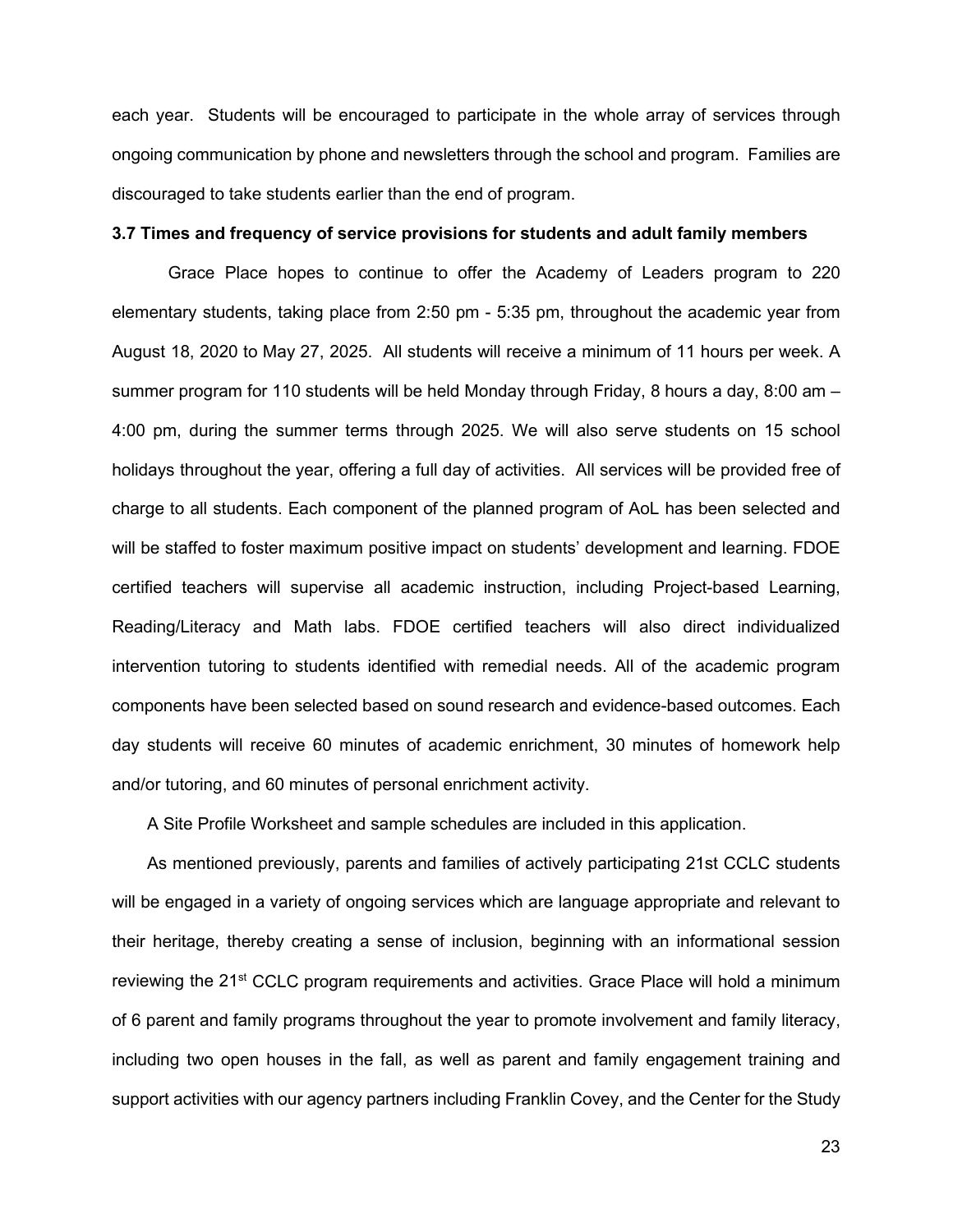each year. Students will be encouraged to participate in the whole array of services through ongoing communication by phone and newsletters through the school and program. Families are discouraged to take students earlier than the end of program.

**3.7 Times and frequency of service provisions for students and adult family members**

Grace Place hopes to continue to offer the Academy of Leaders program to 220 elementary students, taking place from 2:50 pm - 5:35 pm, throughout the academic year from August 18, 2020 to May 27, 2025. All students will receive a minimum of 11 hours per week. A summer program for 110 students will be held Monday through Friday, 8 hours a day, 8:00 am – 4:00 pm, during the summer terms through 2025. We will also serve students on 15 school holidays throughout the year, offering a full day of activities. All services will be provided free of charge to all students. Each component of the planned program of AoL has been selected and will be staffed to foster maximum positive impact on students' development and learning. FDOE certified teachers will supervise all academic instruction, including Project-based Learning, Reading/Literacy and Math labs. FDOE certified teachers will also direct individualized intervention tutoring to students identified with remedial needs. All of the academic program components have been selected based on sound research and evidence-based outcomes. Each day students will receive 60 minutes of academic enrichment, 30 minutes of homework help and/or tutoring, and 60 minutes of personal enrichment activity.

A Site Profile Worksheet and sample schedules are included in this application.

As mentioned previously, parents and families of actively participating 21st CCLC students will be engaged in a variety of ongoing services which are language appropriate and relevant to their heritage, thereby creating a sense of inclusion, beginning with an informational session reviewing the 21st CCLC program requirements and activities. Grace Place will hold a minimum of 6 parent and family programs throughout the year to promote involvement and family literacy, including two open houses in the fall, as well as parent and family engagement training and support activities with our agency partners including Franklin Covey, and the Center for the Study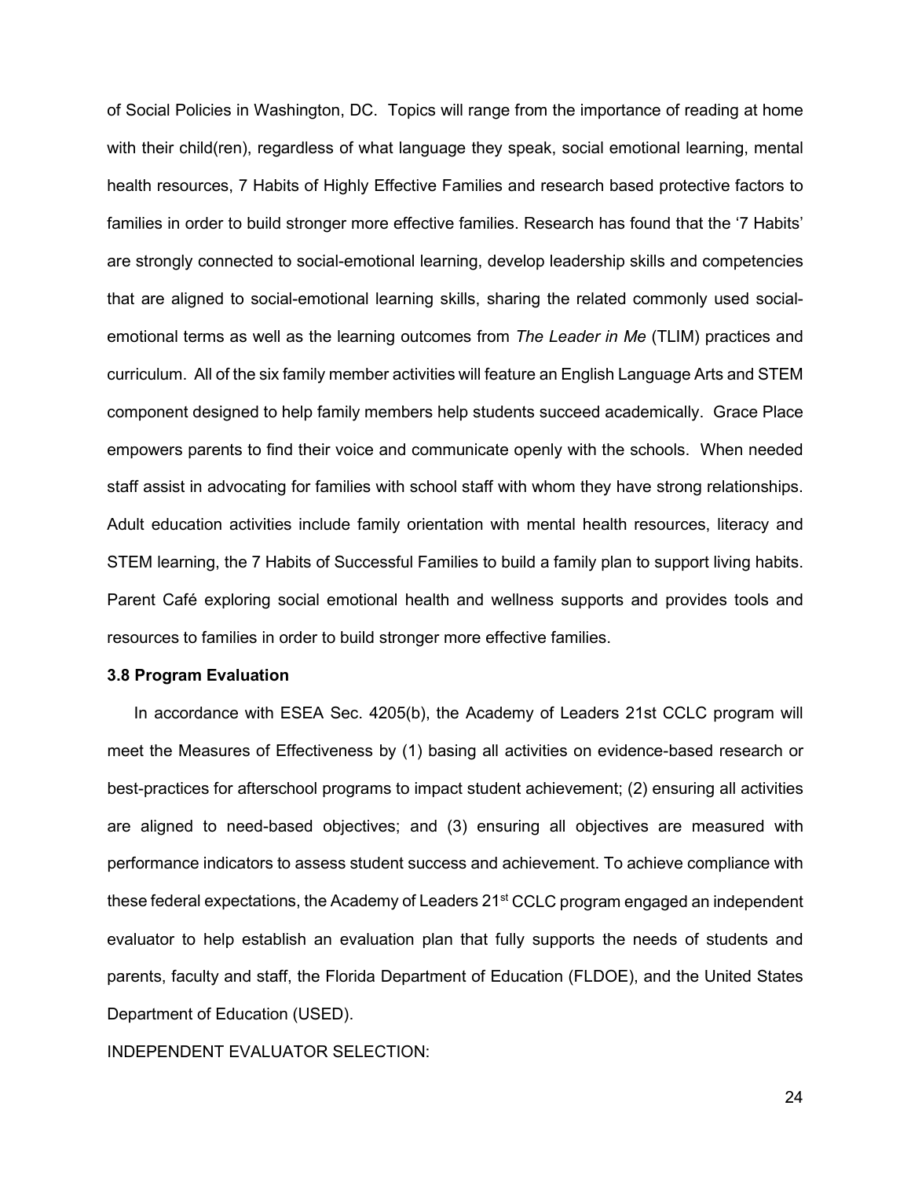of Social Policies in Washington, DC. Topics will range from the importance of reading at home with their child(ren), regardless of what language they speak, social emotional learning, mental health resources, 7 Habits of Highly Effective Families and research based protective factors to families in order to build stronger more effective families. Research has found that the '7 Habits' are strongly connected to social-emotional learning, develop leadership skills and competencies that are aligned to social-emotional learning skills, sharing the related commonly used social-emotional terms as well as the learning outcomes from *The Leader in Me* (TLIM) practices and curriculum. All of the six family member activities will feature an English Language Arts and STEM component designed to help family members help students succeed academically. Grace Place empowers parents to find their voice and communicate openly with the schools. When needed staff assist in advocating for families with school staff with whom they have strong relationships. Adult education activities include family orientation with mental health resources, literacy and STEM learning, the 7 Habits of Successful Families to build a family plan to support living habits. Parent Café exploring social emotional health and wellness supports and provides tools and resources to families in order to build stronger more effective families.

**3.8 Program Evaluation**

In accordance with ESEA Sec. 4205(b), the Academy of Leaders 21st CCLC program will meet the Measures of Effectiveness by (1) basing all activities on evidence-based research or best-practices for afterschool programs to impact student achievement; (2) ensuring all activities are aligned to need-based objectives; and (3) ensuring all objectives are measured with performance indicators to assess student success and achievement. To achieve compliance with these federal expectations, the Academy of Leaders 21st CCLC program engaged an independent evaluator to help establish an evaluation plan that fully supports the needs of students and parents, faculty and staff, the Florida Department of Education (FLDOE), and the United States Department of Education (USED).

INDEPENDENT EVALUATOR SELECTION: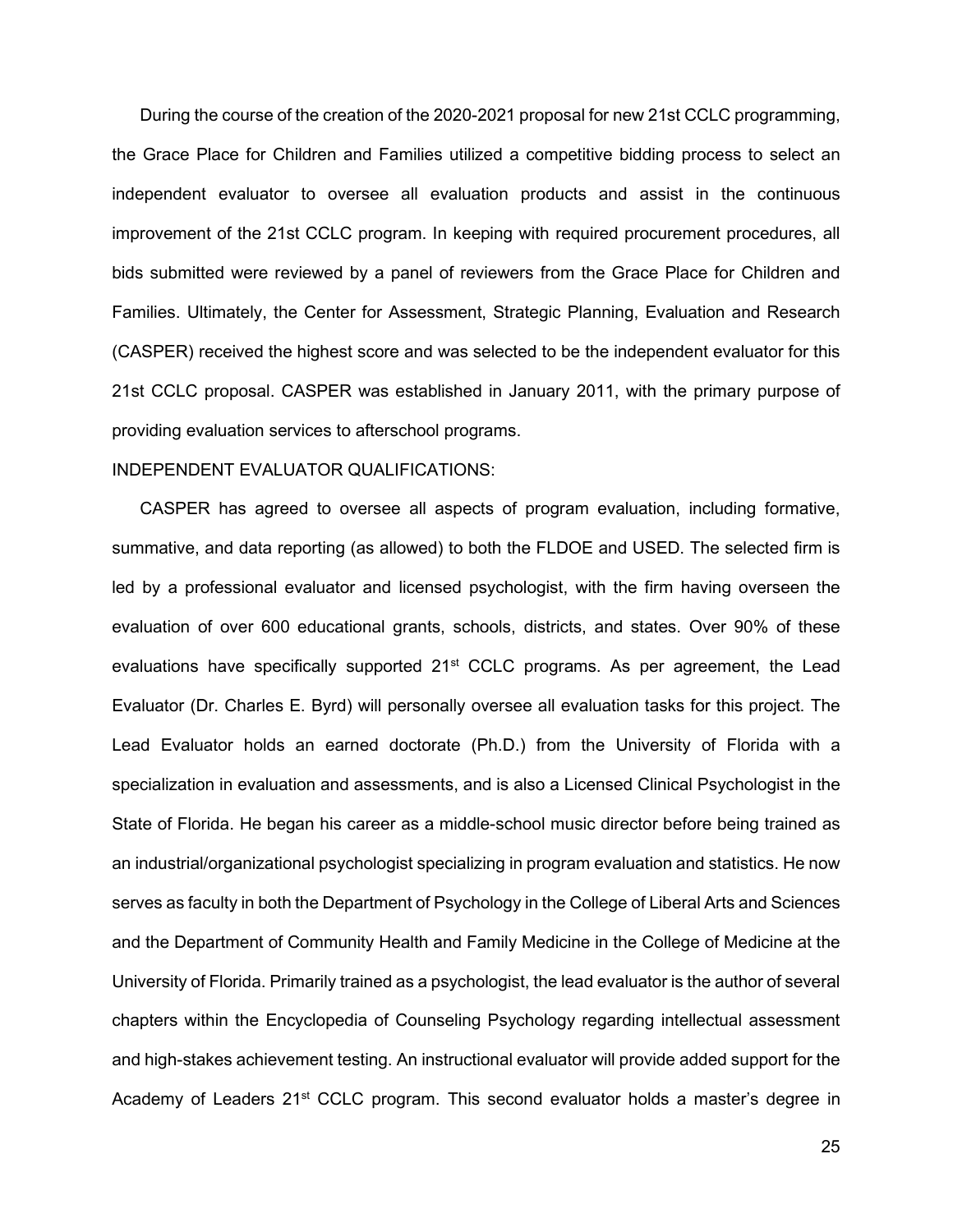During the course of the creation of the 2020-2021 proposal for new 21st CCLC programming, the Grace Place for Children and Families utilized a competitive bidding process to select an independent evaluator to oversee all evaluation products and assist in the continuous improvement of the 21st CCLC program. In keeping with required procurement procedures, all bids submitted were reviewed by a panel of reviewers from the Grace Place for Children and Families. Ultimately, the Center for Assessment, Strategic Planning, Evaluation and Research (CASPER) received the highest score and was selected to be the independent evaluator for this 21st CCLC proposal. CASPER was established in January 2011, with the primary purpose of providing evaluation services to afterschool programs.

INDEPENDENT EVALUATOR QUALIFICATIONS:

CASPER has agreed to oversee all aspects of program evaluation, including formative, summative, and data reporting (as allowed) to both the FLDOE and USED. The selected firm is led by a professional evaluator and licensed psychologist, with the firm having overseen the evaluation of over 600 educational grants, schools, districts, and states. Over 90% of these evaluations have specifically supported 21st CCLC programs. As per agreement, the Lead Evaluator (Dr. Charles E. Byrd) will personally oversee all evaluation tasks for this project. The Lead Evaluator holds an earned doctorate (Ph.D.) from the University of Florida with a specialization in evaluation and assessments, and is also a Licensed Clinical Psychologist in the State of Florida. He began his career as a middle-school music director before being trained as an industrial/organizational psychologist specializing in program evaluation and statistics. He now serves as faculty in both the Department of Psychology in the College of Liberal Arts and Sciences and the Department of Community Health and Family Medicine in the College of Medicine at the University of Florida. Primarily trained as a psychologist, the lead evaluator is the author of several chapters within the Encyclopedia of Counseling Psychology regarding intellectual assessment and high-stakes achievement testing. An instructional evaluator will provide added support for the Academy of Leaders 21st CCLC program. This second evaluator holds a master's degree in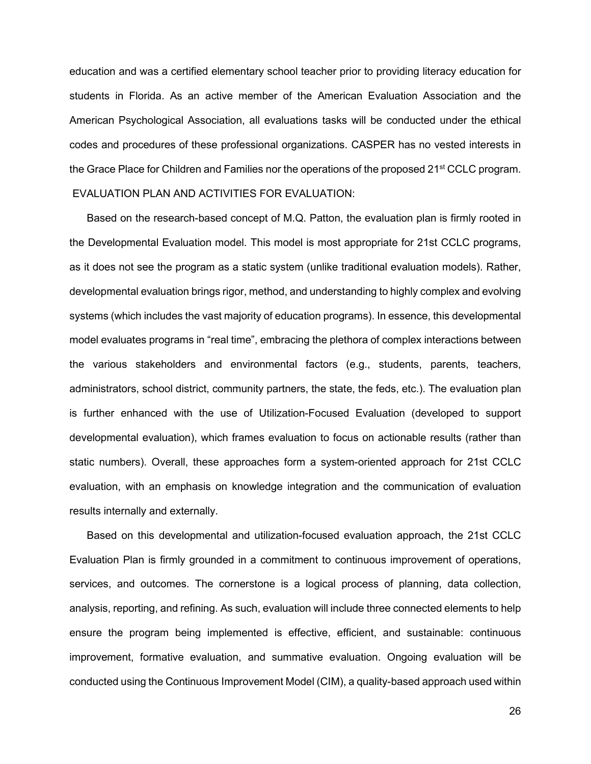education and was a certified elementary school teacher prior to providing literacy education for students in Florida. As an active member of the American Evaluation Association and the American Psychological Association, all evaluations tasks will be conducted under the ethical codes and procedures of these professional organizations. CASPER has no vested interests in the Grace Place for Children and Families nor the operations of the proposed 21st CCLC program.

EVALUATION PLAN AND ACTIVITIES FOR EVALUATION:

Based on the research-based concept of M.Q. Patton, the evaluation plan is firmly rooted in the Developmental Evaluation model. This model is most appropriate for 21st CCLC programs, as it does not see the program as a static system (unlike traditional evaluation models). Rather, developmental evaluation brings rigor, method, and understanding to highly complex and evolving systems (which includes the vast majority of education programs). In essence, this developmental model evaluates programs in "real time", embracing the plethora of complex interactions between the various stakeholders and environmental factors (e.g., students, parents, teachers, administrators, school district, community partners, the state, the feds, etc.). The evaluation plan is further enhanced with the use of Utilization-Focused Evaluation (developed to support developmental evaluation), which frames evaluation to focus on actionable results (rather than static numbers). Overall, these approaches form a system-oriented approach for 21st CCLC evaluation, with an emphasis on knowledge integration and the communication of evaluation results internally and externally.

Based on this developmental and utilization-focused evaluation approach, the 21st CCLC Evaluation Plan is firmly grounded in a commitment to continuous improvement of operations, services, and outcomes. The cornerstone is a logical process of planning, data collection, analysis, reporting, and refining. As such, evaluation will include three connected elements to help ensure the program being implemented is effective, efficient, and sustainable: continuous improvement, formative evaluation, and summative evaluation. Ongoing evaluation will be conducted using the Continuous Improvement Model (CIM), a quality-based approach used within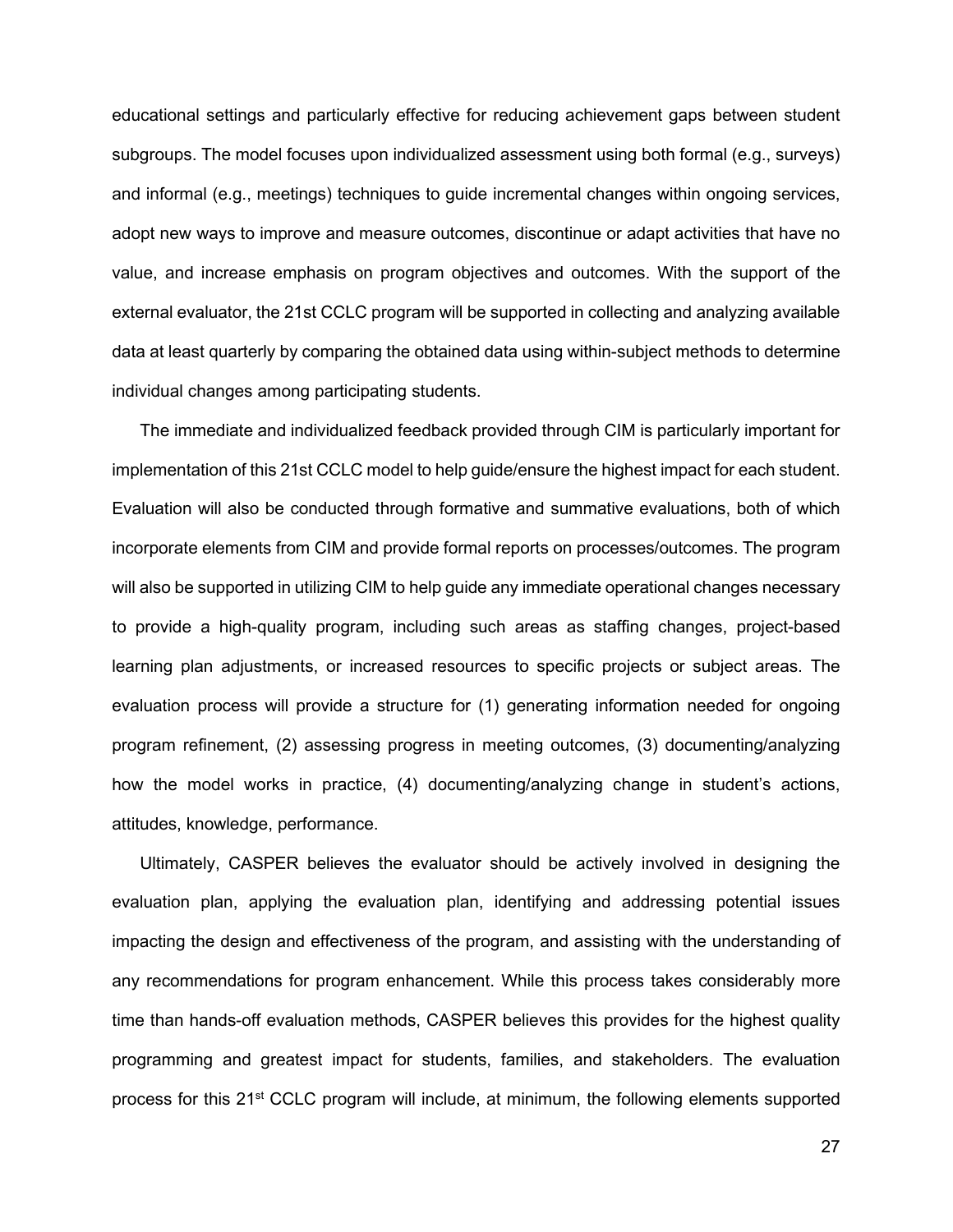educational settings and particularly effective for reducing achievement gaps between student subgroups. The model focuses upon individualized assessment using both formal (e.g., surveys) and informal (e.g., meetings) techniques to guide incremental changes within ongoing services, adopt new ways to improve and measure outcomes, discontinue or adapt activities that have no value, and increase emphasis on program objectives and outcomes. With the support of the external evaluator, the 21st CCLC program will be supported in collecting and analyzing available data at least quarterly by comparing the obtained data using within-subject methods to determine individual changes among participating students.

The immediate and individualized feedback provided through CIM is particularly important for implementation of this 21st CCLC model to help guide/ensure the highest impact for each student. Evaluation will also be conducted through formative and summative evaluations, both of which incorporate elements from CIM and provide formal reports on processes/outcomes. The program will also be supported in utilizing CIM to help guide any immediate operational changes necessary to provide a high-quality program, including such areas as staffing changes, project-based learning plan adjustments, or increased resources to specific projects or subject areas. The evaluation process will provide a structure for (1) generating information needed for ongoing program refinement, (2) assessing progress in meeting outcomes, (3) documenting/analyzing how the model works in practice, (4) documenting/analyzing change in student's actions, attitudes, knowledge, performance.

Ultimately, CASPER believes the evaluator should be actively involved in designing the evaluation plan, applying the evaluation plan, identifying and addressing potential issues impacting the design and effectiveness of the program, and assisting with the understanding of any recommendations for program enhancement. While this process takes considerably more time than hands-off evaluation methods, CASPER believes this provides for the highest quality programming and greatest impact for students, families, and stakeholders. The evaluation process for this 21st CCLC program will include, at minimum, the following elements supported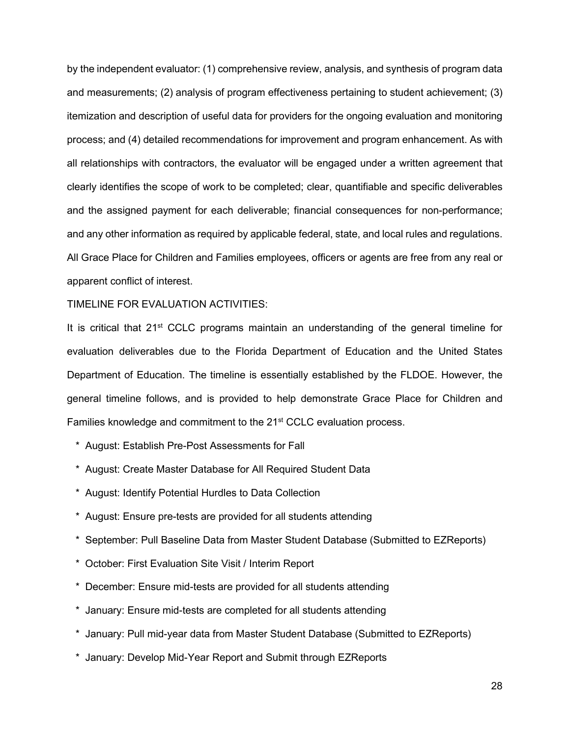by the independent evaluator: (1) comprehensive review, analysis, and synthesis of program data and measurements; (2) analysis of program effectiveness pertaining to student achievement; (3) itemization and description of useful data for providers for the ongoing evaluation and monitoring process; and (4) detailed recommendations for improvement and program enhancement. As with all relationships with contractors, the evaluator will be engaged under a written agreement that clearly identifies the scope of work to be completed; clear, quantifiable and specific deliverables and the assigned payment for each deliverable; financial consequences for non-performance; and any other information as required by applicable federal, state, and local rules and regulations. All Grace Place for Children and Families employees, officers or agents are free from any real or apparent conflict of interest.

TIMELINE FOR EVALUATION ACTIVITIES:

It is critical that 21st CCLC programs maintain an understanding of the general timeline for evaluation deliverables due to the Florida Department of Education and the United States Department of Education. The timeline is essentially established by the FLDOE. However, the general timeline follows, and is provided to help demonstrate Grace Place for Children and Families knowledge and commitment to the 21st CCLC evaluation process.

* August: Establish Pre-Post Assessments for Fall
* August: Create Master Database for All Required Student Data
* August: Identify Potential Hurdles to Data Collection
* August: Ensure pre-tests are provided for all students attending
* September: Pull Baseline Data from Master Student Database (Submitted to EZReports)
* October: First Evaluation Site Visit / Interim Report
* December: Ensure mid-tests are provided for all students attending
* January: Ensure mid-tests are completed for all students attending
* January: Pull mid-year data from Master Student Database (Submitted to EZReports)
* January: Develop Mid-Year Report and Submit through EZReports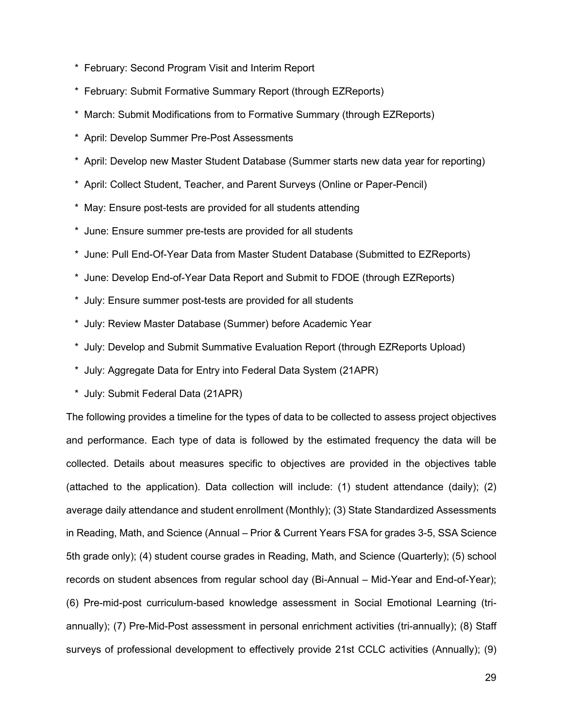* February: Second Program Visit and Interim Report
* February: Submit Formative Summary Report (through EZReports)
* March: Submit Modifications from to Formative Summary (through EZReports)
* April: Develop Summer Pre-Post Assessments
* April: Develop new Master Student Database (Summer starts new data year for reporting)
* April: Collect Student, Teacher, and Parent Surveys (Online or Paper-Pencil)
* May: Ensure post-tests are provided for all students attending
* June: Ensure summer pre-tests are provided for all students
* June: Pull End-Of-Year Data from Master Student Database (Submitted to EZReports)
* June: Develop End-of-Year Data Report and Submit to FDOE (through EZReports)
* July: Ensure summer post-tests are provided for all students
* July: Review Master Database (Summer) before Academic Year
* July: Develop and Submit Summative Evaluation Report (through EZReports Upload)
* July: Aggregate Data for Entry into Federal Data System (21APR)
* July: Submit Federal Data (21APR)

The following provides a timeline for the types of data to be collected to assess project objectives and performance. Each type of data is followed by the estimated frequency the data will be collected. Details about measures specific to objectives are provided in the objectives table (attached to the application). Data collection will include: (1) student attendance (daily); (2) average daily attendance and student enrollment (Monthly); (3) State Standardized Assessments in Reading, Math, and Science (Annual – Prior & Current Years FSA for grades 3-5, SSA Science 5th grade only); (4) student course grades in Reading, Math, and Science (Quarterly); (5) school records on student absences from regular school day (Bi-Annual – Mid-Year and End-of-Year); (6) Pre-mid-post curriculum-based knowledge assessment in Social Emotional Learning (tri-annually); (7) Pre-Mid-Post assessment in personal enrichment activities (tri-annually); (8) Staff surveys of professional development to effectively provide 21st CCLC activities (Annually); (9)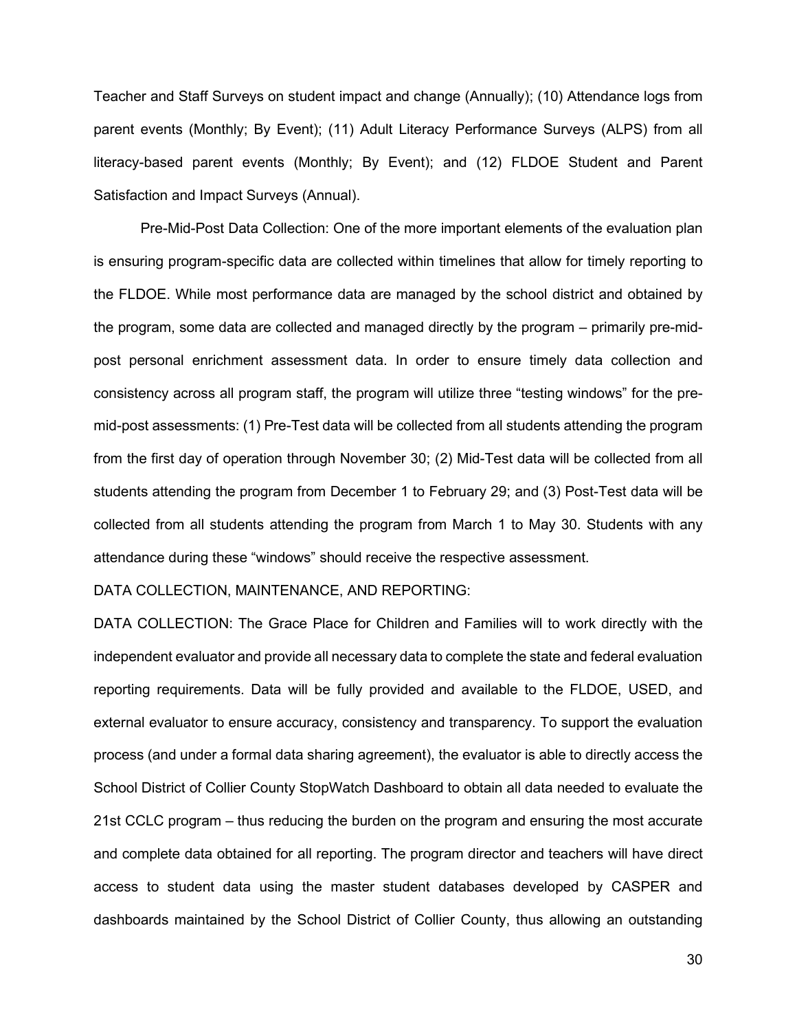Teacher and Staff Surveys on student impact and change (Annually); (10) Attendance logs from parent events (Monthly; By Event); (11) Adult Literacy Performance Surveys (ALPS) from all literacy-based parent events (Monthly; By Event); and (12) FLDOE Student and Parent Satisfaction and Impact Surveys (Annual).

Pre-Mid-Post Data Collection: One of the more important elements of the evaluation plan is ensuring program-specific data are collected within timelines that allow for timely reporting to the FLDOE. While most performance data are managed by the school district and obtained by the program, some data are collected and managed directly by the program – primarily pre-mid-post personal enrichment assessment data. In order to ensure timely data collection and consistency across all program staff, the program will utilize three "testing windows" for the pre-mid-post assessments: (1) Pre-Test data will be collected from all students attending the program from the first day of operation through November 30; (2) Mid-Test data will be collected from all students attending the program from December 1 to February 29; and (3) Post-Test data will be collected from all students attending the program from March 1 to May 30. Students with any attendance during these "windows" should receive the respective assessment.

DATA COLLECTION, MAINTENANCE, AND REPORTING:

DATA COLLECTION: The Grace Place for Children and Families will to work directly with the independent evaluator and provide all necessary data to complete the state and federal evaluation reporting requirements. Data will be fully provided and available to the FLDOE, USED, and external evaluator to ensure accuracy, consistency and transparency. To support the evaluation process (and under a formal data sharing agreement), the evaluator is able to directly access the School District of Collier County StopWatch Dashboard to obtain all data needed to evaluate the 21st CCLC program – thus reducing the burden on the program and ensuring the most accurate and complete data obtained for all reporting. The program director and teachers will have direct access to student data using the master student databases developed by CASPER and dashboards maintained by the School District of Collier County, thus allowing an outstanding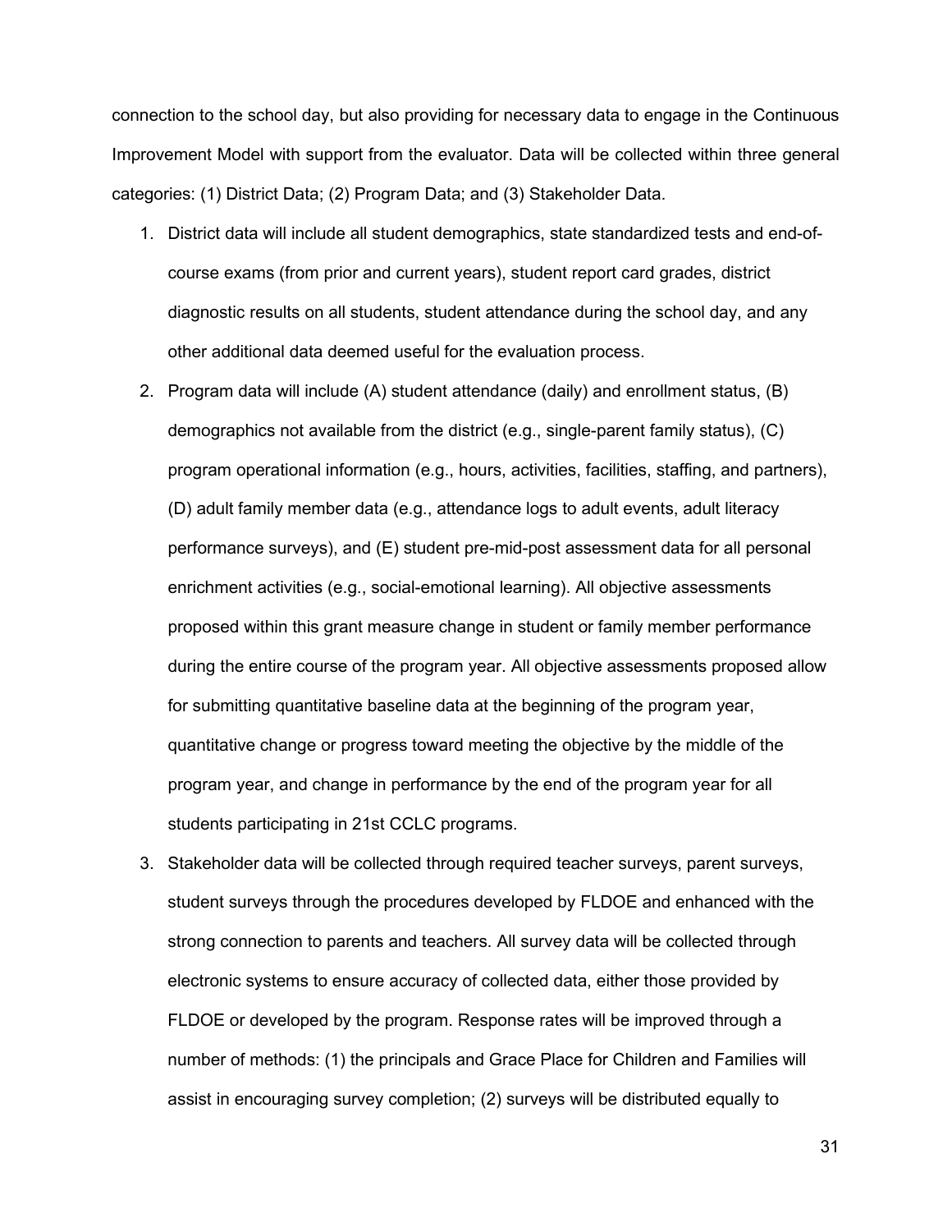connection to the school day, but also providing for necessary data to engage in the Continuous Improvement Model with support from the evaluator. Data will be collected within three general categories: (1) District Data; (2) Program Data; and (3) Stakeholder Data.

1. District data will include all student demographics, state standardized tests and end-of-course exams (from prior and current years), student report card grades, district diagnostic results on all students, student attendance during the school day, and any other additional data deemed useful for the evaluation process.
2. Program data will include (A) student attendance (daily) and enrollment status, (B) demographics not available from the district (e.g., single-parent family status), (C) program operational information (e.g., hours, activities, facilities, staffing, and partners), (D) adult family member data (e.g., attendance logs to adult events, adult literacy performance surveys), and (E) student pre-mid-post assessment data for all personal enrichment activities (e.g., social-emotional learning). All objective assessments proposed within this grant measure change in student or family member performance during the entire course of the program year. All objective assessments proposed allow for submitting quantitative baseline data at the beginning of the program year, quantitative change or progress toward meeting the objective by the middle of the program year, and change in performance by the end of the program year for all students participating in 21st CCLC programs.
3. Stakeholder data will be collected through required teacher surveys, parent surveys, student surveys through the procedures developed by FLDOE and enhanced with the strong connection to parents and teachers. All survey data will be collected through electronic systems to ensure accuracy of collected data, either those provided by FLDOE or developed by the program. Response rates will be improved through a number of methods: (1) the principals and Grace Place for Children and Families will assist in encouraging survey completion; (2) surveys will be distributed equally to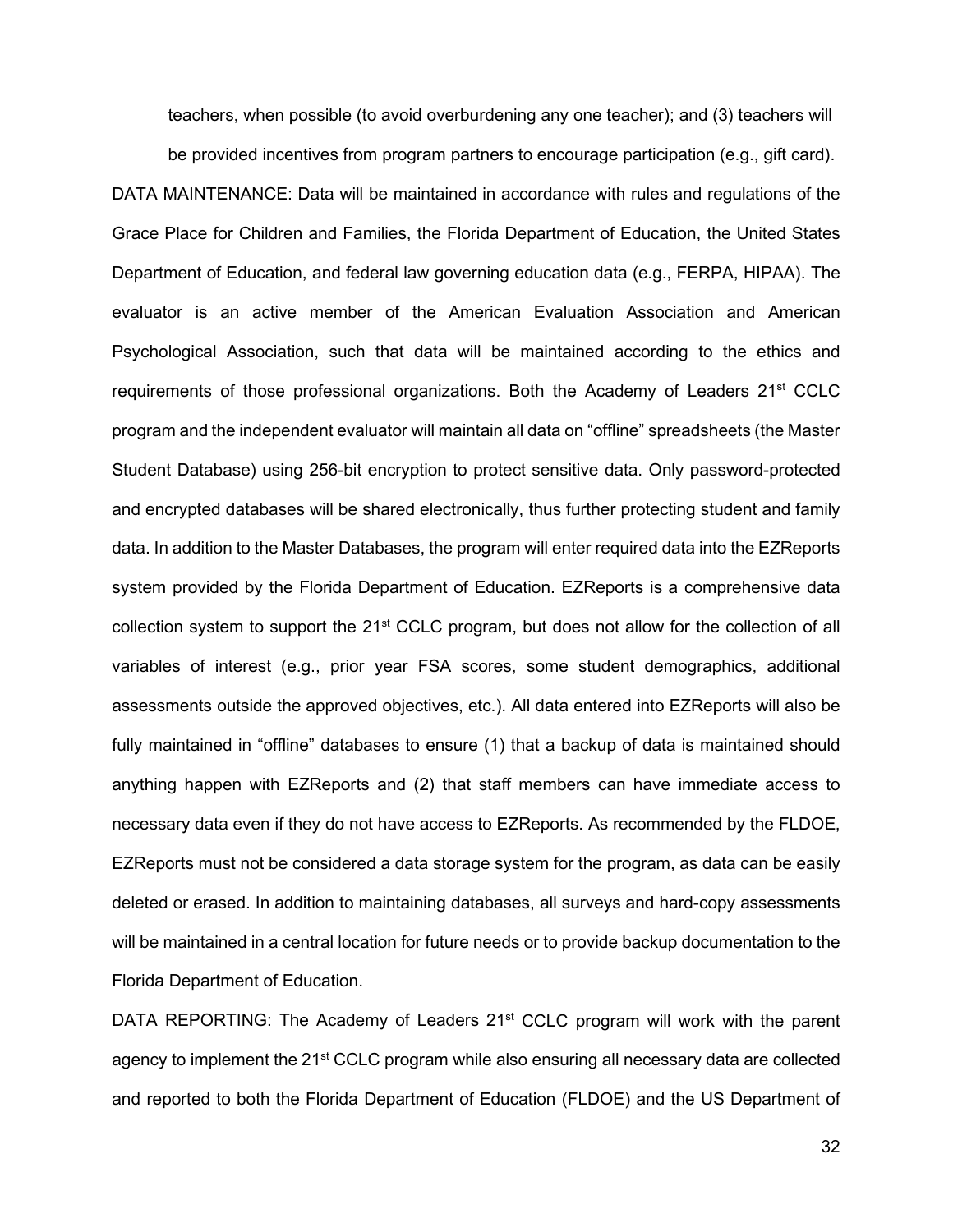teachers, when possible (to avoid overburdening any one teacher); and (3) teachers will be provided incentives from program partners to encourage participation (e.g., gift card).

DATA MAINTENANCE: Data will be maintained in accordance with rules and regulations of the Grace Place for Children and Families, the Florida Department of Education, the United States Department of Education, and federal law governing education data (e.g., FERPA, HIPAA). The evaluator is an active member of the American Evaluation Association and American Psychological Association, such that data will be maintained according to the ethics and requirements of those professional organizations. Both the Academy of Leaders 21st CCLC program and the independent evaluator will maintain all data on "offline" spreadsheets (the Master Student Database) using 256-bit encryption to protect sensitive data. Only password-protected and encrypted databases will be shared electronically, thus further protecting student and family data. In addition to the Master Databases, the program will enter required data into the EZReports system provided by the Florida Department of Education. EZReports is a comprehensive data collection system to support the 21st CCLC program, but does not allow for the collection of all variables of interest (e.g., prior year FSA scores, some student demographics, additional assessments outside the approved objectives, etc.). All data entered into EZReports will also be fully maintained in "offline" databases to ensure (1) that a backup of data is maintained should anything happen with EZReports and (2) that staff members can have immediate access to necessary data even if they do not have access to EZReports. As recommended by the FLDOE, EZReports must not be considered a data storage system for the program, as data can be easily deleted or erased. In addition to maintaining databases, all surveys and hard-copy assessments will be maintained in a central location for future needs or to provide backup documentation to the Florida Department of Education.

DATA REPORTING: The Academy of Leaders 21st CCLC program will work with the parent agency to implement the 21st CCLC program while also ensuring all necessary data are collected and reported to both the Florida Department of Education (FLDOE) and the US Department of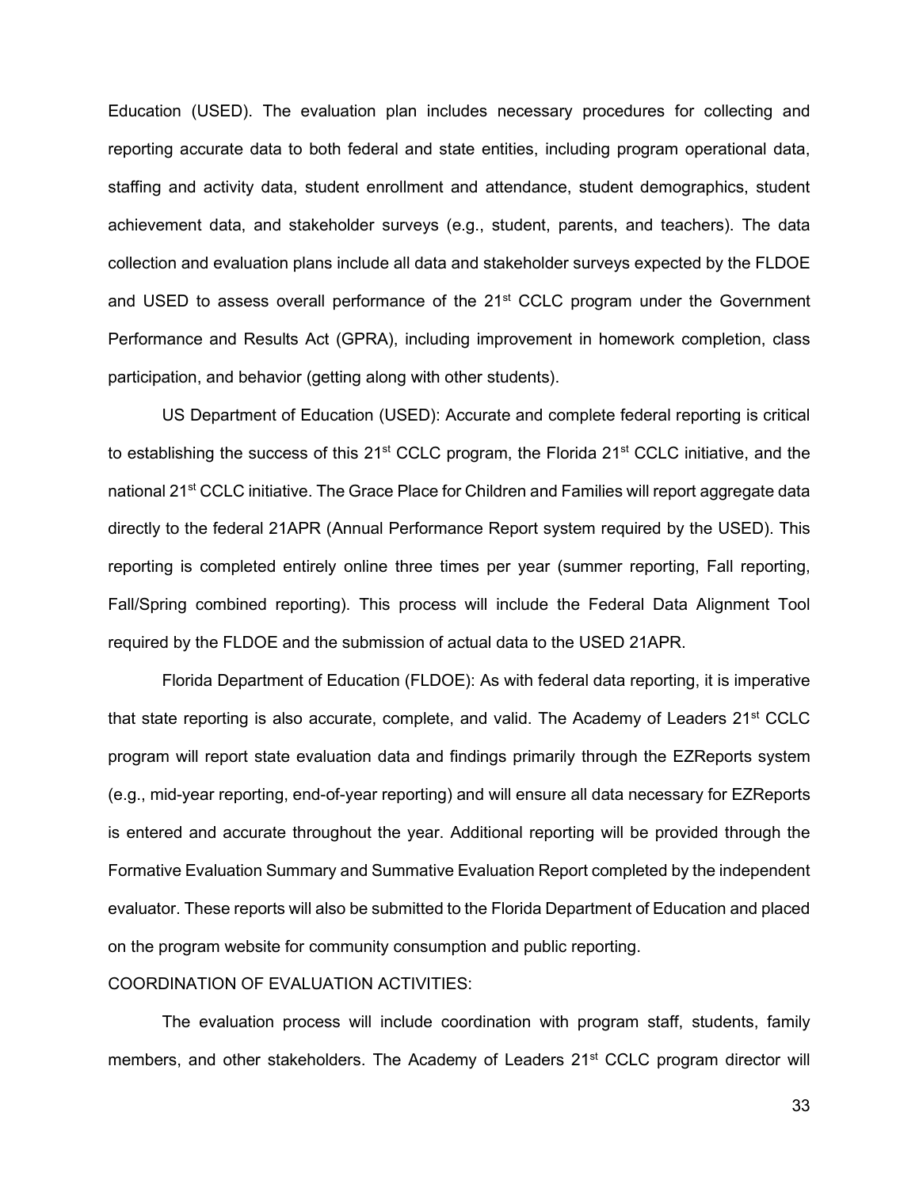Education (USED). The evaluation plan includes necessary procedures for collecting and reporting accurate data to both federal and state entities, including program operational data, staffing and activity data, student enrollment and attendance, student demographics, student achievement data, and stakeholder surveys (e.g., student, parents, and teachers). The data collection and evaluation plans include all data and stakeholder surveys expected by the FLDOE and USED to assess overall performance of the 21st CCLC program under the Government Performance and Results Act (GPRA), including improvement in homework completion, class participation, and behavior (getting along with other students).

US Department of Education (USED): Accurate and complete federal reporting is critical to establishing the success of this 21st CCLC program, the Florida 21st CCLC initiative, and the national 21st CCLC initiative. The Grace Place for Children and Families will report aggregate data directly to the federal 21APR (Annual Performance Report system required by the USED). This reporting is completed entirely online three times per year (summer reporting, Fall reporting, Fall/Spring combined reporting). This process will include the Federal Data Alignment Tool required by the FLDOE and the submission of actual data to the USED 21APR.

Florida Department of Education (FLDOE): As with federal data reporting, it is imperative that state reporting is also accurate, complete, and valid. The Academy of Leaders 21st CCLC program will report state evaluation data and findings primarily through the EZReports system (e.g., mid-year reporting, end-of-year reporting) and will ensure all data necessary for EZReports is entered and accurate throughout the year. Additional reporting will be provided through the Formative Evaluation Summary and Summative Evaluation Report completed by the independent evaluator. These reports will also be submitted to the Florida Department of Education and placed on the program website for community consumption and public reporting.

COORDINATION OF EVALUATION ACTIVITIES:

The evaluation process will include coordination with program staff, students, family members, and other stakeholders. The Academy of Leaders 21st CCLC program director will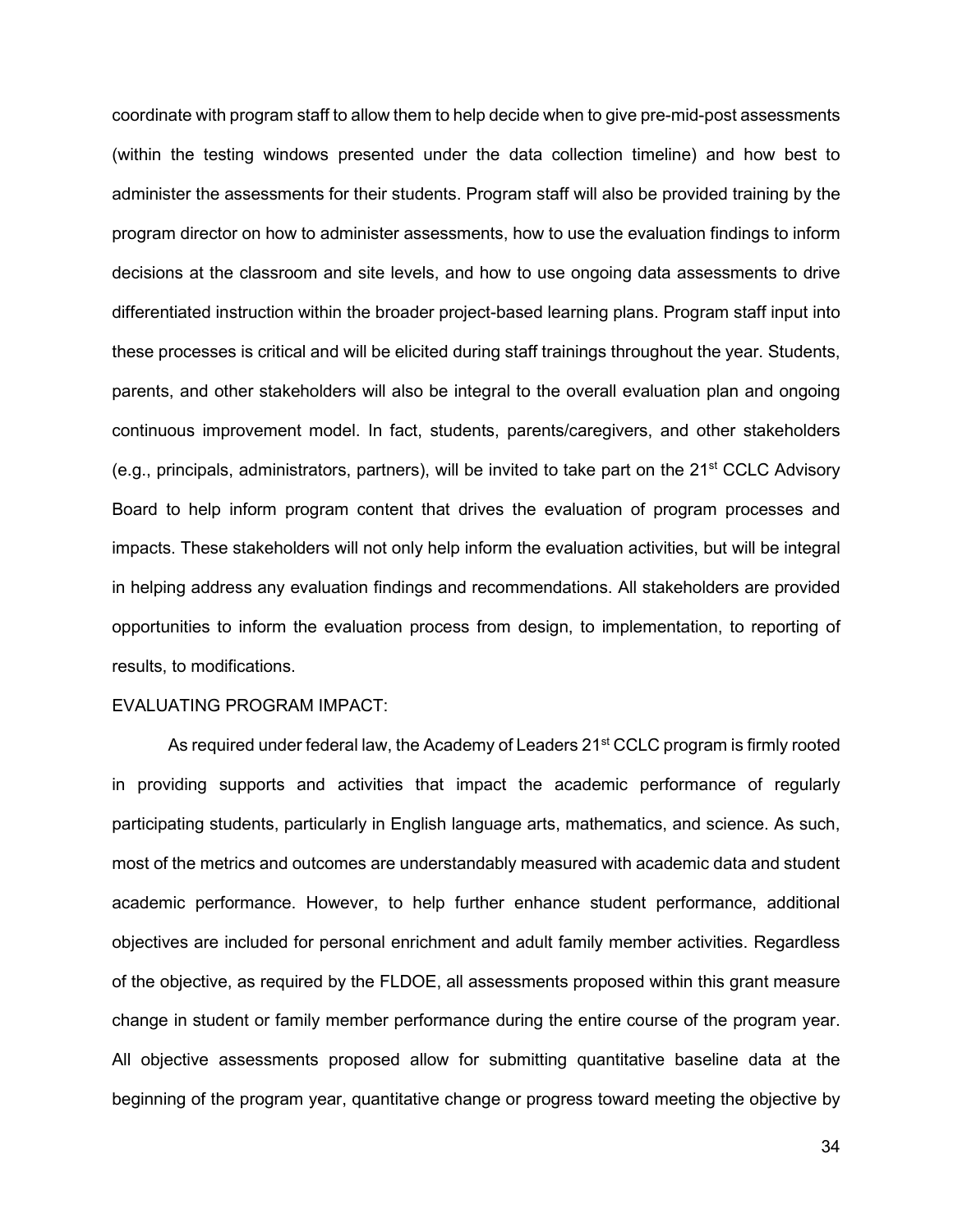coordinate with program staff to allow them to help decide when to give pre-mid-post assessments (within the testing windows presented under the data collection timeline) and how best to administer the assessments for their students. Program staff will also be provided training by the program director on how to administer assessments, how to use the evaluation findings to inform decisions at the classroom and site levels, and how to use ongoing data assessments to drive differentiated instruction within the broader project-based learning plans. Program staff input into these processes is critical and will be elicited during staff trainings throughout the year. Students, parents, and other stakeholders will also be integral to the overall evaluation plan and ongoing continuous improvement model. In fact, students, parents/caregivers, and other stakeholders (e.g., principals, administrators, partners), will be invited to take part on the 21st CCLC Advisory Board to help inform program content that drives the evaluation of program processes and impacts. These stakeholders will not only help inform the evaluation activities, but will be integral in helping address any evaluation findings and recommendations. All stakeholders are provided opportunities to inform the evaluation process from design, to implementation, to reporting of results, to modifications.

EVALUATING PROGRAM IMPACT:

As required under federal law, the Academy of Leaders 21st CCLC program is firmly rooted in providing supports and activities that impact the academic performance of regularly participating students, particularly in English language arts, mathematics, and science. As such, most of the metrics and outcomes are understandably measured with academic data and student academic performance. However, to help further enhance student performance, additional objectives are included for personal enrichment and adult family member activities. Regardless of the objective, as required by the FLDOE, all assessments proposed within this grant measure change in student or family member performance during the entire course of the program year. All objective assessments proposed allow for submitting quantitative baseline data at the beginning of the program year, quantitative change or progress toward meeting the objective by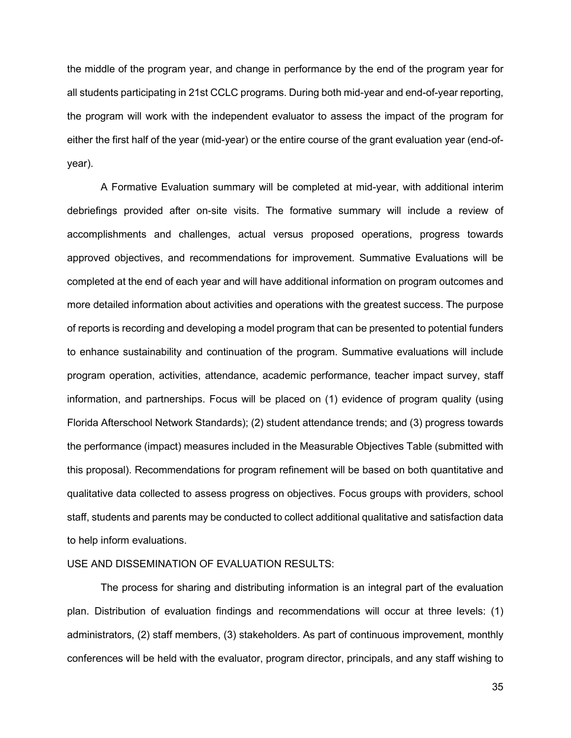the middle of the program year, and change in performance by the end of the program year for all students participating in 21st CCLC programs. During both mid-year and end-of-year reporting, the program will work with the independent evaluator to assess the impact of the program for either the first half of the year (mid-year) or the entire course of the grant evaluation year (end-of-year).

A Formative Evaluation summary will be completed at mid-year, with additional interim debriefings provided after on-site visits. The formative summary will include a review of accomplishments and challenges, actual versus proposed operations, progress towards approved objectives, and recommendations for improvement. Summative Evaluations will be completed at the end of each year and will have additional information on program outcomes and more detailed information about activities and operations with the greatest success. The purpose of reports is recording and developing a model program that can be presented to potential funders to enhance sustainability and continuation of the program. Summative evaluations will include program operation, activities, attendance, academic performance, teacher impact survey, staff information, and partnerships. Focus will be placed on (1) evidence of program quality (using Florida Afterschool Network Standards); (2) student attendance trends; and (3) progress towards the performance (impact) measures included in the Measurable Objectives Table (submitted with this proposal). Recommendations for program refinement will be based on both quantitative and qualitative data collected to assess progress on objectives. Focus groups with providers, school staff, students and parents may be conducted to collect additional qualitative and satisfaction data to help inform evaluations.

USE AND DISSEMINATION OF EVALUATION RESULTS:

The process for sharing and distributing information is an integral part of the evaluation plan. Distribution of evaluation findings and recommendations will occur at three levels: (1) administrators, (2) staff members, (3) stakeholders. As part of continuous improvement, monthly conferences will be held with the evaluator, program director, principals, and any staff wishing to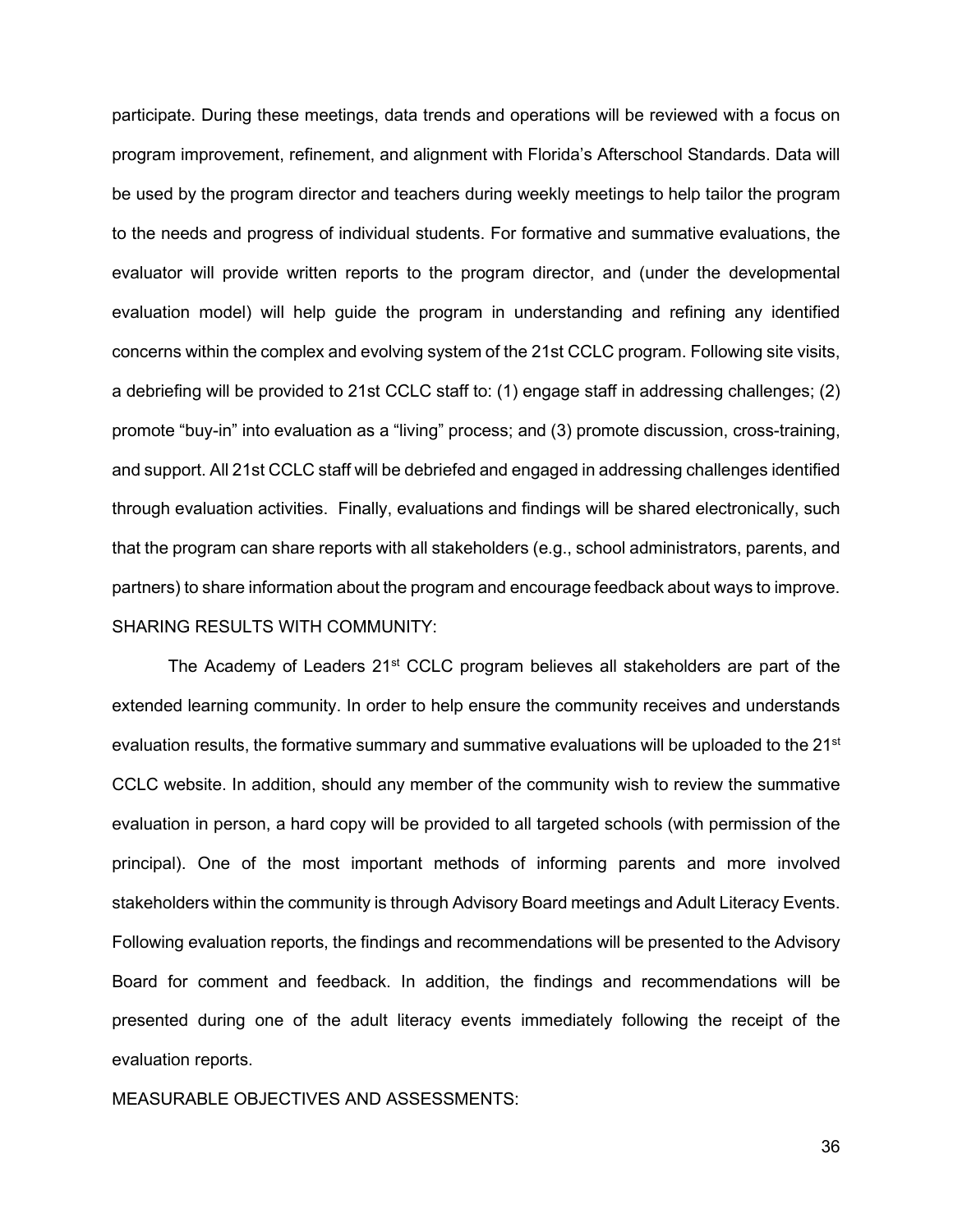participate. During these meetings, data trends and operations will be reviewed with a focus on program improvement, refinement, and alignment with Florida's Afterschool Standards. Data will be used by the program director and teachers during weekly meetings to help tailor the program to the needs and progress of individual students. For formative and summative evaluations, the evaluator will provide written reports to the program director, and (under the developmental evaluation model) will help guide the program in understanding and refining any identified concerns within the complex and evolving system of the 21st CCLC program. Following site visits, a debriefing will be provided to 21st CCLC staff to: (1) engage staff in addressing challenges; (2) promote "buy-in" into evaluation as a "living" process; and (3) promote discussion, cross-training, and support. All 21st CCLC staff will be debriefed and engaged in addressing challenges identified through evaluation activities. Finally, evaluations and findings will be shared electronically, such that the program can share reports with all stakeholders (e.g., school administrators, parents, and partners) to share information about the program and encourage feedback about ways to improve.

SHARING RESULTS WITH COMMUNITY:

The Academy of Leaders 21st CCLC program believes all stakeholders are part of the extended learning community. In order to help ensure the community receives and understands evaluation results, the formative summary and summative evaluations will be uploaded to the 21st CCLC website. In addition, should any member of the community wish to review the summative evaluation in person, a hard copy will be provided to all targeted schools (with permission of the principal). One of the most important methods of informing parents and more involved stakeholders within the community is through Advisory Board meetings and Adult Literacy Events. Following evaluation reports, the findings and recommendations will be presented to the Advisory Board for comment and feedback. In addition, the findings and recommendations will be presented during one of the adult literacy events immediately following the receipt of the evaluation reports.

MEASURABLE OBJECTIVES AND ASSESSMENTS: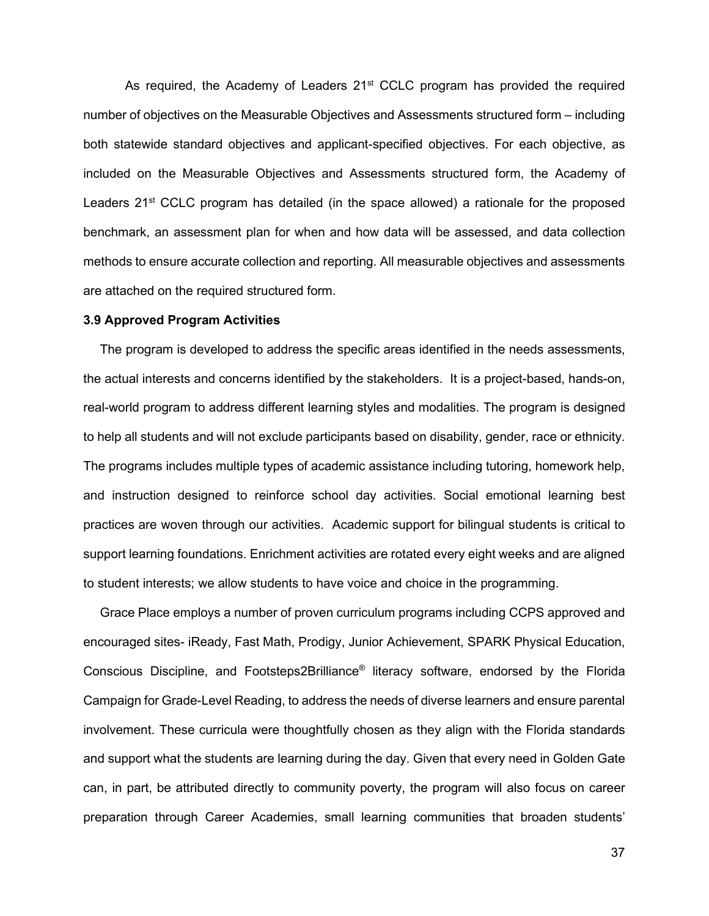As required, the Academy of Leaders 21st CCLC program has provided the required number of objectives on the Measurable Objectives and Assessments structured form – including both statewide standard objectives and applicant-specified objectives. For each objective, as included on the Measurable Objectives and Assessments structured form, the Academy of Leaders 21st CCLC program has detailed (in the space allowed) a rationale for the proposed benchmark, an assessment plan for when and how data will be assessed, and data collection methods to ensure accurate collection and reporting. All measurable objectives and assessments are attached on the required structured form.

**3.9 Approved Program Activities**

The program is developed to address the specific areas identified in the needs assessments, the actual interests and concerns identified by the stakeholders. It is a project-based, hands-on, real-world program to address different learning styles and modalities. The program is designed to help all students and will not exclude participants based on disability, gender, race or ethnicity. The programs includes multiple types of academic assistance including tutoring, homework help, and instruction designed to reinforce school day activities. Social emotional learning best practices are woven through our activities. Academic support for bilingual students is critical to support learning foundations. Enrichment activities are rotated every eight weeks and are aligned to student interests; we allow students to have voice and choice in the programming.

Grace Place employs a number of proven curriculum programs including CCPS approved and encouraged sites- iReady, Fast Math, Prodigy, Junior Achievement, SPARK Physical Education, Conscious Discipline, and Footsteps2Brilliance® literacy software, endorsed by the Florida Campaign for Grade-Level Reading, to address the needs of diverse learners and ensure parental involvement. These curricula were thoughtfully chosen as they align with the Florida standards and support what the students are learning during the day. Given that every need in Golden Gate can, in part, be attributed directly to community poverty, the program will also focus on career preparation through Career Academies, small learning communities that broaden students'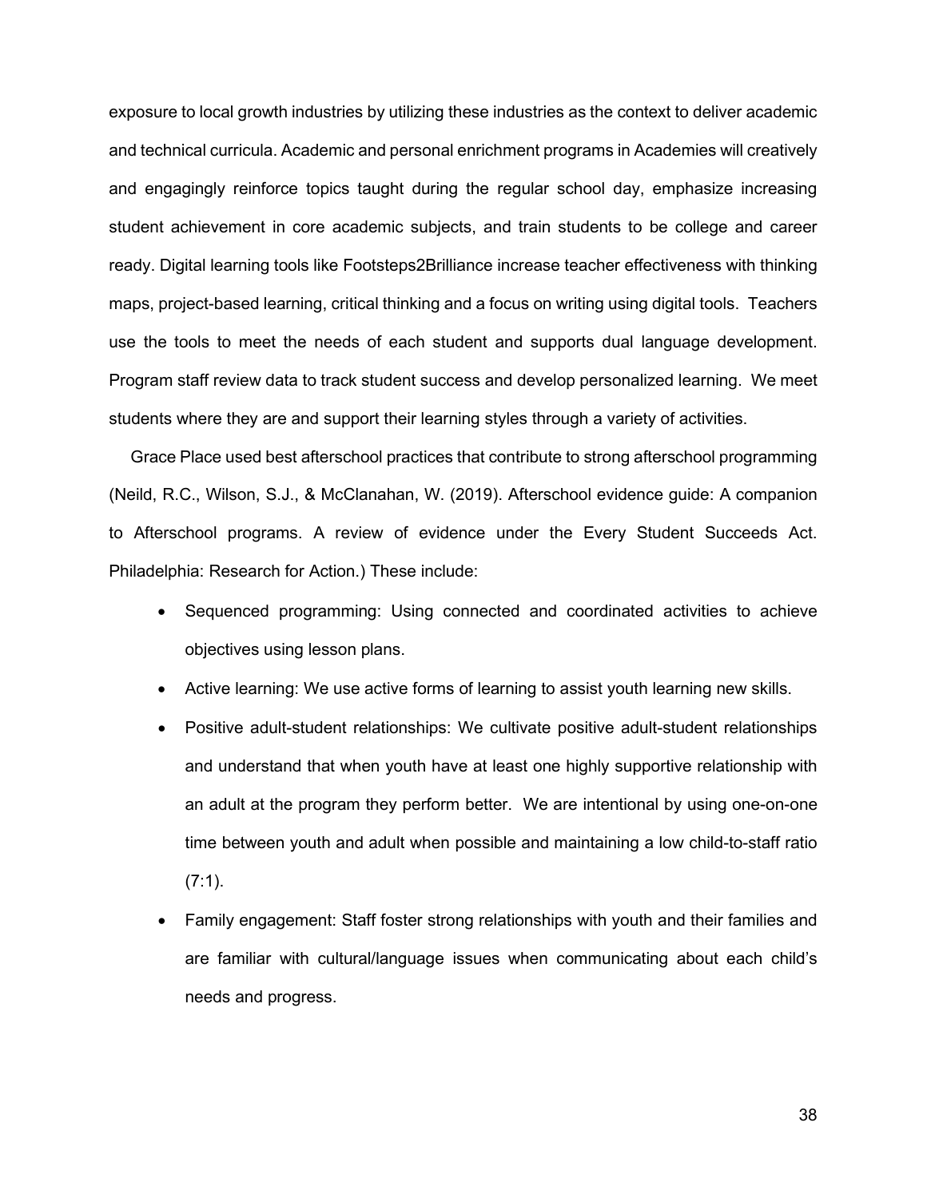exposure to local growth industries by utilizing these industries as the context to deliver academic and technical curricula. Academic and personal enrichment programs in Academies will creatively and engagingly reinforce topics taught during the regular school day, emphasize increasing student achievement in core academic subjects, and train students to be college and career ready. Digital learning tools like Footsteps2Brilliance increase teacher effectiveness with thinking maps, project-based learning, critical thinking and a focus on writing using digital tools. Teachers use the tools to meet the needs of each student and supports dual language development. Program staff review data to track student success and develop personalized learning. We meet students where they are and support their learning styles through a variety of activities.

Grace Place used best afterschool practices that contribute to strong afterschool programming (Neild, R.C., Wilson, S.J., & McClanahan, W. (2019). Afterschool evidence guide: A companion to Afterschool programs. A review of evidence under the Every Student Succeeds Act. Philadelphia: Research for Action.) These include:

- Sequenced programming: Using connected and coordinated activities to achieve objectives using lesson plans.
- Active learning: We use active forms of learning to assist youth learning new skills.
- Positive adult-student relationships: We cultivate positive adult-student relationships and understand that when youth have at least one highly supportive relationship with an adult at the program they perform better. We are intentional by using one-on-one time between youth and adult when possible and maintaining a low child-to-staff ratio (7:1).
- Family engagement: Staff foster strong relationships with youth and their families and are familiar with cultural/language issues when communicating about each child's needs and progress.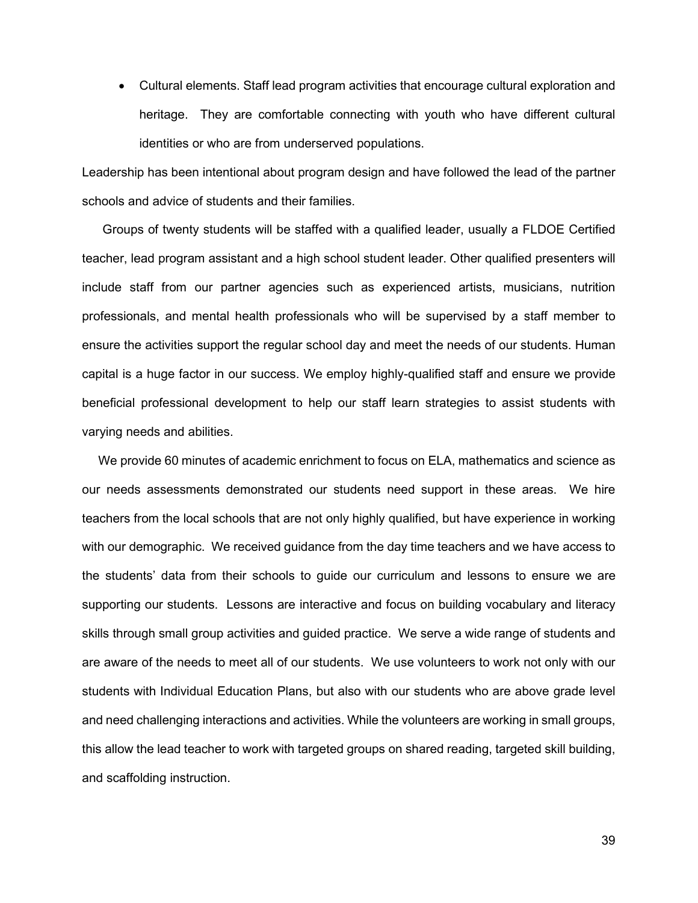- Cultural elements. Staff lead program activities that encourage cultural exploration and heritage. They are comfortable connecting with youth who have different cultural identities or who are from underserved populations.

Leadership has been intentional about program design and have followed the lead of the partner schools and advice of students and their families.

Groups of twenty students will be staffed with a qualified leader, usually a FLDOE Certified teacher, lead program assistant and a high school student leader. Other qualified presenters will include staff from our partner agencies such as experienced artists, musicians, nutrition professionals, and mental health professionals who will be supervised by a staff member to ensure the activities support the regular school day and meet the needs of our students. Human capital is a huge factor in our success. We employ highly-qualified staff and ensure we provide beneficial professional development to help our staff learn strategies to assist students with varying needs and abilities.

We provide 60 minutes of academic enrichment to focus on ELA, mathematics and science as our needs assessments demonstrated our students need support in these areas. We hire teachers from the local schools that are not only highly qualified, but have experience in working with our demographic. We received guidance from the day time teachers and we have access to the students' data from their schools to guide our curriculum and lessons to ensure we are supporting our students. Lessons are interactive and focus on building vocabulary and literacy skills through small group activities and guided practice. We serve a wide range of students and are aware of the needs to meet all of our students. We use volunteers to work not only with our students with Individual Education Plans, but also with our students who are above grade level and need challenging interactions and activities. While the volunteers are working in small groups, this allow the lead teacher to work with targeted groups on shared reading, targeted skill building, and scaffolding instruction.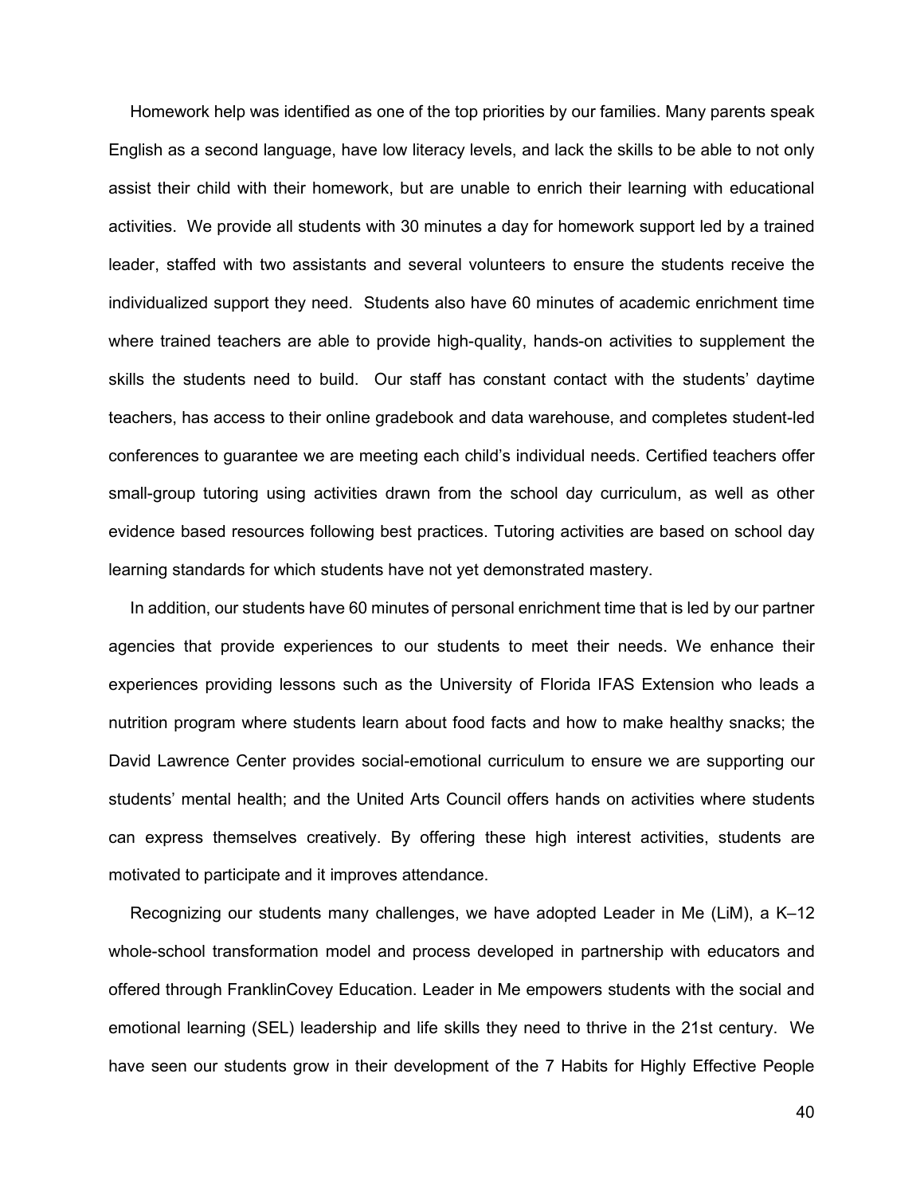Homework help was identified as one of the top priorities by our families. Many parents speak English as a second language, have low literacy levels, and lack the skills to be able to not only assist their child with their homework, but are unable to enrich their learning with educational activities. We provide all students with 30 minutes a day for homework support led by a trained leader, staffed with two assistants and several volunteers to ensure the students receive the individualized support they need. Students also have 60 minutes of academic enrichment time where trained teachers are able to provide high-quality, hands-on activities to supplement the skills the students need to build. Our staff has constant contact with the students' daytime teachers, has access to their online gradebook and data warehouse, and completes student-led conferences to guarantee we are meeting each child's individual needs. Certified teachers offer small-group tutoring using activities drawn from the school day curriculum, as well as other evidence based resources following best practices. Tutoring activities are based on school day learning standards for which students have not yet demonstrated mastery.

In addition, our students have 60 minutes of personal enrichment time that is led by our partner agencies that provide experiences to our students to meet their needs. We enhance their experiences providing lessons such as the University of Florida IFAS Extension who leads a nutrition program where students learn about food facts and how to make healthy snacks; the David Lawrence Center provides social-emotional curriculum to ensure we are supporting our students' mental health; and the United Arts Council offers hands on activities where students can express themselves creatively. By offering these high interest activities, students are motivated to participate and it improves attendance.

Recognizing our students many challenges, we have adopted Leader in Me (LiM), a K–12 whole-school transformation model and process developed in partnership with educators and offered through FranklinCovey Education. Leader in Me empowers students with the social and emotional learning (SEL) leadership and life skills they need to thrive in the 21st century. We have seen our students grow in their development of the 7 Habits for Highly Effective People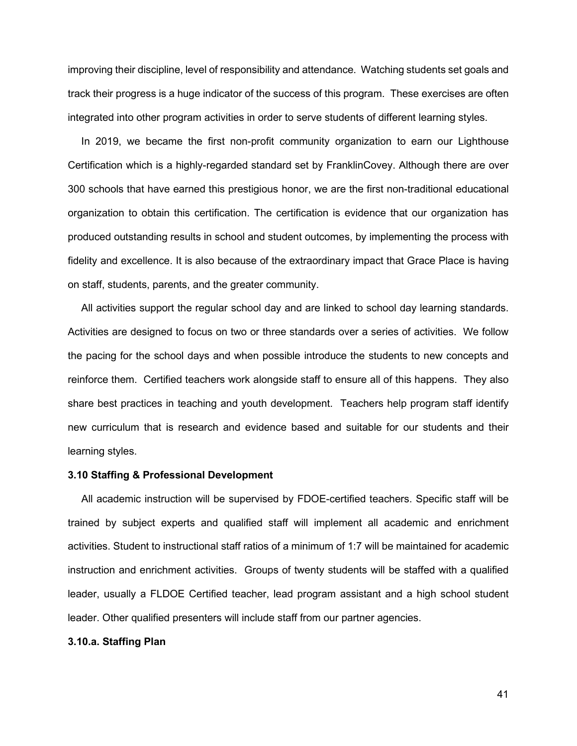improving their discipline, level of responsibility and attendance. Watching students set goals and track their progress is a huge indicator of the success of this program. These exercises are often integrated into other program activities in order to serve students of different learning styles.

In 2019, we became the first non-profit community organization to earn our Lighthouse Certification which is a highly-regarded standard set by FranklinCovey. Although there are over 300 schools that have earned this prestigious honor, we are the first non-traditional educational organization to obtain this certification. The certification is evidence that our organization has produced outstanding results in school and student outcomes, by implementing the process with fidelity and excellence. It is also because of the extraordinary impact that Grace Place is having on staff, students, parents, and the greater community.

All activities support the regular school day and are linked to school day learning standards. Activities are designed to focus on two or three standards over a series of activities. We follow the pacing for the school days and when possible introduce the students to new concepts and reinforce them. Certified teachers work alongside staff to ensure all of this happens. They also share best practices in teaching and youth development. Teachers help program staff identify new curriculum that is research and evidence based and suitable for our students and their learning styles.

**3.10 Staffing & Professional Development**

All academic instruction will be supervised by FDOE-certified teachers. Specific staff will be trained by subject experts and qualified staff will implement all academic and enrichment activities. Student to instructional staff ratios of a minimum of 1:7 will be maintained for academic instruction and enrichment activities. Groups of twenty students will be staffed with a qualified leader, usually a FLDOE Certified teacher, lead program assistant and a high school student leader. Other qualified presenters will include staff from our partner agencies.

**3.10.a. Staffing Plan**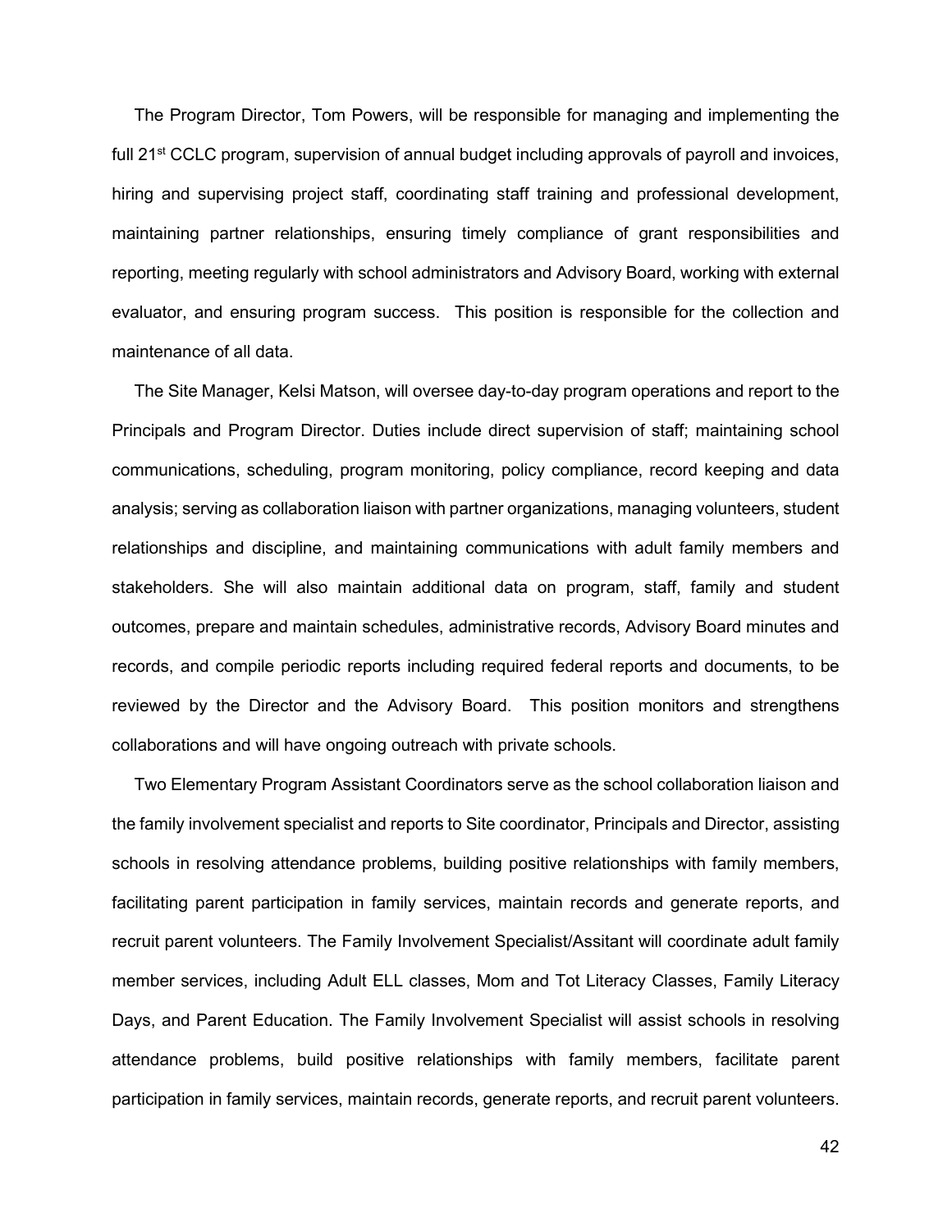The Program Director, Tom Powers, will be responsible for managing and implementing the full 21st CCLC program, supervision of annual budget including approvals of payroll and invoices, hiring and supervising project staff, coordinating staff training and professional development, maintaining partner relationships, ensuring timely compliance of grant responsibilities and reporting, meeting regularly with school administrators and Advisory Board, working with external evaluator, and ensuring program success. This position is responsible for the collection and maintenance of all data.

The Site Manager, Kelsi Matson, will oversee day-to-day program operations and report to the Principals and Program Director. Duties include direct supervision of staff; maintaining school communications, scheduling, program monitoring, policy compliance, record keeping and data analysis; serving as collaboration liaison with partner organizations, managing volunteers, student relationships and discipline, and maintaining communications with adult family members and stakeholders. She will also maintain additional data on program, staff, family and student outcomes, prepare and maintain schedules, administrative records, Advisory Board minutes and records, and compile periodic reports including required federal reports and documents, to be reviewed by the Director and the Advisory Board. This position monitors and strengthens collaborations and will have ongoing outreach with private schools.

Two Elementary Program Assistant Coordinators serve as the school collaboration liaison and the family involvement specialist and reports to Site coordinator, Principals and Director, assisting schools in resolving attendance problems, building positive relationships with family members, facilitating parent participation in family services, maintain records and generate reports, and recruit parent volunteers. The Family Involvement Specialist/Assitant will coordinate adult family member services, including Adult ELL classes, Mom and Tot Literacy Classes, Family Literacy Days, and Parent Education. The Family Involvement Specialist will assist schools in resolving attendance problems, build positive relationships with family members, facilitate parent participation in family services, maintain records, generate reports, and recruit parent volunteers.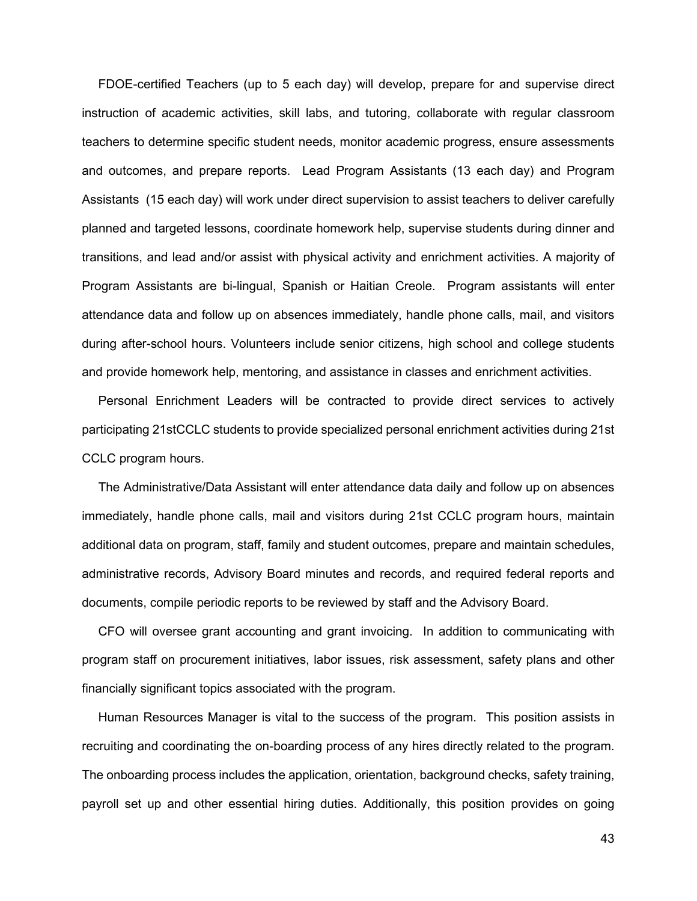FDOE-certified Teachers (up to 5 each day) will develop, prepare for and supervise direct instruction of academic activities, skill labs, and tutoring, collaborate with regular classroom teachers to determine specific student needs, monitor academic progress, ensure assessments and outcomes, and prepare reports. Lead Program Assistants (13 each day) and Program Assistants (15 each day) will work under direct supervision to assist teachers to deliver carefully planned and targeted lessons, coordinate homework help, supervise students during dinner and transitions, and lead and/or assist with physical activity and enrichment activities. A majority of Program Assistants are bi-lingual, Spanish or Haitian Creole. Program assistants will enter attendance data and follow up on absences immediately, handle phone calls, mail, and visitors during after-school hours. Volunteers include senior citizens, high school and college students and provide homework help, mentoring, and assistance in classes and enrichment activities.

Personal Enrichment Leaders will be contracted to provide direct services to actively participating 21stCCLC students to provide specialized personal enrichment activities during 21st CCLC program hours.

The Administrative/Data Assistant will enter attendance data daily and follow up on absences immediately, handle phone calls, mail and visitors during 21st CCLC program hours, maintain additional data on program, staff, family and student outcomes, prepare and maintain schedules, administrative records, Advisory Board minutes and records, and required federal reports and documents, compile periodic reports to be reviewed by staff and the Advisory Board.

CFO will oversee grant accounting and grant invoicing. In addition to communicating with program staff on procurement initiatives, labor issues, risk assessment, safety plans and other financially significant topics associated with the program.

Human Resources Manager is vital to the success of the program. This position assists in recruiting and coordinating the on-boarding process of any hires directly related to the program. The onboarding process includes the application, orientation, background checks, safety training, payroll set up and other essential hiring duties. Additionally, this position provides on going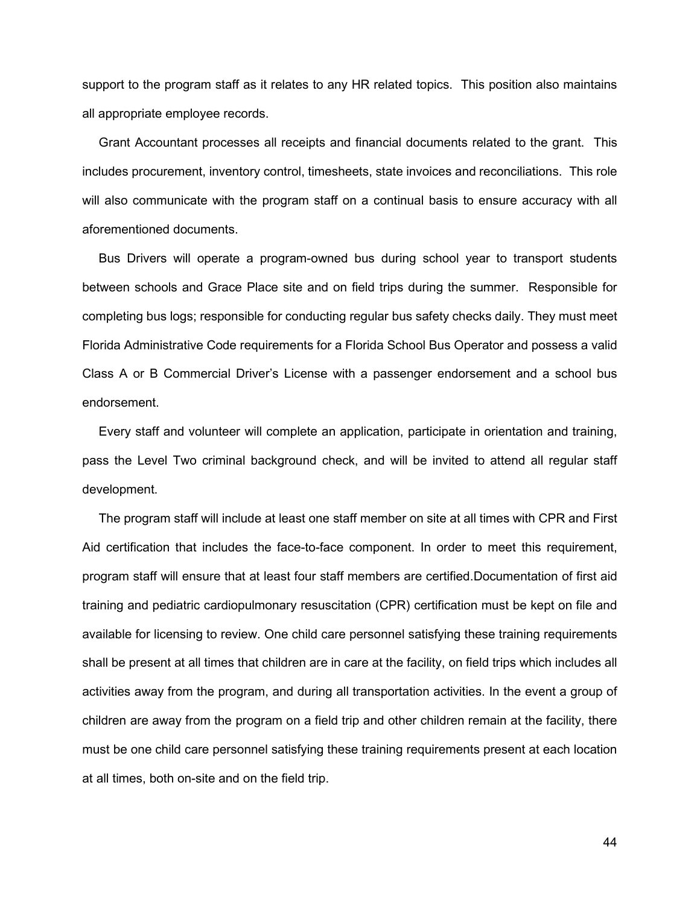support to the program staff as it relates to any HR related topics. This position also maintains all appropriate employee records.

Grant Accountant processes all receipts and financial documents related to the grant. This includes procurement, inventory control, timesheets, state invoices and reconciliations. This role will also communicate with the program staff on a continual basis to ensure accuracy with all aforementioned documents.

Bus Drivers will operate a program-owned bus during school year to transport students between schools and Grace Place site and on field trips during the summer. Responsible for completing bus logs; responsible for conducting regular bus safety checks daily. They must meet Florida Administrative Code requirements for a Florida School Bus Operator and possess a valid Class A or B Commercial Driver's License with a passenger endorsement and a school bus endorsement.

Every staff and volunteer will complete an application, participate in orientation and training, pass the Level Two criminal background check, and will be invited to attend all regular staff development.

The program staff will include at least one staff member on site at all times with CPR and First Aid certification that includes the face-to-face component. In order to meet this requirement, program staff will ensure that at least four staff members are certified.Documentation of first aid training and pediatric cardiopulmonary resuscitation (CPR) certification must be kept on file and available for licensing to review. One child care personnel satisfying these training requirements shall be present at all times that children are in care at the facility, on field trips which includes all activities away from the program, and during all transportation activities. In the event a group of children are away from the program on a field trip and other children remain at the facility, there must be one child care personnel satisfying these training requirements present at each location at all times, both on-site and on the field trip.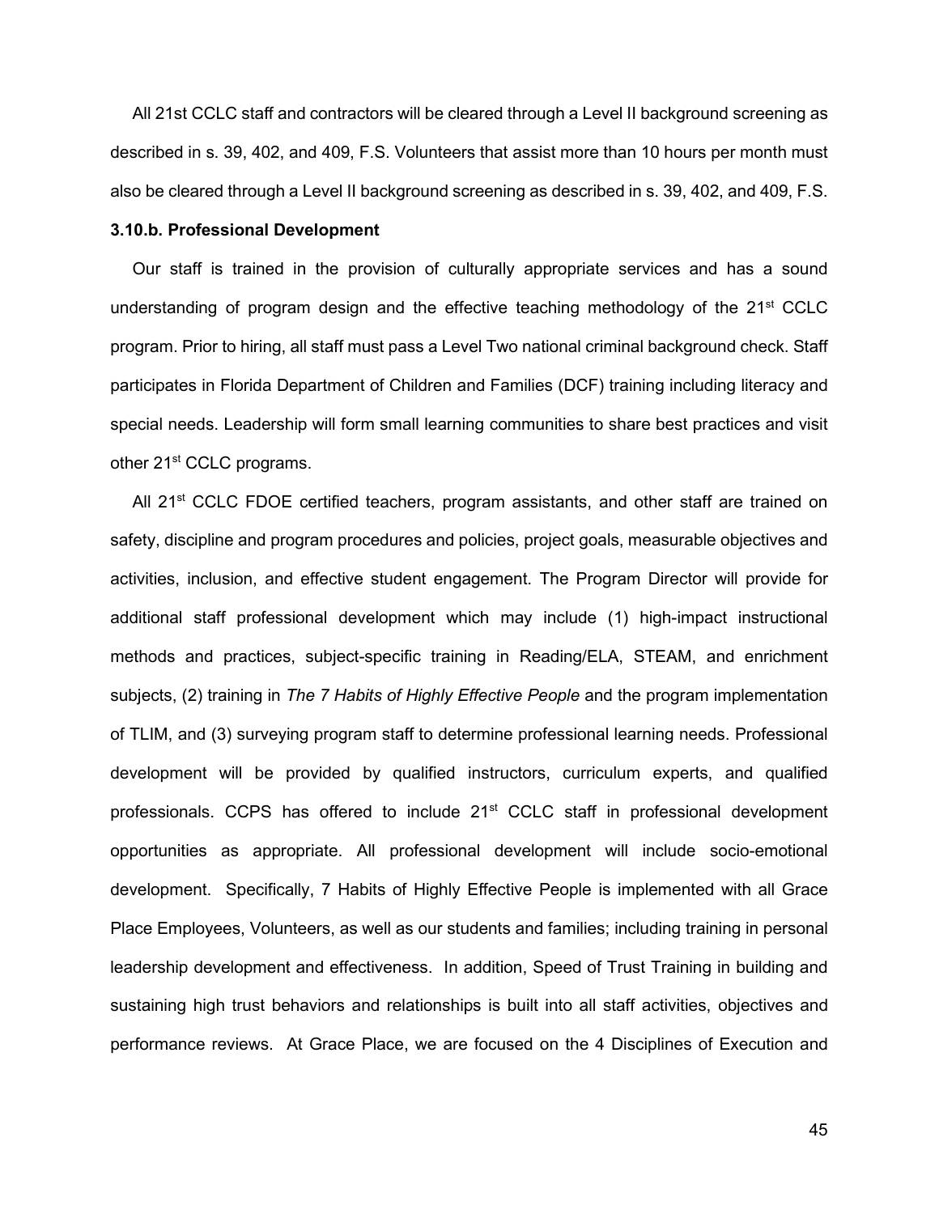All 21st CCLC staff and contractors will be cleared through a Level II background screening as described in s. 39, 402, and 409, F.S. Volunteers that assist more than 10 hours per month must also be cleared through a Level II background screening as described in s. 39, 402, and 409, F.S.

**3.10.b. Professional Development**

Our staff is trained in the provision of culturally appropriate services and has a sound understanding of program design and the effective teaching methodology of the 21st CCLC program. Prior to hiring, all staff must pass a Level Two national criminal background check. Staff participates in Florida Department of Children and Families (DCF) training including literacy and special needs. Leadership will form small learning communities to share best practices and visit other 21st CCLC programs.

All 21st CCLC FDOE certified teachers, program assistants, and other staff are trained on safety, discipline and program procedures and policies, project goals, measurable objectives and activities, inclusion, and effective student engagement. The Program Director will provide for additional staff professional development which may include (1) high-impact instructional methods and practices, subject-specific training in Reading/ELA, STEAM, and enrichment subjects, (2) training in *The 7 Habits of Highly Effective People* and the program implementation of TLIM, and (3) surveying program staff to determine professional learning needs. Professional development will be provided by qualified instructors, curriculum experts, and qualified professionals. CCPS has offered to include 21st CCLC staff in professional development opportunities as appropriate. All professional development will include socio-emotional development. Specifically, 7 Habits of Highly Effective People is implemented with all Grace Place Employees, Volunteers, as well as our students and families; including training in personal leadership development and effectiveness. In addition, Speed of Trust Training in building and sustaining high trust behaviors and relationships is built into all staff activities, objectives and performance reviews. At Grace Place, we are focused on the 4 Disciplines of Execution and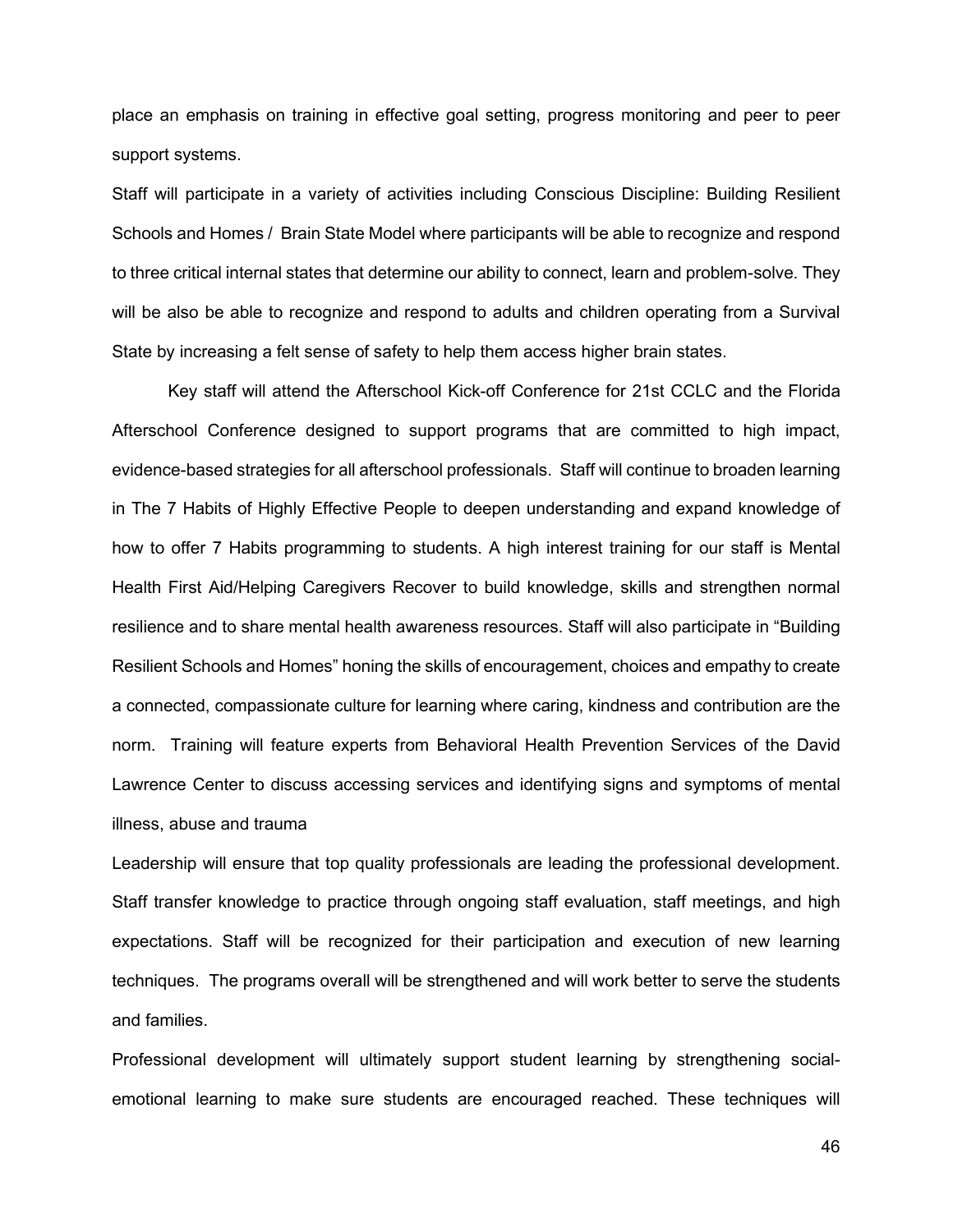place an emphasis on training in effective goal setting, progress monitoring and peer to peer support systems.

Staff will participate in a variety of activities including Conscious Discipline: Building Resilient Schools and Homes / Brain State Model where participants will be able to recognize and respond to three critical internal states that determine our ability to connect, learn and problem-solve. They will be also be able to recognize and respond to adults and children operating from a Survival State by increasing a felt sense of safety to help them access higher brain states.

Key staff will attend the Afterschool Kick-off Conference for 21st CCLC and the Florida Afterschool Conference designed to support programs that are committed to high impact, evidence-based strategies for all afterschool professionals. Staff will continue to broaden learning in The 7 Habits of Highly Effective People to deepen understanding and expand knowledge of how to offer 7 Habits programming to students. A high interest training for our staff is Mental Health First Aid/Helping Caregivers Recover to build knowledge, skills and strengthen normal resilience and to share mental health awareness resources. Staff will also participate in "Building Resilient Schools and Homes" honing the skills of encouragement, choices and empathy to create a connected, compassionate culture for learning where caring, kindness and contribution are the norm. Training will feature experts from Behavioral Health Prevention Services of the David Lawrence Center to discuss accessing services and identifying signs and symptoms of mental illness, abuse and trauma

Leadership will ensure that top quality professionals are leading the professional development. Staff transfer knowledge to practice through ongoing staff evaluation, staff meetings, and high expectations. Staff will be recognized for their participation and execution of new learning techniques. The programs overall will be strengthened and will work better to serve the students and families.

Professional development will ultimately support student learning by strengthening social-emotional learning to make sure students are encouraged reached. These techniques will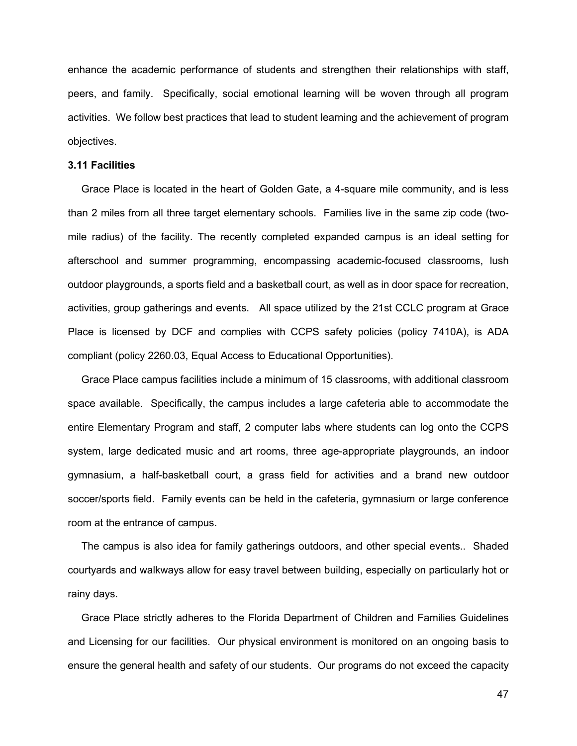enhance the academic performance of students and strengthen their relationships with staff, peers, and family. Specifically, social emotional learning will be woven through all program activities. We follow best practices that lead to student learning and the achievement of program objectives.

**3.11 Facilities**

Grace Place is located in the heart of Golden Gate, a 4-square mile community, and is less than 2 miles from all three target elementary schools. Families live in the same zip code (two-mile radius) of the facility. The recently completed expanded campus is an ideal setting for afterschool and summer programming, encompassing academic-focused classrooms, lush outdoor playgrounds, a sports field and a basketball court, as well as in door space for recreation, activities, group gatherings and events. All space utilized by the 21st CCLC program at Grace Place is licensed by DCF and complies with CCPS safety policies (policy 7410A), is ADA compliant (policy 2260.03, Equal Access to Educational Opportunities).

Grace Place campus facilities include a minimum of 15 classrooms, with additional classroom space available. Specifically, the campus includes a large cafeteria able to accommodate the entire Elementary Program and staff, 2 computer labs where students can log onto the CCPS system, large dedicated music and art rooms, three age-appropriate playgrounds, an indoor gymnasium, a half-basketball court, a grass field for activities and a brand new outdoor soccer/sports field. Family events can be held in the cafeteria, gymnasium or large conference room at the entrance of campus.

The campus is also idea for family gatherings outdoors, and other special events.. Shaded courtyards and walkways allow for easy travel between building, especially on particularly hot or rainy days.

Grace Place strictly adheres to the Florida Department of Children and Families Guidelines and Licensing for our facilities. Our physical environment is monitored on an ongoing basis to ensure the general health and safety of our students. Our programs do not exceed the capacity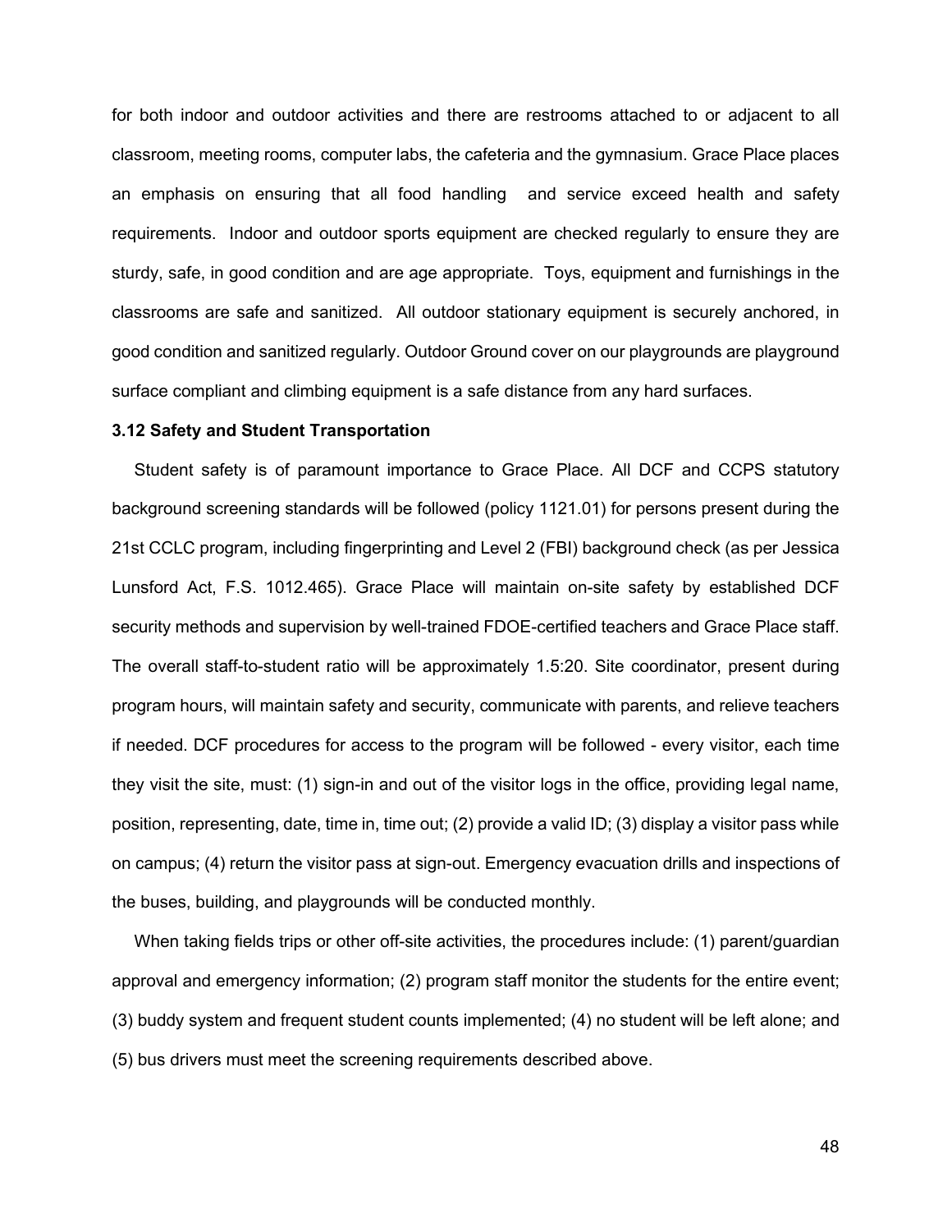for both indoor and outdoor activities and there are restrooms attached to or adjacent to all classroom, meeting rooms, computer labs, the cafeteria and the gymnasium. Grace Place places an emphasis on ensuring that all food handling and service exceed health and safety requirements. Indoor and outdoor sports equipment are checked regularly to ensure they are sturdy, safe, in good condition and are age appropriate. Toys, equipment and furnishings in the classrooms are safe and sanitized. All outdoor stationary equipment is securely anchored, in good condition and sanitized regularly. Outdoor Ground cover on our playgrounds are playground surface compliant and climbing equipment is a safe distance from any hard surfaces.

**3.12 Safety and Student Transportation**

Student safety is of paramount importance to Grace Place. All DCF and CCPS statutory background screening standards will be followed (policy 1121.01) for persons present during the 21st CCLC program, including fingerprinting and Level 2 (FBI) background check (as per Jessica Lunsford Act, F.S. 1012.465). Grace Place will maintain on-site safety by established DCF security methods and supervision by well-trained FDOE-certified teachers and Grace Place staff. The overall staff-to-student ratio will be approximately 1.5:20. Site coordinator, present during program hours, will maintain safety and security, communicate with parents, and relieve teachers if needed. DCF procedures for access to the program will be followed - every visitor, each time they visit the site, must: (1) sign-in and out of the visitor logs in the office, providing legal name, position, representing, date, time in, time out; (2) provide a valid ID; (3) display a visitor pass while on campus; (4) return the visitor pass at sign-out. Emergency evacuation drills and inspections of the buses, building, and playgrounds will be conducted monthly.

When taking fields trips or other off-site activities, the procedures include: (1) parent/guardian approval and emergency information; (2) program staff monitor the students for the entire event; (3) buddy system and frequent student counts implemented; (4) no student will be left alone; and (5) bus drivers must meet the screening requirements described above.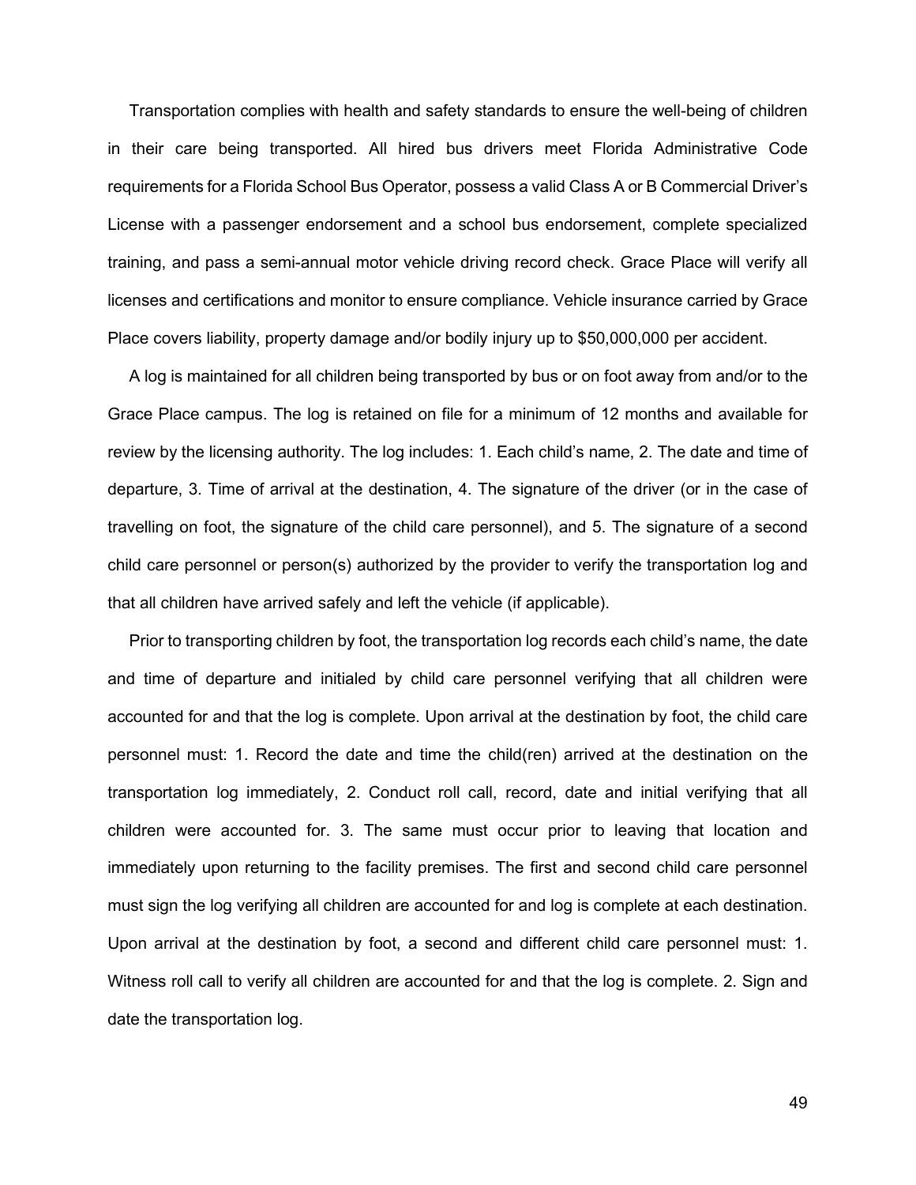Transportation complies with health and safety standards to ensure the well-being of children in their care being transported. All hired bus drivers meet Florida Administrative Code requirements for a Florida School Bus Operator, possess a valid Class A or B Commercial Driver's License with a passenger endorsement and a school bus endorsement, complete specialized training, and pass a semi-annual motor vehicle driving record check. Grace Place will verify all licenses and certifications and monitor to ensure compliance. Vehicle insurance carried by Grace Place covers liability, property damage and/or bodily injury up to $50,000,000 per accident.

A log is maintained for all children being transported by bus or on foot away from and/or to the Grace Place campus. The log is retained on file for a minimum of 12 months and available for review by the licensing authority. The log includes: 1. Each child's name, 2. The date and time of departure, 3. Time of arrival at the destination, 4. The signature of the driver (or in the case of travelling on foot, the signature of the child care personnel), and 5. The signature of a second child care personnel or person(s) authorized by the provider to verify the transportation log and that all children have arrived safely and left the vehicle (if applicable).

Prior to transporting children by foot, the transportation log records each child's name, the date and time of departure and initialed by child care personnel verifying that all children were accounted for and that the log is complete. Upon arrival at the destination by foot, the child care personnel must: 1. Record the date and time the child(ren) arrived at the destination on the transportation log immediately, 2. Conduct roll call, record, date and initial verifying that all children were accounted for. 3. The same must occur prior to leaving that location and immediately upon returning to the facility premises. The first and second child care personnel must sign the log verifying all children are accounted for and log is complete at each destination. Upon arrival at the destination by foot, a second and different child care personnel must: 1. Witness roll call to verify all children are accounted for and that the log is complete. 2. Sign and date the transportation log.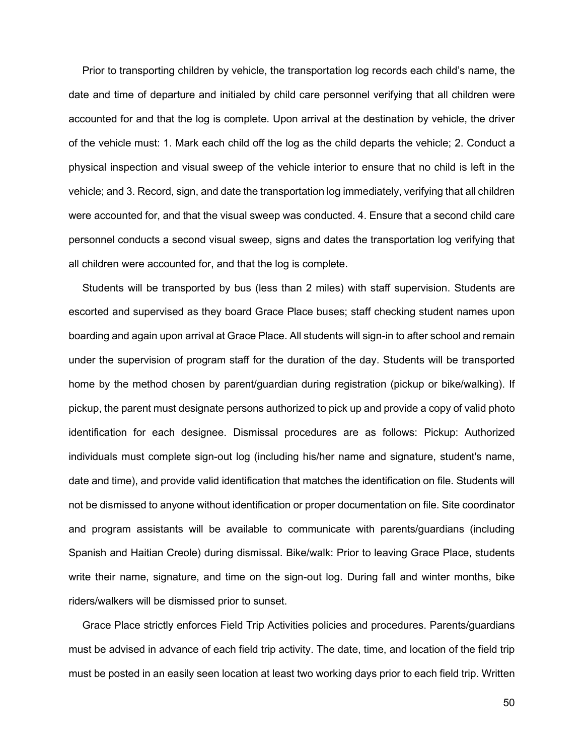Prior to transporting children by vehicle, the transportation log records each child's name, the date and time of departure and initialed by child care personnel verifying that all children were accounted for and that the log is complete. Upon arrival at the destination by vehicle, the driver of the vehicle must: 1. Mark each child off the log as the child departs the vehicle; 2. Conduct a physical inspection and visual sweep of the vehicle interior to ensure that no child is left in the vehicle; and 3. Record, sign, and date the transportation log immediately, verifying that all children were accounted for, and that the visual sweep was conducted. 4. Ensure that a second child care personnel conducts a second visual sweep, signs and dates the transportation log verifying that all children were accounted for, and that the log is complete.

Students will be transported by bus (less than 2 miles) with staff supervision. Students are escorted and supervised as they board Grace Place buses; staff checking student names upon boarding and again upon arrival at Grace Place. All students will sign-in to after school and remain under the supervision of program staff for the duration of the day. Students will be transported home by the method chosen by parent/guardian during registration (pickup or bike/walking). If pickup, the parent must designate persons authorized to pick up and provide a copy of valid photo identification for each designee. Dismissal procedures are as follows: Pickup: Authorized individuals must complete sign-out log (including his/her name and signature, student's name, date and time), and provide valid identification that matches the identification on file. Students will not be dismissed to anyone without identification or proper documentation on file. Site coordinator and program assistants will be available to communicate with parents/guardians (including Spanish and Haitian Creole) during dismissal. Bike/walk: Prior to leaving Grace Place, students write their name, signature, and time on the sign-out log. During fall and winter months, bike riders/walkers will be dismissed prior to sunset.

Grace Place strictly enforces Field Trip Activities policies and procedures. Parents/guardians must be advised in advance of each field trip activity. The date, time, and location of the field trip must be posted in an easily seen location at least two working days prior to each field trip. Written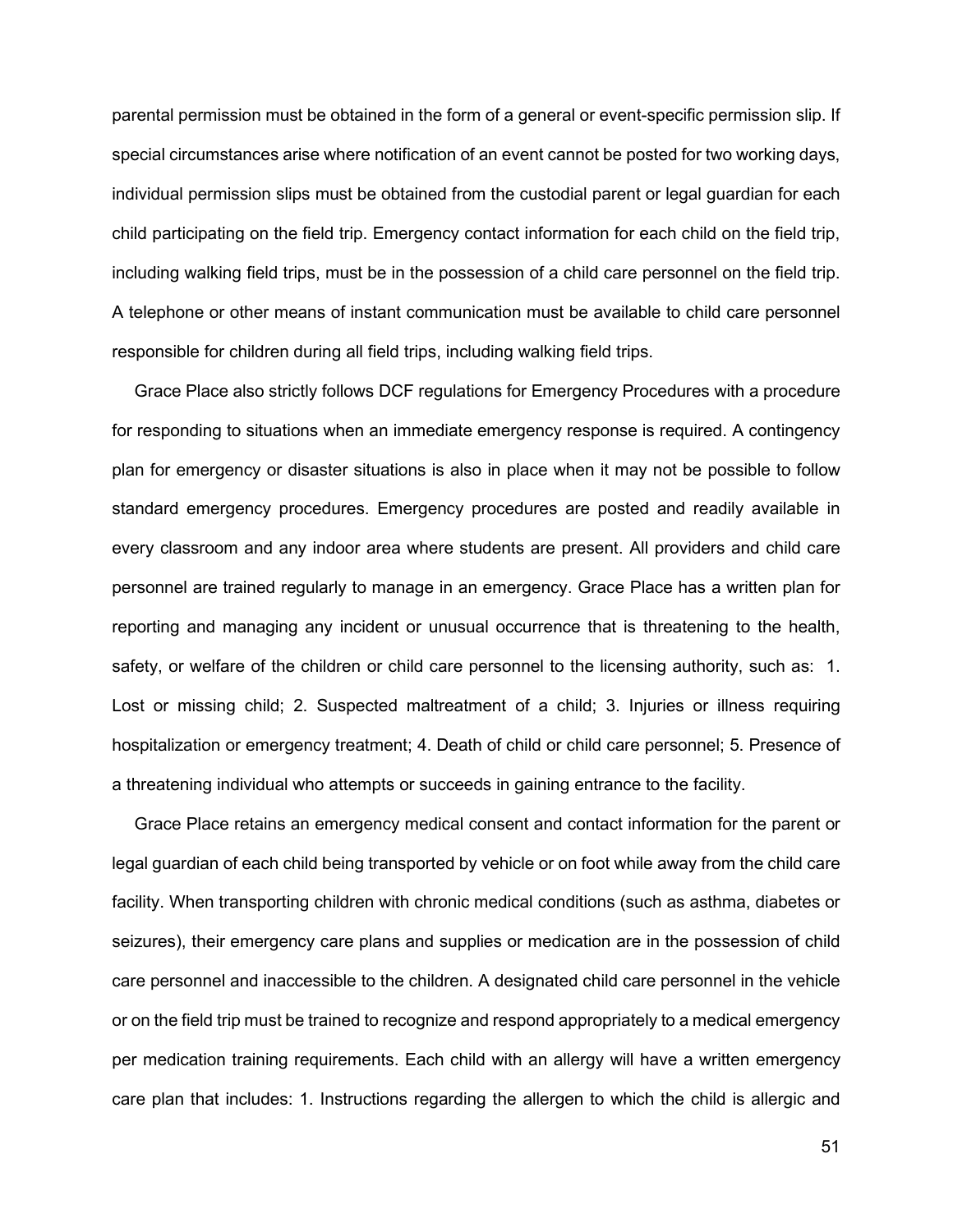parental permission must be obtained in the form of a general or event-specific permission slip. If special circumstances arise where notification of an event cannot be posted for two working days, individual permission slips must be obtained from the custodial parent or legal guardian for each child participating on the field trip. Emergency contact information for each child on the field trip, including walking field trips, must be in the possession of a child care personnel on the field trip. A telephone or other means of instant communication must be available to child care personnel responsible for children during all field trips, including walking field trips.

Grace Place also strictly follows DCF regulations for Emergency Procedures with a procedure for responding to situations when an immediate emergency response is required. A contingency plan for emergency or disaster situations is also in place when it may not be possible to follow standard emergency procedures. Emergency procedures are posted and readily available in every classroom and any indoor area where students are present. All providers and child care personnel are trained regularly to manage in an emergency. Grace Place has a written plan for reporting and managing any incident or unusual occurrence that is threatening to the health, safety, or welfare of the children or child care personnel to the licensing authority, such as: 1. Lost or missing child; 2. Suspected maltreatment of a child; 3. Injuries or illness requiring hospitalization or emergency treatment; 4. Death of child or child care personnel; 5. Presence of a threatening individual who attempts or succeeds in gaining entrance to the facility.

Grace Place retains an emergency medical consent and contact information for the parent or legal guardian of each child being transported by vehicle or on foot while away from the child care facility. When transporting children with chronic medical conditions (such as asthma, diabetes or seizures), their emergency care plans and supplies or medication are in the possession of child care personnel and inaccessible to the children. A designated child care personnel in the vehicle or on the field trip must be trained to recognize and respond appropriately to a medical emergency per medication training requirements. Each child with an allergy will have a written emergency care plan that includes: 1. Instructions regarding the allergen to which the child is allergic and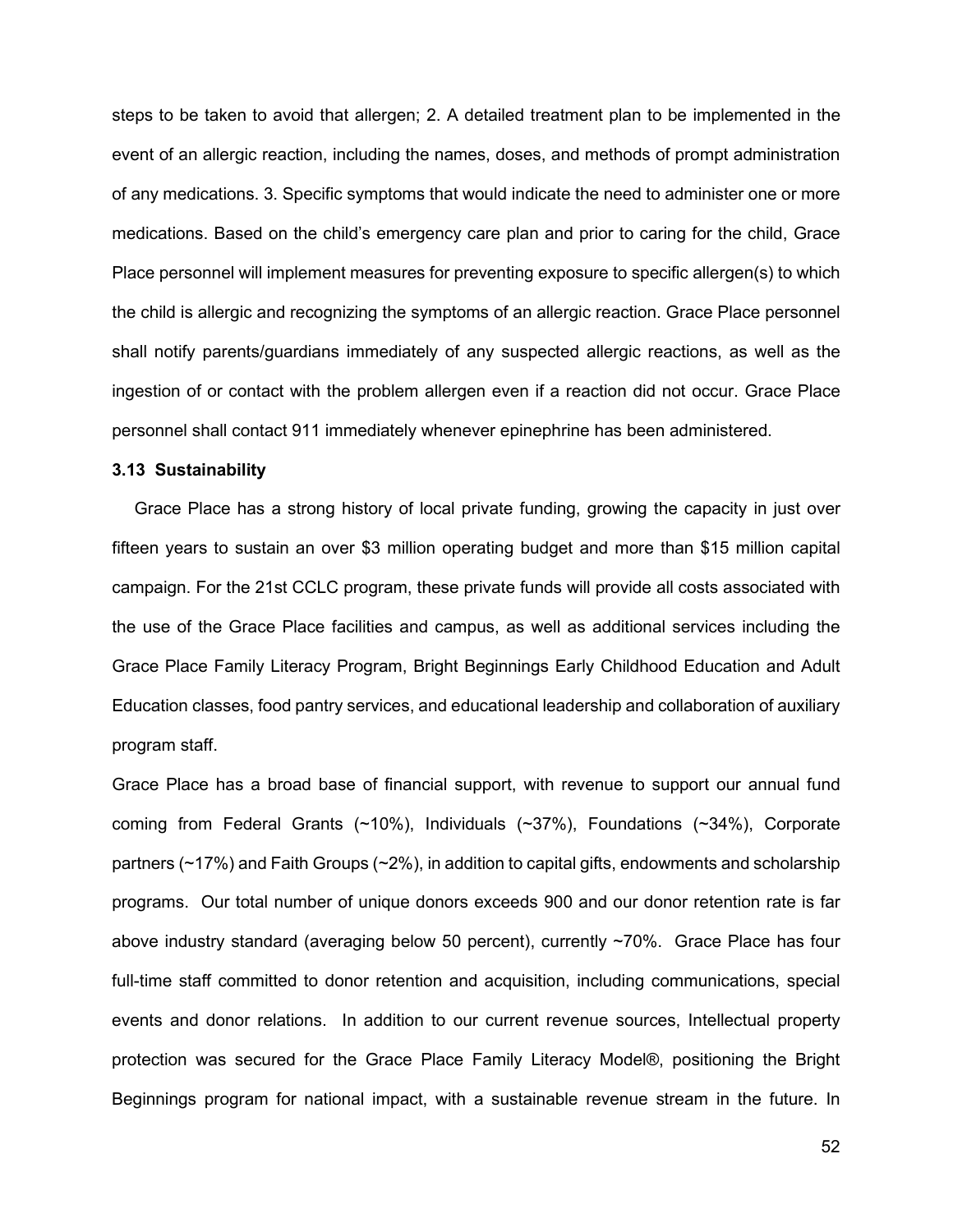steps to be taken to avoid that allergen; 2. A detailed treatment plan to be implemented in the event of an allergic reaction, including the names, doses, and methods of prompt administration of any medications. 3. Specific symptoms that would indicate the need to administer one or more medications. Based on the child's emergency care plan and prior to caring for the child, Grace Place personnel will implement measures for preventing exposure to specific allergen(s) to which the child is allergic and recognizing the symptoms of an allergic reaction. Grace Place personnel shall notify parents/guardians immediately of any suspected allergic reactions, as well as the ingestion of or contact with the problem allergen even if a reaction did not occur. Grace Place personnel shall contact 911 immediately whenever epinephrine has been administered.

### 3.13 Sustainability

Grace Place has a strong history of local private funding, growing the capacity in just over fifteen years to sustain an over $3 million operating budget and more than $15 million capital campaign. For the 21st CCLC program, these private funds will provide all costs associated with the use of the Grace Place facilities and campus, as well as additional services including the Grace Place Family Literacy Program, Bright Beginnings Early Childhood Education and Adult Education classes, food pantry services, and educational leadership and collaboration of auxiliary program staff.

Grace Place has a broad base of financial support, with revenue to support our annual fund coming from Federal Grants (~10%), Individuals (~37%), Foundations (~34%), Corporate partners (~17%) and Faith Groups (~2%), in addition to capital gifts, endowments and scholarship programs. Our total number of unique donors exceeds 900 and our donor retention rate is far above industry standard (averaging below 50 percent), currently ~70%. Grace Place has four full-time staff committed to donor retention and acquisition, including communications, special events and donor relations. In addition to our current revenue sources, Intellectual property protection was secured for the Grace Place Family Literacy Model®, positioning the Bright Beginnings program for national impact, with a sustainable revenue stream in the future. In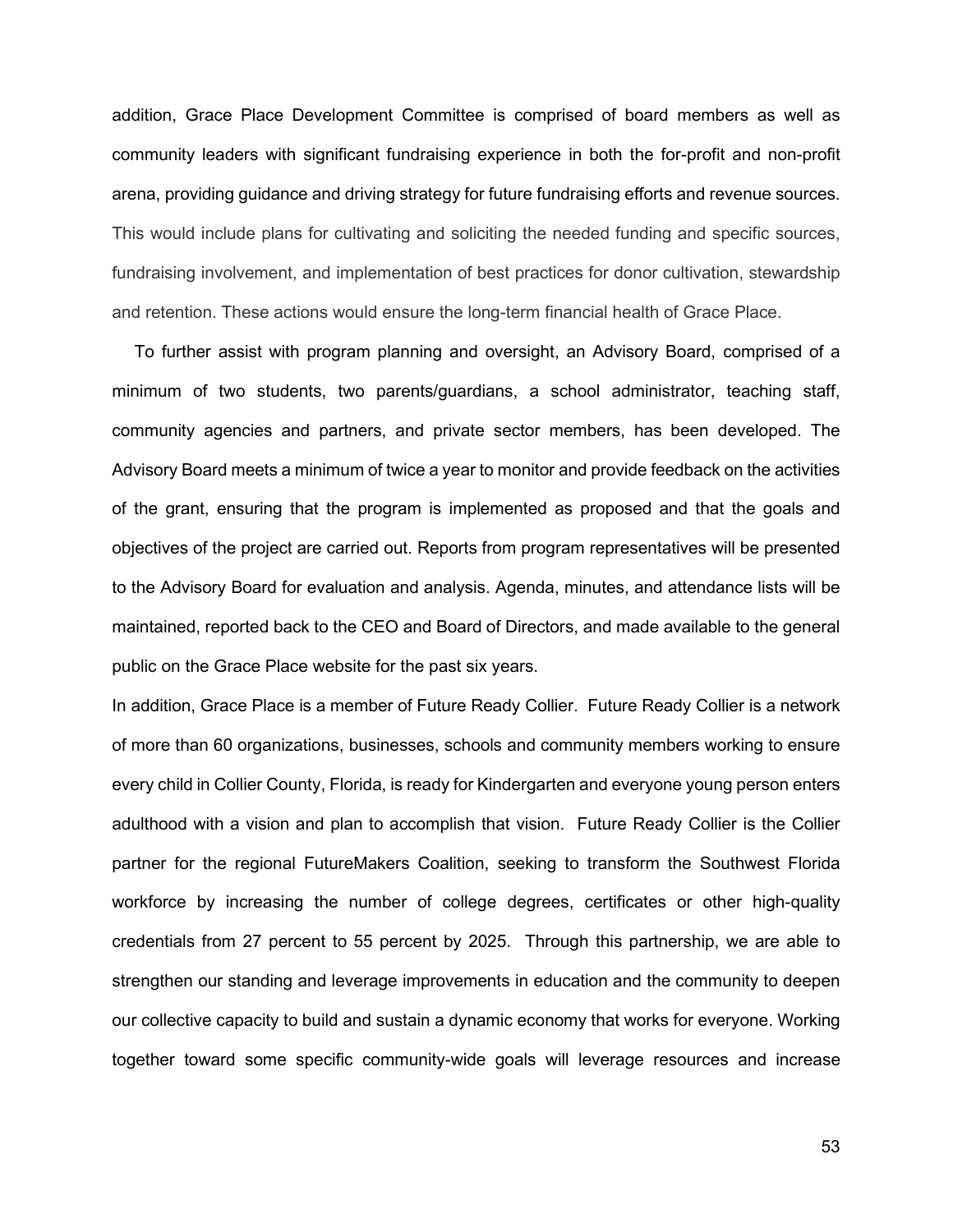addition, Grace Place Development Committee is comprised of board members as well as community leaders with significant fundraising experience in both the for-profit and non-profit arena, providing guidance and driving strategy for future fundraising efforts and revenue sources. This would include plans for cultivating and soliciting the needed funding and specific sources, fundraising involvement, and implementation of best practices for donor cultivation, stewardship and retention. These actions would ensure the long-term financial health of Grace Place.

To further assist with program planning and oversight, an Advisory Board, comprised of a minimum of two students, two parents/guardians, a school administrator, teaching staff, community agencies and partners, and private sector members, has been developed. The Advisory Board meets a minimum of twice a year to monitor and provide feedback on the activities of the grant, ensuring that the program is implemented as proposed and that the goals and objectives of the project are carried out. Reports from program representatives will be presented to the Advisory Board for evaluation and analysis. Agenda, minutes, and attendance lists will be maintained, reported back to the CEO and Board of Directors, and made available to the general public on the Grace Place website for the past six years.

In addition, Grace Place is a member of Future Ready Collier. Future Ready Collier is a network of more than 60 organizations, businesses, schools and community members working to ensure every child in Collier County, Florida, is ready for Kindergarten and everyone young person enters adulthood with a vision and plan to accomplish that vision. Future Ready Collier is the Collier partner for the regional FutureMakers Coalition, seeking to transform the Southwest Florida workforce by increasing the number of college degrees, certificates or other high-quality credentials from 27 percent to 55 percent by 2025. Through this partnership, we are able to strengthen our standing and leverage improvements in education and the community to deepen our collective capacity to build and sustain a dynamic economy that works for everyone. Working together toward some specific community-wide goals will leverage resources and increase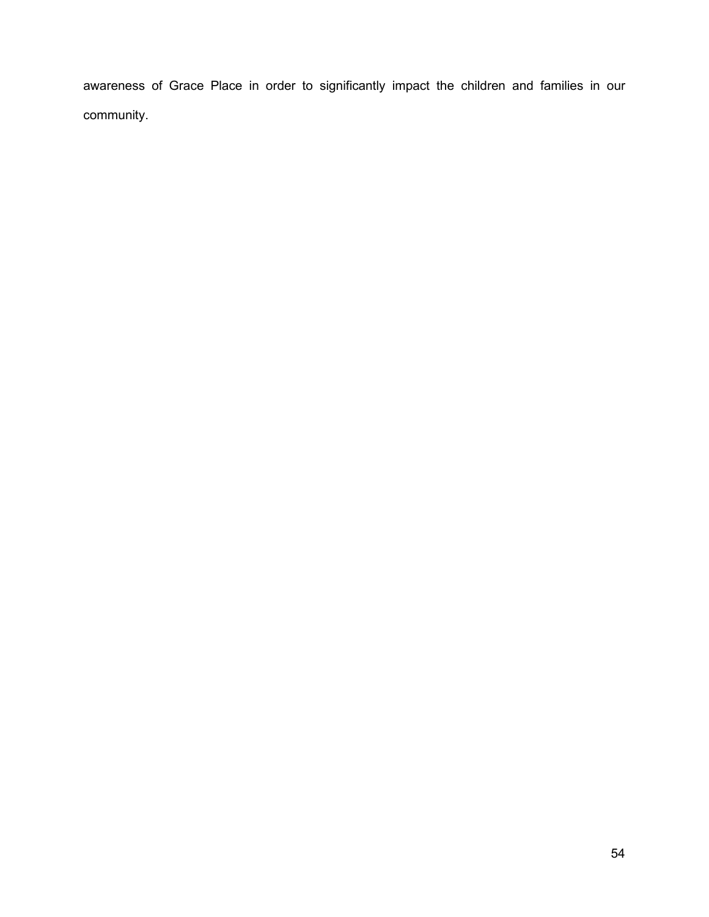awareness of Grace Place in order to significantly impact the children and families in our community.